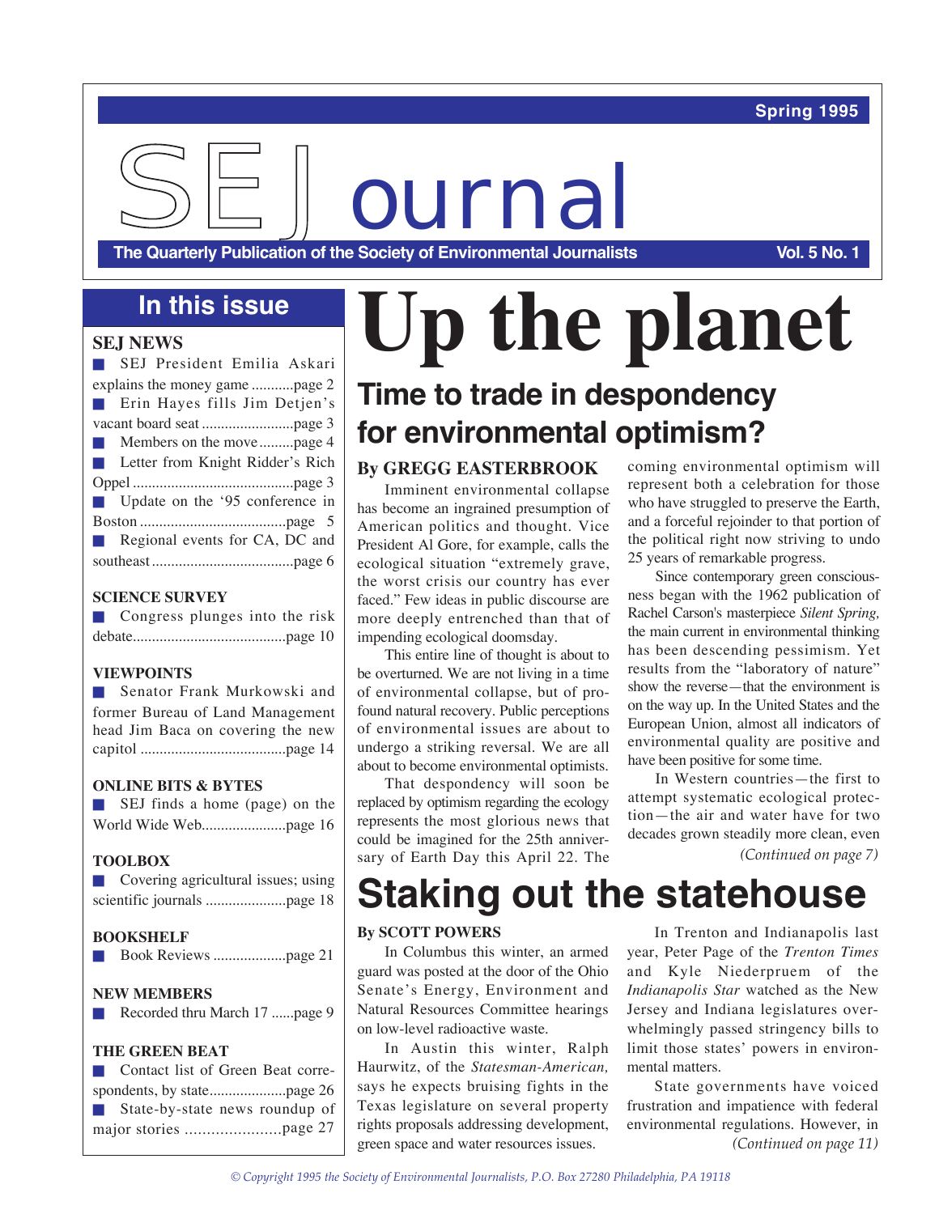Spring 1995

# SEJournal

**The Quarterly Publication of the Society of Environmental Journalists** Vol. 5 No. 1

## In this issue

**SEJ NEWS**

- SEJ President Emilia Askari explains the money game ...........page 2
- Erin Hayes fills Jim Detjen's vacant board seat ........................page 3
- Members on the move .........page 4
- Letter from Knight Ridder's Rich Oppel ..........................................page 3
- Update on the '95 conference in Boston ......................................page 5
- Regional events for CA, DC and southeast .....................................page 6

**SCIENCE SURVEY**

- Congress plunges into the risk debate........................................page 10

**VIEWPOINTS**

- Senator Frank Murkowski and former Bureau of Land Management head Jim Baca on covering the new capitol ......................................page 14

**ONLINE BITS & BYTES**

- SEJ finds a home (page) on the World Wide Web......................page 16

**TOOLBOX**

- Covering agricultural issues; using scientific journals .....................page 18

**BOOKSHELF**

- Book Reviews ...................page 21

**NEW MEMBERS**

- Recorded thru March 17 ......page 9

**THE GREEN BEAT**

- Contact list of Green Beat correspondents, by state....................page 26
- State-by-state news roundup of major stories ......................page 27

# Up the planet

## Time to trade in despondency for environmental optimism?

**By GREGG EASTERBROOK**

Imminent environmental collapse has become an ingrained presumption of American politics and thought. Vice President Al Gore, for example, calls the ecological situation "extremely grave, the worst crisis our country has ever faced." Few ideas in public discourse are more deeply entrenched than that of impending ecological doomsday.

This entire line of thought is about to be overturned. We are not living in a time of environmental collapse, but of profound natural recovery. Public perceptions of environmental issues are about to undergo a striking reversal. We are all about to become environmental optimists.

That despondency will soon be replaced by optimism regarding the ecology represents the most glorious news that could be imagined for the 25th anniversary of Earth Day this April 22. The coming environmental optimism will represent both a celebration for those who have struggled to preserve the Earth, and a forceful rejoinder to that portion of the political right now striving to undo 25 years of remarkable progress.

Since contemporary green consciousness began with the 1962 publication of Rachel Carson's masterpiece *Silent Spring,* the main current in environmental thinking has been descending pessimism. Yet results from the "laboratory of nature" show the reverse—that the environment is on the way up. In the United States and the European Union, almost all indicators of environmental quality are positive and have been positive for some time.

In Western countries—the first to attempt systematic ecological protection—the air and water have for two decades grown steadily more clean, even

*(Continued on page 7)*

# Staking out the statehouse

**By SCOTT POWERS**

In Columbus this winter, an armed guard was posted at the door of the Ohio Senate's Energy, Environment and Natural Resources Committee hearings on low-level radioactive waste.

In Austin this winter, Ralph Haurwitz, of the *Statesman-American,* says he expects bruising fights in the Texas legislature on several property rights proposals addressing development, green space and water resources issues.

In Trenton and Indianapolis last year, Peter Page of the *Trenton Times* and Kyle Niederpruem of the *Indianapolis Star* watched as the New Jersey and Indiana legislatures overwhelmingly passed stringency bills to limit those states' powers in environmental matters.

State governments have voiced frustration and impatience with federal environmental regulations. However, in

*(Continued on page 11)*

*© Copyright 1995 the Society of Environmental Journalists, P.O. Box 27280 Philadelphia, PA 19118*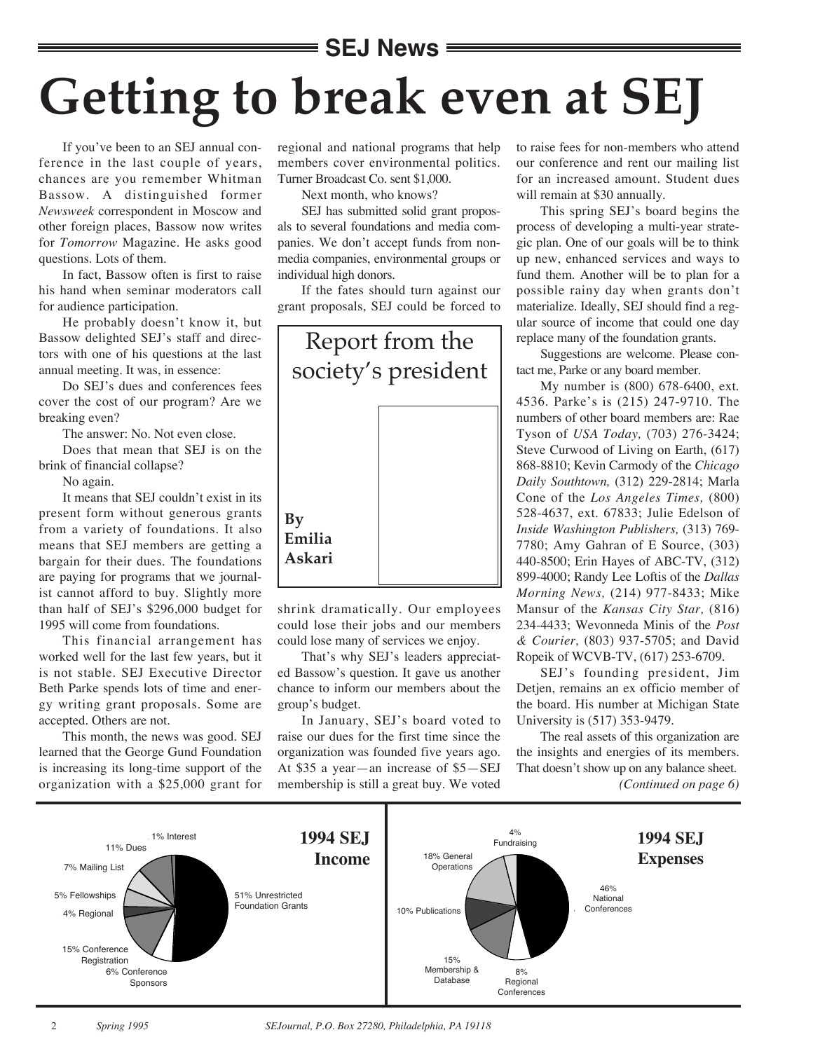## SEJ News

# Getting to break even at SEJ

### Report from the society's president

**By Emilia Askari**

If you've been to an SEJ annual conference in the last couple of years, chances are you remember Whitman Bassow. A distinguished former *Newsweek* correspondent in Moscow and other foreign places, Bassow now writes for *Tomorrow* Magazine. He asks good questions. Lots of them.

In fact, Bassow often is first to raise his hand when seminar moderators call for audience participation.

He probably doesn't know it, but Bassow delighted SEJ's staff and directors with one of his questions at the last annual meeting. It was, in essence:

Do SEJ's dues and conferences fees cover the cost of our program? Are we breaking even?

The answer: No. Not even close.

Does that mean that SEJ is on the brink of financial collapse?

No again.

It means that SEJ couldn't exist in its present form without generous grants from a variety of foundations. It also means that SEJ members are getting a bargain for their dues. The foundations are paying for programs that we journalist cannot afford to buy. Slightly more than half of SEJ's $296,000 budget for 1995 will come from foundations.

This financial arrangement has worked well for the last few years, but it is not stable. SEJ Executive Director Beth Parke spends lots of time and energy writing grant proposals. Some are accepted. Others are not.

This month, the news was good. SEJ learned that the George Gund Foundation is increasing its long-time support of the organization with a $25,000 grant for regional and national programs that help members cover environmental politics. Turner Broadcast Co. sent $1,000.

Next month, who knows?

SEJ has submitted solid grant proposals to several foundations and media companies. We don't accept funds from non-media companies, environmental groups or individual high donors.

If the fates should turn against our grant proposals, SEJ could be forced to shrink dramatically. Our employees could lose their jobs and our members could lose many of services we enjoy.

That's why SEJ's leaders appreciated Bassow's question. It gave us another chance to inform our members about the group's budget.

In January, SEJ's board voted to raise our dues for the first time since the organization was founded five years ago. At $35 a year—an increase of $5—SEJ membership is still a great buy. We voted to raise fees for non-members who attend our conference and rent our mailing list for an increased amount. Student dues will remain at $30 annually.

This spring SEJ's board begins the process of developing a multi-year strategic plan. One of our goals will be to think up new, enhanced services and ways to fund them. Another will be to plan for a possible rainy day when grants don't materialize. Ideally, SEJ should find a regular source of income that could one day replace many of the foundation grants.

Suggestions are welcome. Please contact me, Parke or any board member.

My number is (800) 678-6400, ext. 4536. Parke's is (215) 247-9710. The numbers of other board members are: Rae Tyson of *USA Today,* (703) 276-3424; Steve Curwood of Living on Earth, (617) 868-8810; Kevin Carmody of the *Chicago Daily Southtown,* (312) 229-2814; Marla Cone of the *Los Angeles Times,* (800) 528-4637, ext. 67833; Julie Edelson of *Inside Washington Publishers,* (313) 769-7780; Amy Gahran of E Source, (303) 440-8500; Erin Hayes of ABC-TV, (312) 899-4000; Randy Lee Loftis of the *Dallas Morning News,* (214) 977-8433; Mike Mansur of the *Kansas City Star,* (816) 234-4433; Wevonneda Minis of the *Post & Courier,* (803) 937-5705; and David Ropeik of WCVB-TV, (617) 253-6709.

SEJ's founding president, Jim Detjen, remains an ex officio member of the board. His number at Michigan State University is (517) 353-9479.

The real assets of this organization are the insights and energies of its members. That doesn't show up on any balance sheet.

*(Continued on page 6)*

**1994 SEJ Income**

- 51% Unrestricted Foundation Grants
- 15% Conference Registration
- 11% Dues
- 7% Mailing List
- 6% Conference Sponsors
- 5% Fellowships
- 4% Regional
- 1% Interest

**1994 SEJ Expenses**

- 46% National Conferences
- 18% General Operations
- 15% Membership & Database
- 10% Publications
- 8% Regional Conferences
- 4% Fundraising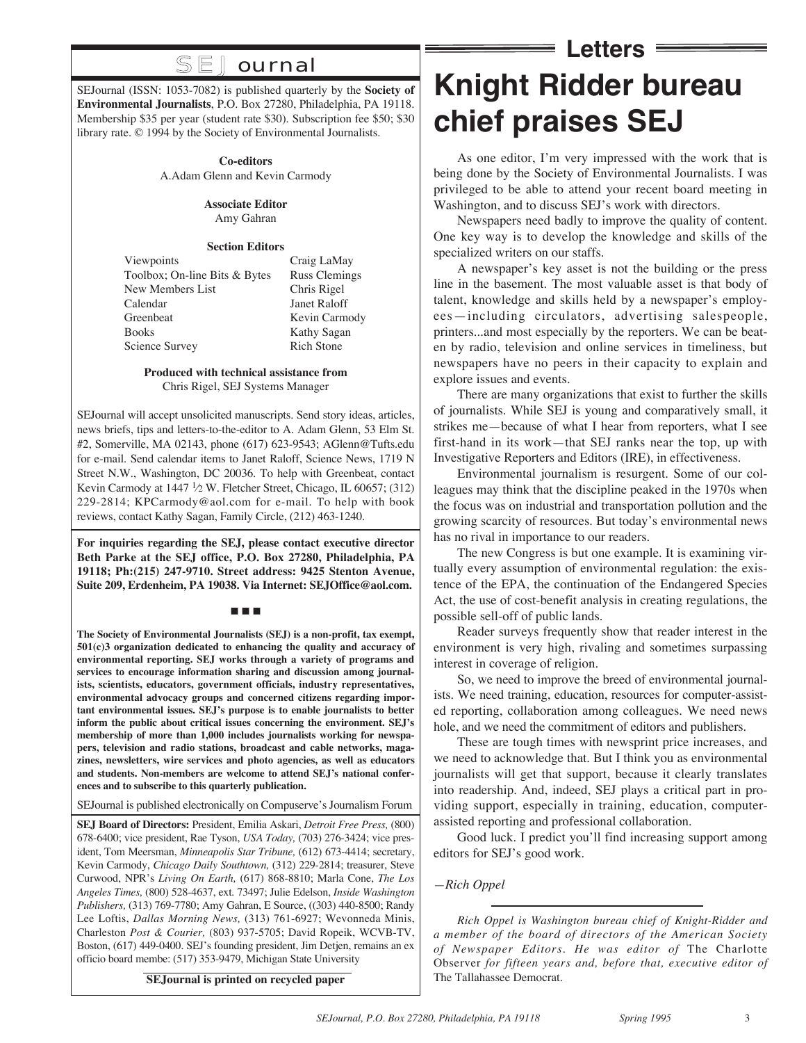# SEJournal

SEJournal (ISSN: 1053-7082) is published quarterly by the **Society of Environmental Journalists**, P.O. Box 27280, Philadelphia, PA 19118. Membership $35 per year (student rate $30). Subscription fee $50; $30 library rate. © 1994 by the Society of Environmental Journalists.

**Co-editors**
A.Adam Glenn and Kevin Carmody

**Associate Editor**
Amy Gahran

**Section Editors**

| | |
|---|---|
| Viewpoints | Craig LaMay |
| Toolbox; On-line Bits & Bytes | Russ Clemings |
| New Members List | Chris Rigel |
| Calendar | Janet Raloff |
| Greenbeat | Kevin Carmody |
| Books | Kathy Sagan |
| Science Survey | Rich Stone |

**Produced with technical assistance from**
Chris Rigel, SEJ Systems Manager

SEJournal will accept unsolicited manuscripts. Send story ideas, articles, news briefs, tips and letters-to-the-editor to A. Adam Glenn, 53 Elm St. #2, Somerville, MA 02143, phone (617) 623-9543; AGlenn@Tufts.edu for e-mail. Send calendar items to Janet Raloff, Science News, 1719 N Street N.W., Washington, DC 20036. To help with Greenbeat, contact Kevin Carmody at 1447 ½ W. Fletcher Street, Chicago, IL 60657; (312) 229-2814; KPCarmody@aol.com for e-mail. To help with book reviews, contact Kathy Sagan, Family Circle, (212) 463-1240.

**For inquiries regarding the SEJ, please contact executive director Beth Parke at the SEJ office, P.O. Box 27280, Philadelphia, PA 19118; Ph:(215) 247-9710. Street address: 9425 Stenton Avenue, Suite 209, Erdenheim, PA 19038. Via Internet: SEJOffice@aol.com.**

■ ■ ■

**The Society of Environmental Journalists (SEJ) is a non-profit, tax exempt, 501(c)3 organization dedicated to enhancing the quality and accuracy of environmental reporting. SEJ works through a variety of programs and services to encourage information sharing and discussion among journalists, scientists, educators, government officials, industry representatives, environmental advocacy groups and concerned citizens regarding important environmental issues. SEJ's purpose is to enable journalists to better inform the public about critical issues concerning the environment. SEJ's membership of more than 1,000 includes journalists working for newspapers, television and radio stations, broadcast and cable networks, magazines, newsletters, wire services and photo agencies, as well as educators and students. Non-members are welcome to attend SEJ's national conferences and to subscribe to this quarterly publication.**

SEJournal is published electronically on Compuserve's Journalism Forum

**SEJ Board of Directors:** President, Emilia Askari, *Detroit Free Press,* (800) 678-6400; vice president, Rae Tyson, *USA Today,* (703) 276-3424; vice president, Tom Meersman, *Minneapolis Star Tribune,* (612) 673-4414; secretary, Kevin Carmody, *Chicago Daily Southtown,* (312) 229-2814; treasurer, Steve Curwood, NPR's *Living On Earth,* (617) 868-8810; Marla Cone, *The Los Angeles Times,* (800) 528-4637, ext. 73497; Julie Edelson, *Inside Washington Publishers,* (313) 769-7780; Amy Gahran, E Source, ((303) 440-8500; Randy Lee Loftis, *Dallas Morning News,* (313) 761-6927; Wevonneda Minis, Charleston *Post & Courier,* (803) 937-5705; David Ropeik, WCVB-TV, Boston, (617) 449-0400. SEJ's founding president, Jim Detjen, remains an ex officio board membe: (517) 353-9479, Michigan State University

**SEJournal is printed on recycled paper**

## Letters

# Knight Ridder bureau chief praises SEJ

As one editor, I'm very impressed with the work that is being done by the Society of Environmental Journalists. I was privileged to be able to attend your recent board meeting in Washington, and to discuss SEJ's work with directors.

Newspapers need badly to improve the quality of content. One key way is to develop the knowledge and skills of the specialized writers on our staffs.

A newspaper's key asset is not the building or the press line in the basement. The most valuable asset is that body of talent, knowledge and skills held by a newspaper's employees—including circulators, advertising salespeople, printers...and most especially by the reporters. We can be beaten by radio, television and online services in timeliness, but newspapers have no peers in their capacity to explain and explore issues and events.

There are many organizations that exist to further the skills of journalists. While SEJ is young and comparatively small, it strikes me—because of what I hear from reporters, what I see first-hand in its work—that SEJ ranks near the top, up with Investigative Reporters and Editors (IRE), in effectiveness.

Environmental journalism is resurgent. Some of our colleagues may think that the discipline peaked in the 1970s when the focus was on industrial and transportation pollution and the growing scarcity of resources. But today's environmental news has no rival in importance to our readers.

The new Congress is but one example. It is examining virtually every assumption of environmental regulation: the existence of the EPA, the continuation of the Endangered Species Act, the use of cost-benefit analysis in creating regulations, the possible sell-off of public lands.

Reader surveys frequently show that reader interest in the environment is very high, rivaling and sometimes surpassing interest in coverage of religion.

So, we need to improve the breed of environmental journalists. We need training, education, resources for computer-assisted reporting, collaboration among colleagues. We need news hole, and we need the commitment of editors and publishers.

These are tough times with newsprint price increases, and we need to acknowledge that. But I think you as environmental journalists will get that support, because it clearly translates into readership. And, indeed, SEJ plays a critical part in providing support, especially in training, education, computer-assisted reporting and professional collaboration.

Good luck. I predict you'll find increasing support among editors for SEJ's good work.

*—Rich Oppel*

---

*Rich Oppel is Washington bureau chief of Knight-Ridder and a member of the board of directors of the American Society of Newspaper Editors. He was editor of* The Charlotte Observer *for fifteen years and, before that, executive editor of* The Tallahassee Democrat.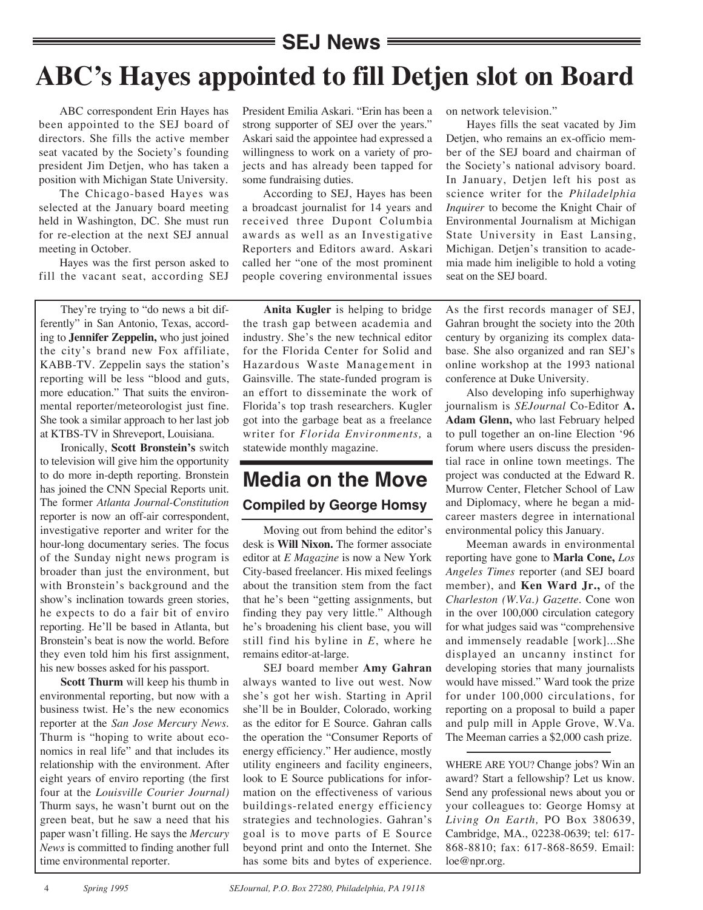## SEJ News

# ABC's Hayes appointed to fill Detjen slot on Board

ABC correspondent Erin Hayes has been appointed to the SEJ board of directors. She fills the active member seat vacated by the Society's founding president Jim Detjen, who has taken a position with Michigan State University.

The Chicago-based Hayes was selected at the January board meeting held in Washington, DC. She must run for re-election at the next SEJ annual meeting in October.

Hayes was the first person asked to fill the vacant seat, according SEJ President Emilia Askari. "Erin has been a strong supporter of SEJ over the years." Askari said the appointee had expressed a willingness to work on a variety of projects and has already been tapped for some fundraising duties.

According to SEJ, Hayes has been a broadcast journalist for 14 years and received three Dupont Columbia awards as well as an Investigative Reporters and Editors award. Askari called her "one of the most prominent people covering environmental issues on network television."

Hayes fills the seat vacated by Jim Detjen, who remains an ex-officio member of the SEJ board and chairman of the Society's national advisory board. In January, Detjen left his post as science writer for the *Philadelphia Inquirer* to become the Knight Chair of Environmental Journalism at Michigan State University in East Lansing, Michigan. Detjen's transition to academia made him ineligible to hold a voting seat on the SEJ board.

## Media on the Move

### Compiled by George Homsy

They're trying to "do news a bit differently" in San Antonio, Texas, according to **Jennifer Zeppelin,** who just joined the city's brand new Fox affiliate, KABB-TV. Zeppelin says the station's reporting will be less "blood and guts, more education." That suits the environmental reporter/meteorologist just fine. She took a similar approach to her last job at KTBS-TV in Shreveport, Louisiana.

Ironically, **Scott Bronstein's** switch to television will give him the opportunity to do more in-depth reporting. Bronstein has joined the CNN Special Reports unit. The former *Atlanta Journal-Constitution* reporter is now an off-air correspondent, investigative reporter and writer for the hour-long documentary series. The focus of the Sunday night news program is broader than just the environment, but with Bronstein's background and the show's inclination towards green stories, he expects to do a fair bit of enviro reporting. He'll be based in Atlanta, but Bronstein's beat is now the world. Before they even told him his first assignment, his new bosses asked for his passport.

**Scott Thurm** will keep his thumb in environmental reporting, but now with a business twist. He's the new economics reporter at the *San Jose Mercury News.* Thurm is "hoping to write about economics in real life" and that includes its relationship with the environment. After eight years of enviro reporting (the first four at the *Louisville Courier Journal)* Thurm says, he wasn't burnt out on the green beat, but he saw a need that his paper wasn't filling. He says the *Mercury News* is committed to finding another full time environmental reporter.

**Anita Kugler** is helping to bridge the trash gap between academia and industry. She's the new technical editor for the Florida Center for Solid and Hazardous Waste Management in Gainsville. The state-funded program is an effort to disseminate the work of Florida's top trash researchers. Kugler got into the garbage beat as a freelance writer for *Florida Environments,* a statewide monthly magazine.

Moving out from behind the editor's desk is **Will Nixon.** The former associate editor at *E Magazine* is now a New York City-based freelancer. His mixed feelings about the transition stem from the fact that he's been "getting assignments, but finding they pay very little." Although he's broadening his client base, you will still find his byline in *E*, where he remains editor-at-large.

SEJ board member **Amy Gahran** always wanted to live out west. Now she's got her wish. Starting in April she'll be in Boulder, Colorado, working as the editor for E Source. Gahran calls the operation the "Consumer Reports of energy efficiency." Her audience, mostly utility engineers and facility engineers, look to E Source publications for information on the effectiveness of various buildings-related energy efficiency strategies and technologies. Gahran's goal is to move parts of E Source beyond print and onto the Internet. She has some bits and bytes of experience. As the first records manager of SEJ, Gahran brought the society into the 20th century by organizing its complex database. She also organized and ran SEJ's online workshop at the 1993 national conference at Duke University.

Also developing info superhighway journalism is *SEJournal* Co-Editor **A. Adam Glenn,** who last February helped to pull together an on-line Election '96 forum where users discuss the presidential race in online town meetings. The project was conducted at the Edward R. Murrow Center, Fletcher School of Law and Diplomacy, where he began a mid-career masters degree in international environmental policy this January.

Meeman awards in environmental reporting have gone to **Marla Cone,** *Los Angeles Times* reporter (and SEJ board member), and **Ken Ward Jr.,** of the *Charleston (W.Va.) Gazette*. Cone won in the over 100,000 circulation category for what judges said was "comprehensive and immensely readable [work]...She displayed an uncanny instinct for developing stories that many journalists would have missed." Ward took the prize for under 100,000 circulations, for reporting on a proposal to build a paper and pulp mill in Apple Grove, W.Va. The Meeman carries a $2,000 cash prize.

---

WHERE ARE YOU? Change jobs? Win an award? Start a fellowship? Let us know. Send any professional news about you or your colleagues to: George Homsy at *Living On Earth,* PO Box 380639, Cambridge, MA., 02238-0639; tel: 617-868-8810; fax: 617-868-8659. Email: loe@npr.org.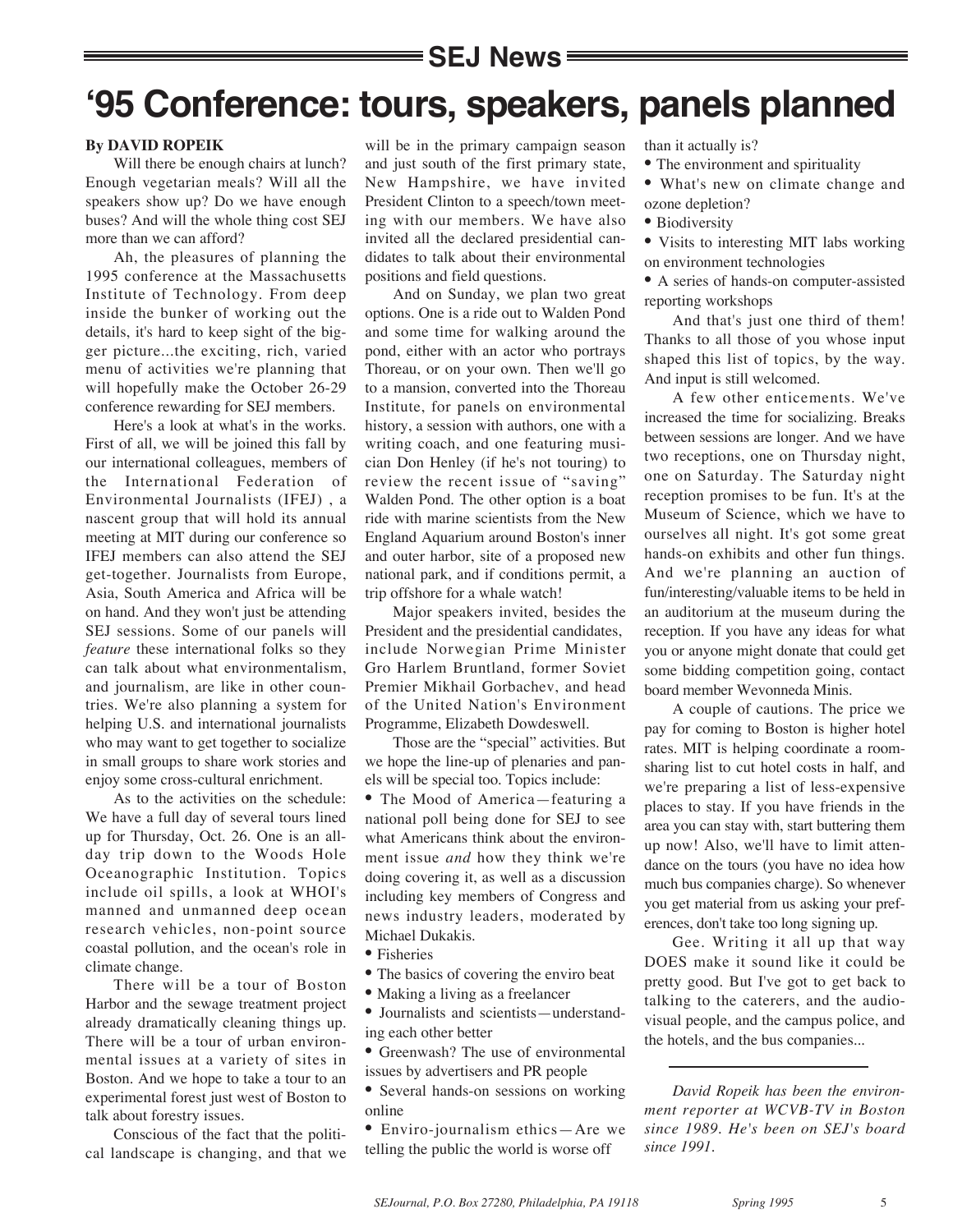## SEJ News

# '95 Conference: tours, speakers, panels planned

**By DAVID ROPEIK**

Will there be enough chairs at lunch? Enough vegetarian meals? Will all the speakers show up? Do we have enough buses? And will the whole thing cost SEJ more than we can afford?

Ah, the pleasures of planning the 1995 conference at the Massachusetts Institute of Technology. From deep inside the bunker of working out the details, it's hard to keep sight of the bigger picture...the exciting, rich, varied menu of activities we're planning that will hopefully make the October 26-29 conference rewarding for SEJ members.

Here's a look at what's in the works. First of all, we will be joined this fall by our international colleagues, members of the International Federation of Environmental Journalists (IFEJ) , a nascent group that will hold its annual meeting at MIT during our conference so IFEJ members can also attend the SEJ get-together. Journalists from Europe, Asia, South America and Africa will be on hand. And they won't just be attending SEJ sessions. Some of our panels will *feature* these international folks so they can talk about what environmentalism, and journalism, are like in other countries. We're also planning a system for helping U.S. and international journalists who may want to get together to socialize in small groups to share work stories and enjoy some cross-cultural enrichment.

As to the activities on the schedule: We have a full day of several tours lined up for Thursday, Oct. 26. One is an all-day trip down to the Woods Hole Oceanographic Institution. Topics include oil spills, a look at WHOI's manned and unmanned deep ocean research vehicles, non-point source coastal pollution, and the ocean's role in climate change.

There will be a tour of Boston Harbor and the sewage treatment project already dramatically cleaning things up. There will be a tour of urban environmental issues at a variety of sites in Boston. And we hope to take a tour to an experimental forest just west of Boston to talk about forestry issues.

Conscious of the fact that the political landscape is changing, and that we will be in the primary campaign season and just south of the first primary state, New Hampshire, we have invited President Clinton to a speech/town meeting with our members. We have also invited all the declared presidential candidates to talk about their environmental positions and field questions.

And on Sunday, we plan two great options. One is a ride out to Walden Pond and some time for walking around the pond, either with an actor who portrays Thoreau, or on your own. Then we'll go to a mansion, converted into the Thoreau Institute, for panels on environmental history, a session with authors, one with a writing coach, and one featuring musician Don Henley (if he's not touring) to review the recent issue of "saving" Walden Pond. The other option is a boat ride with marine scientists from the New England Aquarium around Boston's inner and outer harbor, site of a proposed new national park, and if conditions permit, a trip offshore for a whale watch!

Major speakers invited, besides the President and the presidential candidates, include Norwegian Prime Minister Gro Harlem Bruntland, former Soviet Premier Mikhail Gorbachev, and head of the United Nation's Environment Programme, Elizabeth Dowdeswell.

Those are the "special" activities. But we hope the line-up of plenaries and panels will be special too. Topics include:

- The Mood of America—featuring a national poll being done for SEJ to see what Americans think about the environment issue *and* how they think we're doing covering it, as well as a discussion including key members of Congress and news industry leaders, moderated by Michael Dukakis.
- Fisheries
- The basics of covering the enviro beat
- Making a living as a freelancer
- Journalists and scientists—understanding each other better
- Greenwash? The use of environmental issues by advertisers and PR people
- Several hands-on sessions on working online
- Enviro-journalism ethics—Are we telling the public the world is worse off than it actually is?
- The environment and spirituality
- What's new on climate change and ozone depletion?
- Biodiversity
- Visits to interesting MIT labs working on environment technologies
- A series of hands-on computer-assisted reporting workshops

And that's just one third of them! Thanks to all those of you whose input shaped this list of topics, by the way. And input is still welcomed.

A few other enticements. We've increased the time for socializing. Breaks between sessions are longer. And we have two receptions, one on Thursday night, one on Saturday. The Saturday night reception promises to be fun. It's at the Museum of Science, which we have to ourselves all night. It's got some great hands-on exhibits and other fun things. And we're planning an auction of fun/interesting/valuable items to be held in an auditorium at the museum during the reception. If you have any ideas for what you or anyone might donate that could get some bidding competition going, contact board member Wevonneda Minis.

A couple of cautions. The price we pay for coming to Boston is higher hotel rates. MIT is helping coordinate a room-sharing list to cut hotel costs in half, and we're preparing a list of less-expensive places to stay. If you have friends in the area you can stay with, start buttering them up now! Also, we'll have to limit attendance on the tours (you have no idea how much bus companies charge). So whenever you get material from us asking your preferences, don't take too long signing up.

Gee. Writing it all up that way DOES make it sound like it could be pretty good. But I've got to get back to talking to the caterers, and the audio-visual people, and the campus police, and the hotels, and the bus companies...

---

*David Ropeik has been the environment reporter at WCVB-TV in Boston since 1989. He's been on SEJ's board since 1991.*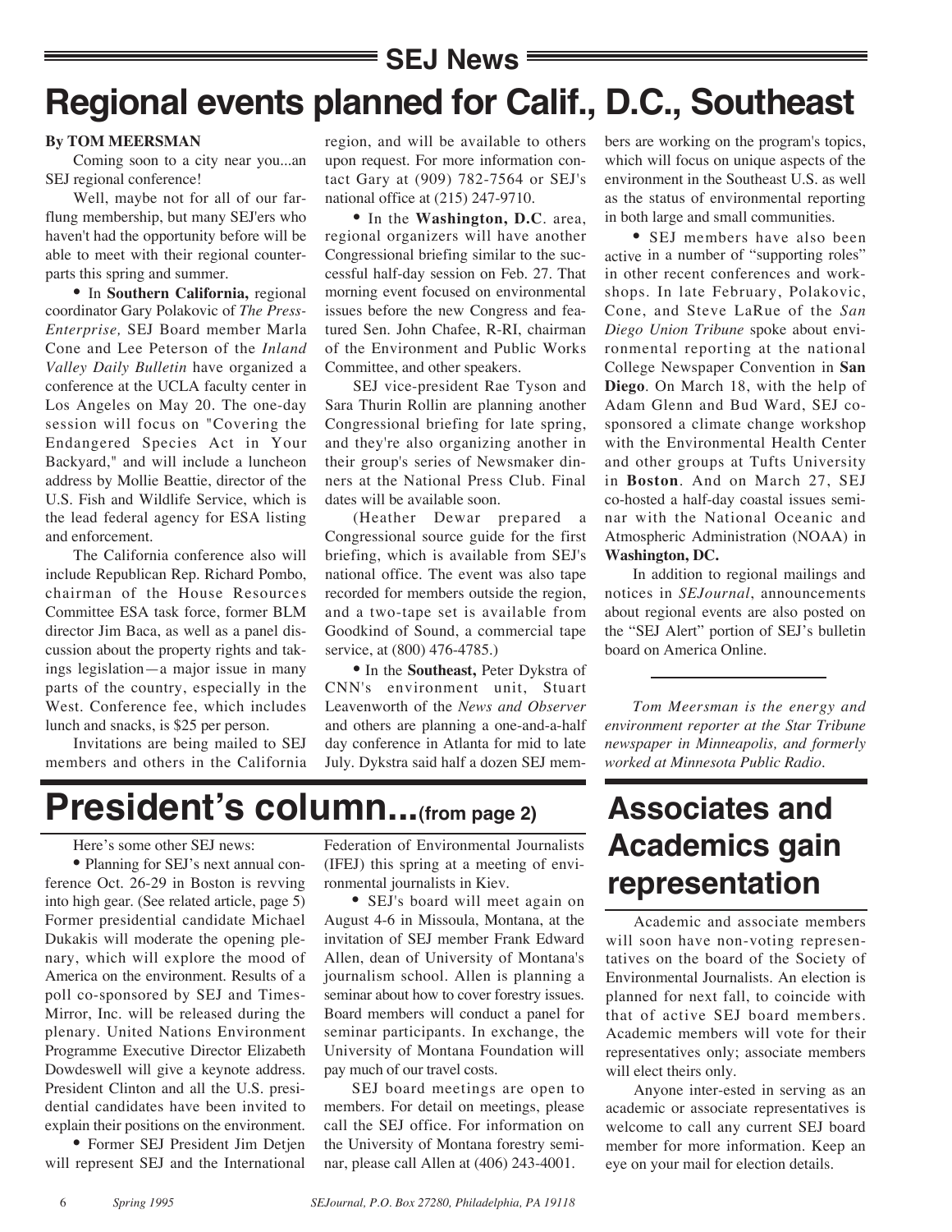## SEJ News

# Regional events planned for Calif., D.C., Southeast

**By TOM MEERSMAN**

Coming soon to a city near you...an SEJ regional conference!

Well, maybe not for all of our far-flung membership, but many SEJ'ers who haven't had the opportunity before will be able to meet with their regional counterparts this spring and summer.

• In **Southern California,** regional coordinator Gary Polakovic of *The Press-Enterprise,* SEJ Board member Marla Cone and Lee Peterson of the *Inland Valley Daily Bulletin* have organized a conference at the UCLA faculty center in Los Angeles on May 20. The one-day session will focus on "Covering the Endangered Species Act in Your Backyard," and will include a luncheon address by Mollie Beattie, director of the U.S. Fish and Wildlife Service, which is the lead federal agency for ESA listing and enforcement.

The California conference also will include Republican Rep. Richard Pombo, chairman of the House Resources Committee ESA task force, former BLM director Jim Baca, as well as a panel discussion about the property rights and takings legislation—a major issue in many parts of the country, especially in the West. Conference fee, which includes lunch and snacks, is $25 per person.

Invitations are being mailed to SEJ members and others in the California region, and will be available to others upon request. For more information contact Gary at (909) 782-7564 or SEJ's national office at (215) 247-9710.

• In the **Washington, D.C**. area, regional organizers will have another Congressional briefing similar to the successful half-day session on Feb. 27. That morning event focused on environmental issues before the new Congress and featured Sen. John Chafee, R-RI, chairman of the Environment and Public Works Committee, and other speakers.

SEJ vice-president Rae Tyson and Sara Thurin Rollin are planning another Congressional briefing for late spring, and they're also organizing another in their group's series of Newsmaker dinners at the National Press Club. Final dates will be available soon.

(Heather Dewar prepared a Congressional source guide for the first briefing, which is available from SEJ's national office. The event was also tape recorded for members outside the region, and a two-tape set is available from Goodkind of Sound, a commercial tape service, at (800) 476-4785.)

• In the **Southeast,** Peter Dykstra of CNN's environment unit, Stuart Leavenworth of the *News and Observer* and others are planning a one-and-a-half day conference in Atlanta for mid to late July. Dykstra said half a dozen SEJ members are working on the program's topics, which will focus on unique aspects of the environment in the Southeast U.S. as well as the status of environmental reporting in both large and small communities.

• SEJ members have also been active in a number of "supporting roles" in other recent conferences and workshops. In late February, Polakovic, Cone, and Steve LaRue of the *San Diego Union Tribune* spoke about environmental reporting at the national College Newspaper Convention in **San Diego**. On March 18, with the help of Adam Glenn and Bud Ward, SEJ co-sponsored a climate change workshop with the Environmental Health Center and other groups at Tufts University in **Boston**. And on March 27, SEJ co-hosted a half-day coastal issues seminar with the National Oceanic and Atmospheric Administration (NOAA) in **Washington, DC.**

In addition to regional mailings and notices in *SEJournal*, announcements about regional events are also posted on the "SEJ Alert" portion of SEJ's bulletin board on America Online.

---

*Tom Meersman is the energy and environment reporter at the Star Tribune newspaper in Minneapolis, and formerly worked at Minnesota Public Radio.*

# President's column...(from page 2)

Here's some other SEJ news:

• Planning for SEJ's next annual conference Oct. 26-29 in Boston is revving into high gear. (See related article, page 5) Former presidential candidate Michael Dukakis will moderate the opening plenary, which will explore the mood of America on the environment. Results of a poll co-sponsored by SEJ and Times-Mirror, Inc. will be released during the plenary. United Nations Environment Programme Executive Director Elizabeth Dowdeswell will give a keynote address. President Clinton and all the U.S. presidential candidates have been invited to explain their positions on the environment.

• Former SEJ President Jim Detjen will represent SEJ and the International Federation of Environmental Journalists (IFEJ) this spring at a meeting of environmental journalists in Kiev.

• SEJ's board will meet again on August 4-6 in Missoula, Montana, at the invitation of SEJ member Frank Edward Allen, dean of University of Montana's journalism school. Allen is planning a seminar about how to cover forestry issues. Board members will conduct a panel for seminar participants. In exchange, the University of Montana Foundation will pay much of our travel costs.

SEJ board meetings are open to members. For detail on meetings, please call the SEJ office. For information on the University of Montana forestry seminar, please call Allen at (406) 243-4001.

# Associates and Academics gain representation

Academic and associate members will soon have non-voting representatives on the board of the Society of Environmental Journalists. An election is planned for next fall, to coincide with that of active SEJ board members. Academic members will vote for their representatives only; associate members will elect theirs only.

Anyone inter-ested in serving as an academic or associate representatives is welcome to call any current SEJ board member for more information. Keep an eye on your mail for election details.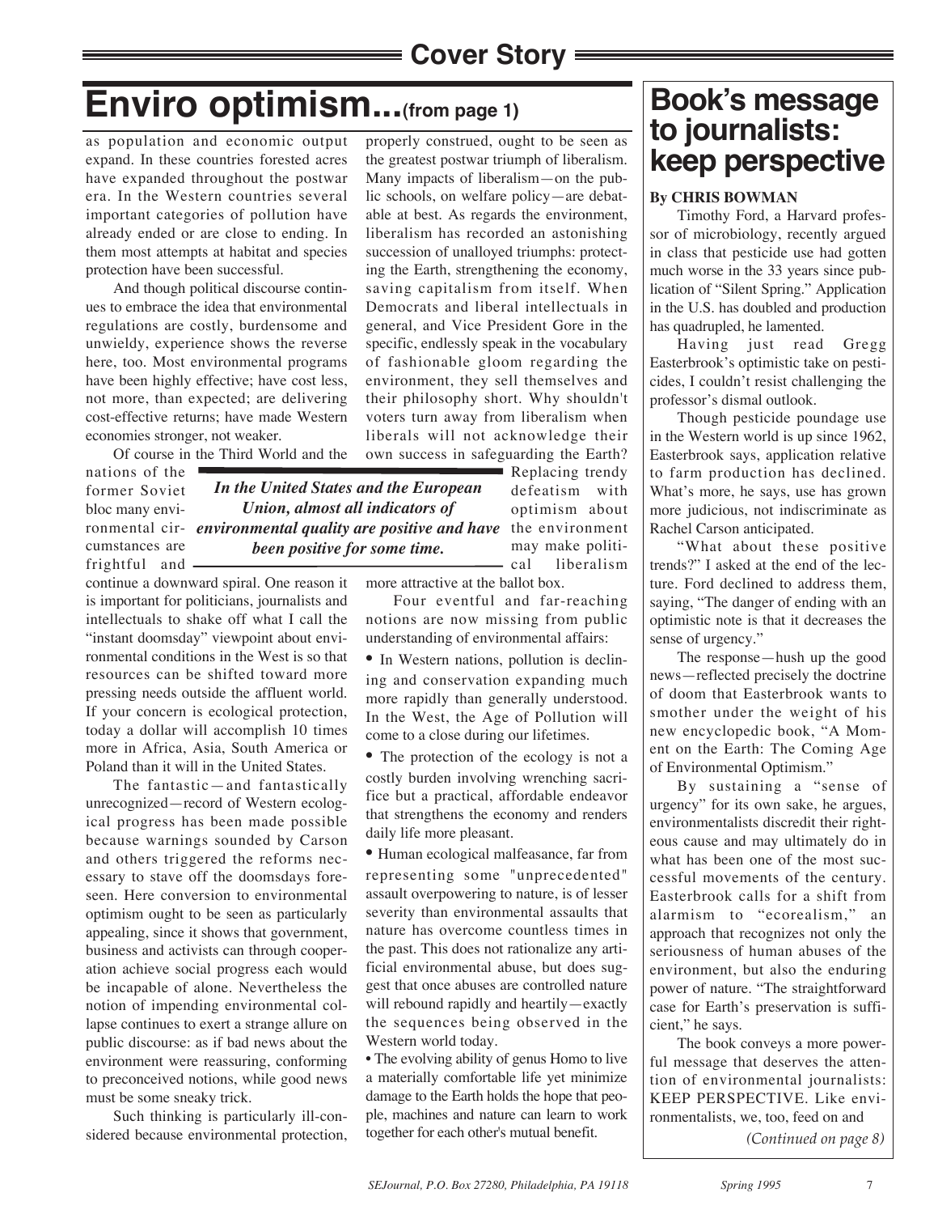## Cover Story

# Enviro optimism...(from page 1)

as population and economic output expand. In these countries forested acres have expanded throughout the postwar era. In the Western countries several important categories of pollution have already ended or are close to ending. In them most attempts at habitat and species protection have been successful.

And though political discourse continues to embrace the idea that environmental regulations are costly, burdensome and unwieldy, experience shows the reverse here, too. Most environmental programs have been highly effective; have cost less, not more, than expected; are delivering cost-effective returns; have made Western economies stronger, not weaker.

Of course in the Third World and the nations of the former Soviet bloc many environmental circumstances are frightful and continue a downward spiral. One reason it is important for politicians, journalists and intellectuals to shake off what I call the "instant doomsday" viewpoint about environmental conditions in the West is so that resources can be shifted toward more pressing needs outside the affluent world. If your concern is ecological protection, today a dollar will accomplish 10 times more in Africa, Asia, South America or Poland than it will in the United States.

The fantastic—and fantastically unrecognized—record of Western ecological progress has been made possible because warnings sounded by Carson and others triggered the reforms necessary to stave off the doomsdays foreseen. Here conversion to environmental optimism ought to be seen as particularly appealing, since it shows that government, business and activists can through cooperation achieve social progress each would be incapable of alone. Nevertheless the notion of impending environmental collapse continues to exert a strange allure on public discourse: as if bad news about the environment were reassuring, conforming to preconceived notions, while good news must be some sneaky trick.

Such thinking is particularly ill-considered because environmental protection, properly construed, ought to be seen as the greatest postwar triumph of liberalism. Many impacts of liberalism—on the public schools, on welfare policy—are debatable at best. As regards the environment, liberalism has recorded an astonishing succession of unalloyed triumphs: protecting the Earth, strengthening the economy, saving capitalism from itself. When Democrats and liberal intellectuals in general, and Vice President Gore in the specific, endlessly speak in the vocabulary of fashionable gloom regarding the environment, they sell themselves and their philosophy short. Why shouldn't voters turn away from liberalism when liberals will not acknowledge their own success in safeguarding the Earth? Replacing trendy defeatism with optimism about the environment may make political liberalism more attractive at the ballot box.

> ***In the United States and the European Union, almost all indicators of environmental quality are positive and have been positive for some time.***

Four eventful and far-reaching notions are now missing from public understanding of environmental affairs:

- In Western nations, pollution is declining and conservation expanding much more rapidly than generally understood. In the West, the Age of Pollution will come to a close during our lifetimes.
- The protection of the ecology is not a costly burden involving wrenching sacrifice but a practical, affordable endeavor that strengthens the economy and renders daily life more pleasant.
- Human ecological malfeasance, far from representing some "unprecedented" assault overpowering to nature, is of lesser severity than environmental assaults that nature has overcome countless times in the past. This does not rationalize any artificial environmental abuse, but does suggest that once abuses are controlled nature will rebound rapidly and heartily—exactly the sequences being observed in the Western world today.
- The evolving ability of genus Homo to live a materially comfortable life yet minimize damage to the Earth holds the hope that people, machines and nature can learn to work together for each other's mutual benefit.

## Book's message to journalists: keep perspective

**By CHRIS BOWMAN**

Timothy Ford, a Harvard professor of microbiology, recently argued in class that pesticide use had gotten much worse in the 33 years since publication of "Silent Spring." Application in the U.S. has doubled and production has quadrupled, he lamented.

Having just read Gregg Easterbrook's optimistic take on pesticides, I couldn't resist challenging the professor's dismal outlook.

Though pesticide poundage use in the Western world is up since 1962, Easterbrook says, application relative to farm production has declined. What's more, he says, use has grown more judicious, not indiscriminate as Rachel Carson anticipated.

"What about these positive trends?" I asked at the end of the lecture. Ford declined to address them, saying, "The danger of ending with an optimistic note is that it decreases the sense of urgency."

The response—hush up the good news—reflected precisely the doctrine of doom that Easterbrook wants to smother under the weight of his new encyclopedic book, "A Moment on the Earth: The Coming Age of Environmental Optimism."

By sustaining a "sense of urgency" for its own sake, he argues, environmentalists discredit their righteous cause and may ultimately do in what has been one of the most successful movements of the century. Easterbrook calls for a shift from alarmism to "ecorealism," an approach that recognizes not only the seriousness of human abuses of the environment, but also the enduring power of nature. "The straightforward case for Earth's preservation is sufficient," he says.

The book conveys a more powerful message that deserves the attention of environmental journalists: KEEP PERSPECTIVE. Like environmentalists, we, too, feed on and

*(Continued on page 8)*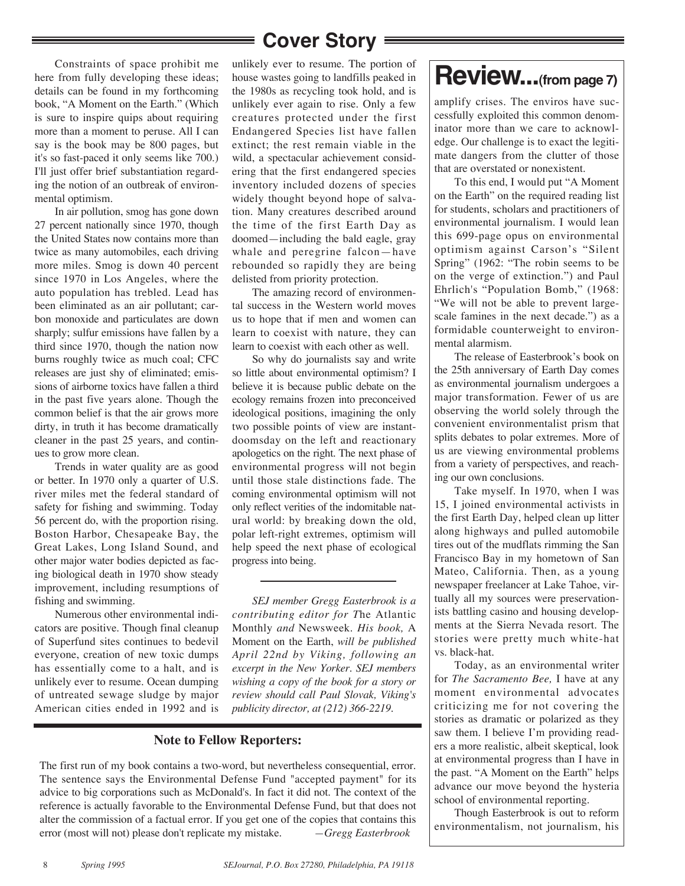## Cover Story

Constraints of space prohibit me here from fully developing these ideas; details can be found in my forthcoming book, "A Moment on the Earth." (Which is sure to inspire quips about requiring more than a moment to peruse. All I can say is the book may be 800 pages, but it's so fast-paced it only seems like 700.) I'll just offer brief substantiation regarding the notion of an outbreak of environmental optimism.

In air pollution, smog has gone down 27 percent nationally since 1970, though the United States now contains more than twice as many automobiles, each driving more miles. Smog is down 40 percent since 1970 in Los Angeles, where the auto population has trebled. Lead has been eliminated as an air pollutant; carbon monoxide and particulates are down sharply; sulfur emissions have fallen by a third since 1970, though the nation now burns roughly twice as much coal; CFC releases are just shy of eliminated; emissions of airborne toxics have fallen a third in the past five years alone. Though the common belief is that the air grows more dirty, in truth it has become dramatically cleaner in the past 25 years, and continues to grow more clean.

Trends in water quality are as good or better. In 1970 only a quarter of U.S. river miles met the federal standard of safety for fishing and swimming. Today 56 percent do, with the proportion rising. Boston Harbor, Chesapeake Bay, the Great Lakes, Long Island Sound, and other major water bodies depicted as facing biological death in 1970 show steady improvement, including resumptions of fishing and swimming.

Numerous other environmental indicators are positive. Though final cleanup of Superfund sites continues to bedevil everyone, creation of new toxic dumps has essentially come to a halt, and is unlikely ever to resume. Ocean dumping of untreated sewage sludge by major American cities ended in 1992 and is unlikely ever to resume. The portion of house wastes going to landfills peaked in the 1980s as recycling took hold, and is unlikely ever again to rise. Only a few creatures protected under the first Endangered Species list have fallen extinct; the rest remain viable in the wild, a spectacular achievement considering that the first endangered species inventory included dozens of species widely thought beyond hope of salvation. Many creatures described around the time of the first Earth Day as doomed—including the bald eagle, gray whale and peregrine falcon—have rebounded so rapidly they are being delisted from priority protection.

The amazing record of environmental success in the Western world moves us to hope that if men and women can learn to coexist with nature, they can learn to coexist with each other as well.

So why do journalists say and write so little about environmental optimism? I believe it is because public debate on the ecology remains frozen into preconceived ideological positions, imagining the only two possible points of view are instant-doomsday on the left and reactionary apologetics on the right. The next phase of environmental progress will not begin until those stale distinctions fade. The coming environmental optimism will not only reflect verities of the indomitable natural world: by breaking down the old, polar left-right extremes, optimism will help speed the next phase of ecological progress into being.

---

*SEJ member Gregg Easterbrook is a contributing editor for* The Atlantic Monthly *and* Newsweek. *His book,* A Moment on the Earth, *will be published April 22nd by Viking, following an excerpt in the New Yorker. SEJ members wishing a copy of the book for a story or review should call Paul Slovak, Viking's publicity director, at (212) 366-2219.*

### Note to Fellow Reporters:

The first run of my book contains a two-word, but nevertheless consequential, error. The sentence says the Environmental Defense Fund "accepted payment" for its advice to big corporations such as McDonald's. In fact it did not. The context of the reference is actually favorable to the Environmental Defense Fund, but that does not alter the commission of a factual error. If you get one of the copies that contains this error (most will not) please don't replicate my mistake. —*Gregg Easterbrook*

## Review...(from page 7)

amplify crises. The enviros have successfully exploited this common denominator more than we care to acknowledge. Our challenge is to exact the legitimate dangers from the clutter of those that are overstated or nonexistent.

To this end, I would put "A Moment on the Earth" on the required reading list for students, scholars and practitioners of environmental journalism. I would lean this 699-page opus on environmental optimism against Carson's "Silent Spring" (1962: "The robin seems to be on the verge of extinction.") and Paul Ehrlich's "Population Bomb," (1968: "We will not be able to prevent large-scale famines in the next decade.") as a formidable counterweight to environmental alarmism.

The release of Easterbrook's book on the 25th anniversary of Earth Day comes as environmental journalism undergoes a major transformation. Fewer of us are observing the world solely through the convenient environmentalist prism that splits debates to polar extremes. More of us are viewing environmental problems from a variety of perspectives, and reaching our own conclusions.

Take myself. In 1970, when I was 15, I joined environmental activists in the first Earth Day, helped clean up litter along highways and pulled automobile tires out of the mudflats rimming the San Francisco Bay in my hometown of San Mateo, California. Then, as a young newspaper freelancer at Lake Tahoe, virtually all my sources were preservationists battling casino and housing developments at the Sierra Nevada resort. The stories were pretty much white-hat vs. black-hat.

Today, as an environmental writer for *The Sacramento Bee,* I have at any moment environmental advocates criticizing me for not covering the stories as dramatic or polarized as they saw them. I believe I'm providing readers a more realistic, albeit skeptical, look at environmental progress than I have in the past. "A Moment on the Earth" helps advance our move beyond the hysteria school of environmental reporting.

Though Easterbrook is out to reform environmentalism, not journalism, his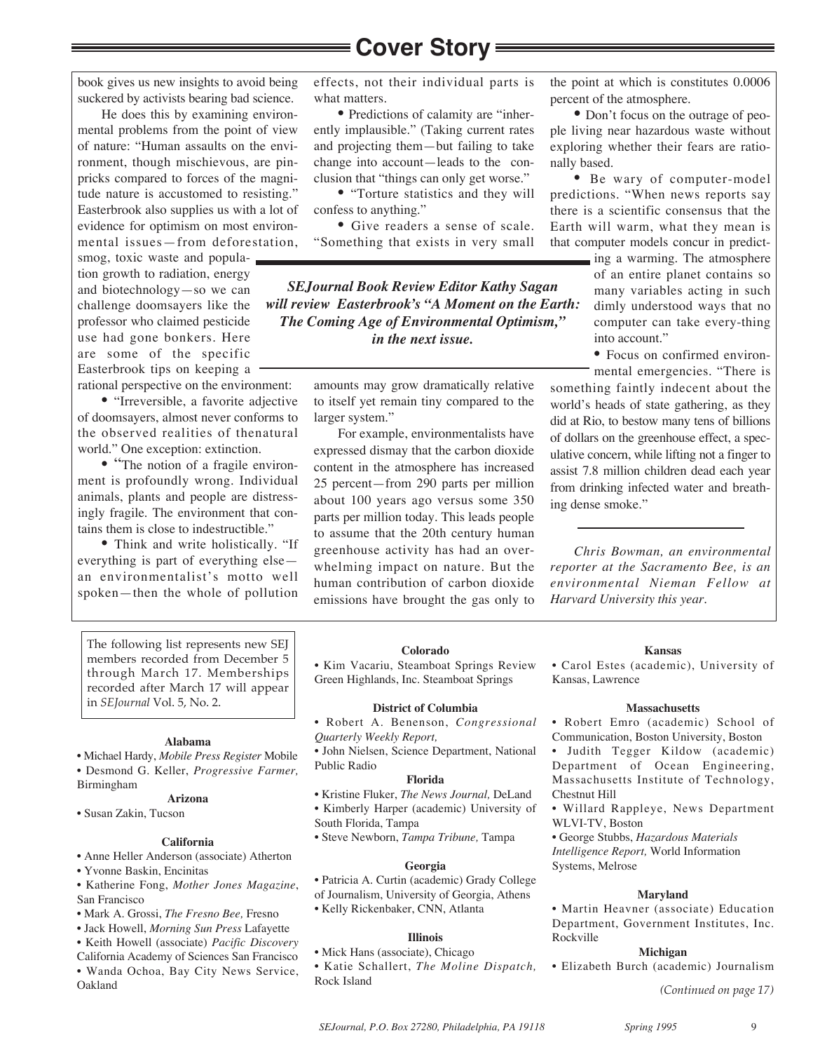# Cover Story

book gives us new insights to avoid being suckered by activists bearing bad science.

He does this by examining environmental problems from the point of view of nature: "Human assaults on the environment, though mischievous, are pinpricks compared to forces of the magnitude nature is accustomed to resisting." Easterbrook also supplies us with a lot of evidence for optimism on most environmental issues—from deforestation, smog, toxic waste and population growth to radiation, energy and biotechnology—so we can challenge doomsayers like the professor who claimed pesticide use had gone bonkers. Here are some of the specific Easterbrook tips on keeping a rational perspective on the environment:

- "Irreversible, a favorite adjective of doomsayers, almost never conforms to the observed realities of thenatural world." One exception: extinction.
- "The notion of a fragile environment is profoundly wrong. Individual animals, plants and people are distressingly fragile. The environment that contains them is close to indestructible."
- Think and write holistically. "If everything is part of everything else—an environmentalist's motto well spoken—then the whole of pollution effects, not their individual parts is what matters.
- Predictions of calamity are "inherently implausible." (Taking current rates and projecting them—but failing to take change into account—leads to the conclusion that "things can only get worse."
- "Torture statistics and they will confess to anything."
- Give readers a sense of scale. "Something that exists in very small amounts may grow dramatically relative to itself yet remain tiny compared to the larger system."

For example, environmentalists have expressed dismay that the carbon dioxide content in the atmosphere has increased 25 percent—from 290 parts per million about 100 years ago versus some 350 parts per million today. This leads people to assume that the 20th century human greenhouse activity has had an overwhelming impact on nature. But the human contribution of carbon dioxide emissions have brought the gas only to the point at which is constitutes 0.0006 percent of the atmosphere.

- Don't focus on the outrage of people living near hazardous waste without exploring whether their fears are rationally based.
- Be wary of computer-model predictions. "When news reports say there is a scientific consensus that the Earth will warm, what they mean is that computer models concur in predicting a warming. The atmosphere of an entire planet contains so many variables acting in such dimly understood ways that no computer can take every-thing into account."
- Focus on confirmed environmental emergencies. "There is something faintly indecent about the world's heads of state gathering, as they did at Rio, to bestow many tens of billions of dollars on the greenhouse effect, a speculative concern, while lifting not a finger to assist 7.8 million children dead each year from drinking infected water and breathing dense smoke."

***SEJournal Book Review Editor Kathy Sagan will review Easterbrook's "A Moment on the Earth: The Coming Age of Environmental Optimism," in the next issue.***

---

*Chris Bowman, an environmental reporter at the Sacramento Bee, is an environmental Nieman Fellow at Harvard University this year.*

---

The following list represents new SEJ members recorded from December 5 through March 17. Memberships recorded after March 17 will appear in *SEJournal* Vol. 5, No. 2.

**Alabama**

- Michael Hardy, *Mobile Press Register* Mobile
- Desmond G. Keller, *Progressive Farmer,* Birmingham

**Arizona**

- Susan Zakin, Tucson

**California**

- Anne Heller Anderson (associate) Atherton
- Yvonne Baskin, Encinitas
- Katherine Fong, *Mother Jones Magazine*, San Francisco
- Mark A. Grossi, *The Fresno Bee,* Fresno
- Jack Howell, *Morning Sun Press* Lafayette
- Keith Howell (associate) *Pacific Discovery* California Academy of Sciences San Francisco
- Wanda Ochoa, Bay City News Service, Oakland

**Colorado**

- Kim Vacariu, Steamboat Springs Review Green Highlands, Inc. Steamboat Springs

**District of Columbia**

- Robert A. Benenson, *Congressional Quarterly Weekly Report,*
- John Nielsen, Science Department, National Public Radio

**Florida**

- Kristine Fluker, *The News Journal,* DeLand
- Kimberly Harper (academic) University of South Florida, Tampa
- Steve Newborn, *Tampa Tribune,* Tampa

**Georgia**

- Patricia A. Curtin (academic) Grady College of Journalism, University of Georgia, Athens
- Kelly Rickenbaker, CNN, Atlanta

**Illinois**

- Mick Hans (associate), Chicago
- Katie Schallert, *The Moline Dispatch,* Rock Island

**Kansas**

- Carol Estes (academic), University of Kansas, Lawrence

**Massachusetts**

- Robert Emro (academic) School of Communication, Boston University, Boston
- Judith Tegger Kildow (academic) Department of Ocean Engineering, Massachusetts Institute of Technology, Chestnut Hill
- Willard Rappleye, News Department WLVI-TV, Boston
- George Stubbs, *Hazardous Materials Intelligence Report,* World Information Systems, Melrose

**Maryland**

- Martin Heavner (associate) Education Department, Government Institutes, Inc. Rockville

**Michigan**

- Elizabeth Burch (academic) Journalism

*(Continued on page 17)*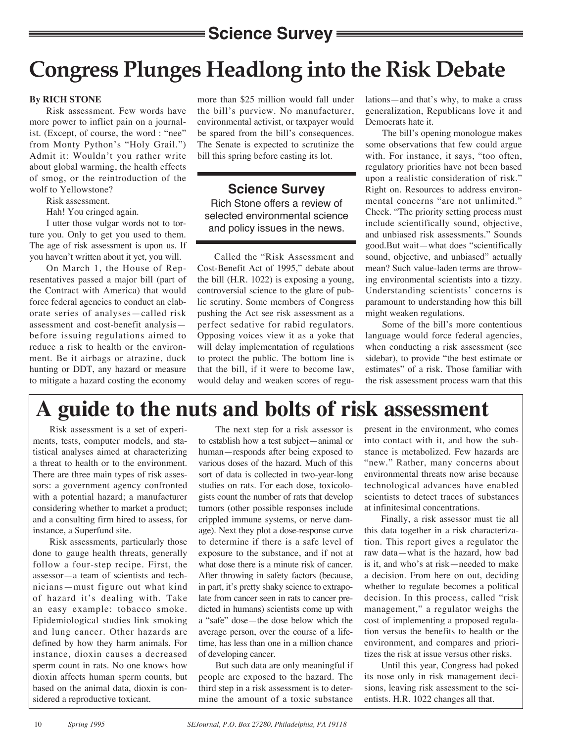## Science Survey

# Congress Plunges Headlong into the Risk Debate

**By RICH STONE**

Risk assessment. Few words have more power to inflict pain on a journalist. (Except, of course, the word : "nee" from Monty Python's "Holy Grail.") Admit it: Wouldn't you rather write about global warming, the health effects of smog, or the reintroduction of the wolf to Yellowstone?

Risk assessment.

Hah! You cringed again.

I utter those vulgar words not to torture you. Only to get you used to them. The age of risk assessment is upon us. If you haven't written about it yet, you will.

On March 1, the House of Representatives passed a major bill (part of the Contract with America) that would force federal agencies to conduct an elaborate series of analyses—called risk assessment and cost-benefit analysis—before issuing regulations aimed to reduce a risk to health or the environment. Be it airbags or atrazine, duck hunting or DDT, any hazard or measure to mitigate a hazard costing the economy more than $25 million would fall under the bill's purview. No manufacturer, environmental activist, or taxpayer would be spared from the bill's consequences. The Senate is expected to scrutinize the bill this spring before casting its lot.

> **Science Survey**
>
> Rich Stone offers a review of selected environmental science and policy issues in the news.

Called the "Risk Assessment and Cost-Benefit Act of 1995," debate about the bill (H.R. 1022) is exposing a young, controversial science to the glare of public scrutiny. Some members of Congress pushing the Act see risk assessment as a perfect sedative for rabid regulators. Opposing voices view it as a yoke that will delay implementation of regulations to protect the public. The bottom line is that the bill, if it were to become law, would delay and weaken scores of regulations—and that's why, to make a crass generalization, Republicans love it and Democrats hate it.

The bill's opening monologue makes some observations that few could argue with. For instance, it says, "too often, regulatory priorities have not been based upon a realistic consideration of risk." Right on. Resources to address environmental concerns "are not unlimited." Check. "The priority setting process must include scientifically sound, objective, and unbiased risk assessments." Sounds good.But wait—what does "scientifically sound, objective, and unbiased" actually mean? Such value-laden terms are throwing environmental scientists into a tizzy. Understanding scientists' concerns is paramount to understanding how this bill might weaken regulations.

Some of the bill's more contentious language would force federal agencies, when conducting a risk assessment (see sidebar), to provide "the best estimate or estimates" of a risk. Those familiar with the risk assessment process warn that this

## A guide to the nuts and bolts of risk assessment

Risk assessment is a set of experiments, tests, computer models, and statistical analyses aimed at characterizing a threat to health or to the environment. There are three main types of risk assessors: a government agency confronted with a potential hazard; a manufacturer considering whether to market a product; and a consulting firm hired to assess, for instance, a Superfund site.

Risk assessments, particularly those done to gauge health threats, generally follow a four-step recipe. First, the assessor—a team of scientists and technicians—must figure out what kind of hazard it's dealing with. Take an easy example: tobacco smoke. Epidemiological studies link smoking and lung cancer. Other hazards are defined by how they harm animals. For instance, dioxin causes a decreased sperm count in rats. No one knows how dioxin affects human sperm counts, but based on the animal data, dioxin is considered a reproductive toxicant.

The next step for a risk assessor is to establish how a test subject—animal or human—responds after being exposed to various doses of the hazard. Much of this sort of data is collected in two-year-long studies on rats. For each dose, toxicologists count the number of rats that develop tumors (other possible responses include crippled immune systems, or nerve damage). Next they plot a dose-response curve to determine if there is a safe level of exposure to the substance, and if not at what dose there is a minute risk of cancer. After throwing in safety factors (because, in part, it's pretty shaky science to extrapolate from cancer seen in rats to cancer predicted in humans) scientists come up with a "safe" dose—the dose below which the average person, over the course of a lifetime, has less than one in a million chance of developing cancer.

But such data are only meaningful if people are exposed to the hazard. The third step in a risk assessment is to determine the amount of a toxic substance present in the environment, who comes into contact with it, and how the substance is metabolized. Few hazards are "new." Rather, many concerns about environmental threats now arise because technological advances have enabled scientists to detect traces of substances at infinitesimal concentrations.

Finally, a risk assessor must tie all this data together in a risk characterization. This report gives a regulator the raw data—what is the hazard, how bad is it, and who's at risk—needed to make a decision. From here on out, deciding whether to regulate becomes a political decision. In this process, called "risk management," a regulator weighs the cost of implementing a proposed regulation versus the benefits to health or the environment, and compares and prioritizes the risk at issue versus other risks.

Until this year, Congress had poked its nose only in risk management decisions, leaving risk assessment to the scientists. H.R. 1022 changes all that.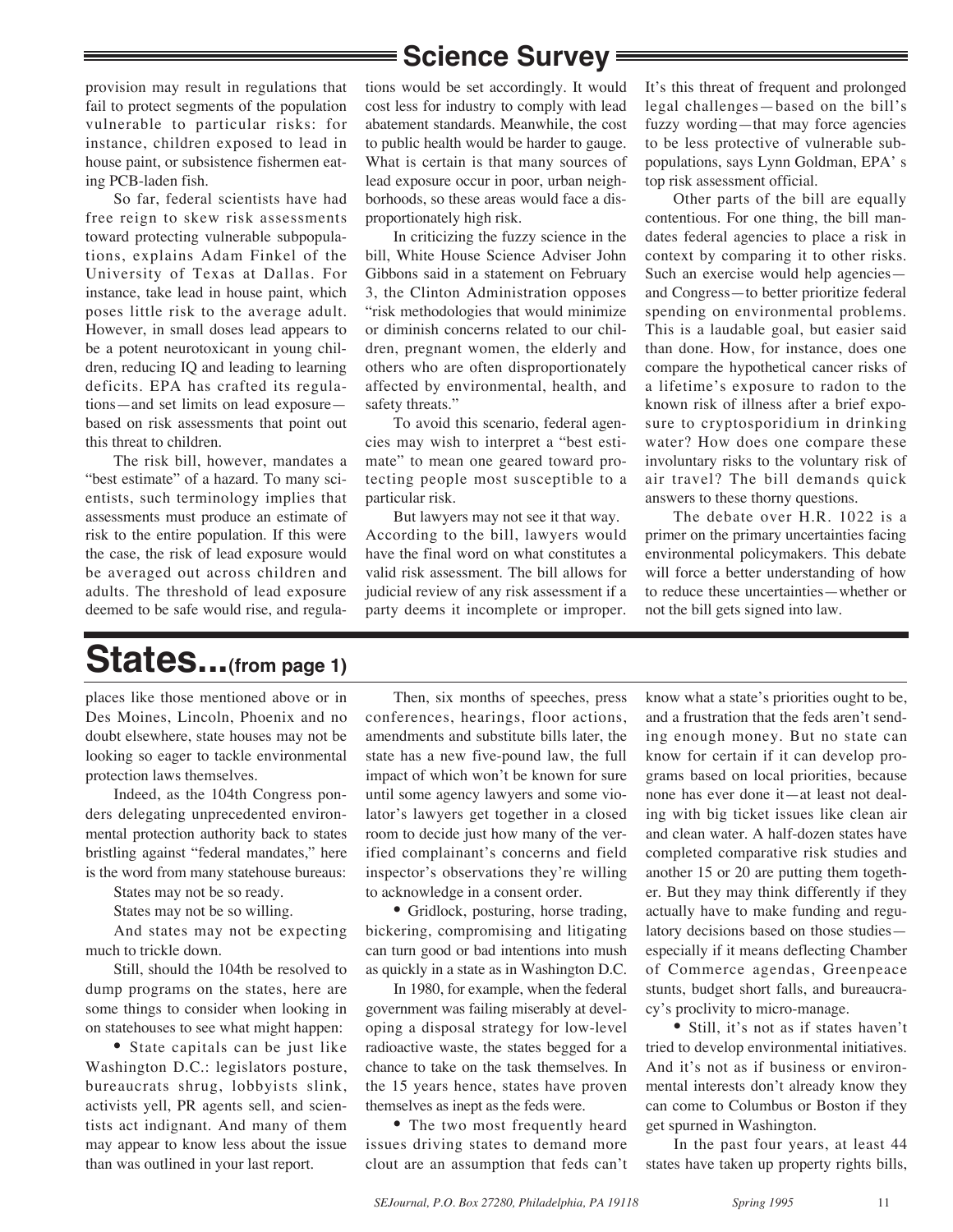## Science Survey

provision may result in regulations that fail to protect segments of the population vulnerable to particular risks: for instance, children exposed to lead in house paint, or subsistence fishermen eating PCB-laden fish.

So far, federal scientists have had free reign to skew risk assessments toward protecting vulnerable subpopulations, explains Adam Finkel of the University of Texas at Dallas. For instance, take lead in house paint, which poses little risk to the average adult. However, in small doses lead appears to be a potent neurotoxicant in young children, reducing IQ and leading to learning deficits. EPA has crafted its regulations—and set limits on lead exposure—based on risk assessments that point out this threat to children.

The risk bill, however, mandates a "best estimate" of a hazard. To many scientists, such terminology implies that assessments must produce an estimate of risk to the entire population. If this were the case, the risk of lead exposure would be averaged out across children and adults. The threshold of lead exposure deemed to be safe would rise, and regulations would be set accordingly. It would cost less for industry to comply with lead abatement standards. Meanwhile, the cost to public health would be harder to gauge. What is certain is that many sources of lead exposure occur in poor, urban neighborhoods, so these areas would face a disproportionately high risk.

In criticizing the fuzzy science in the bill, White House Science Adviser John Gibbons said in a statement on February 3, the Clinton Administration opposes "risk methodologies that would minimize or diminish concerns related to our children, pregnant women, the elderly and others who are often disproportionately affected by environmental, health, and safety threats."

To avoid this scenario, federal agencies may wish to interpret a "best estimate" to mean one geared toward protecting people most susceptible to a particular risk.

But lawyers may not see it that way. According to the bill, lawyers would have the final word on what constitutes a valid risk assessment. The bill allows for judicial review of any risk assessment if a party deems it incomplete or improper. It's this threat of frequent and prolonged legal challenges—based on the bill's fuzzy wording—that may force agencies to be less protective of vulnerable subpopulations, says Lynn Goldman, EPA' s top risk assessment official.

Other parts of the bill are equally contentious. For one thing, the bill mandates federal agencies to place a risk in context by comparing it to other risks. Such an exercise would help agencies—and Congress—to better prioritize federal spending on environmental problems. This is a laudable goal, but easier said than done. How, for instance, does one compare the hypothetical cancer risks of a lifetime's exposure to radon to the known risk of illness after a brief exposure to cryptosporidium in drinking water? How does one compare these involuntary risks to the voluntary risk of air travel? The bill demands quick answers to these thorny questions.

The debate over H.R. 1022 is a primer on the primary uncertainties facing environmental policymakers. This debate will force a better understanding of how to reduce these uncertainties—whether or not the bill gets signed into law.

# States...(from page 1)

places like those mentioned above or in Des Moines, Lincoln, Phoenix and no doubt elsewhere, state houses may not be looking so eager to tackle environmental protection laws themselves.

Indeed, as the 104th Congress ponders delegating unprecedented environmental protection authority back to states bristling against "federal mandates," here is the word from many statehouse bureaus:

States may not be so ready.

States may not be so willing.

And states may not be expecting much to trickle down.

Still, should the 104th be resolved to dump programs on the states, here are some things to consider when looking in on statehouses to see what might happen:

- State capitals can be just like Washington D.C.: legislators posture, bureaucrats shrug, lobbyists slink, activists yell, PR agents sell, and scientists act indignant. And many of them may appear to know less about the issue than was outlined in your last report.

Then, six months of speeches, press conferences, hearings, floor actions, amendments and substitute bills later, the state has a new five-pound law, the full impact of which won't be known for sure until some agency lawyers and some violator's lawyers get together in a closed room to decide just how many of the verified complainant's concerns and field inspector's observations they're willing to acknowledge in a consent order.

- Gridlock, posturing, horse trading, bickering, compromising and litigating can turn good or bad intentions into mush as quickly in a state as in Washington D.C.

In 1980, for example, when the federal government was failing miserably at developing a disposal strategy for low-level radioactive waste, the states begged for a chance to take on the task themselves. In the 15 years hence, states have proven themselves as inept as the feds were.

- The two most frequently heard issues driving states to demand more clout are an assumption that feds can't know what a state's priorities ought to be, and a frustration that the feds aren't sending enough money. But no state can know for certain if it can develop programs based on local priorities, because none has ever done it—at least not dealing with big ticket issues like clean air and clean water. A half-dozen states have completed comparative risk studies and another 15 or 20 are putting them together. But they may think differently if they actually have to make funding and regulatory decisions based on those studies—especially if it means deflecting Chamber of Commerce agendas, Greenpeace stunts, budget short falls, and bureaucracy's proclivity to micro-manage.

- Still, it's not as if states haven't tried to develop environmental initiatives. And it's not as if business or environmental interests don't already know they can come to Columbus or Boston if they get spurned in Washington.

In the past four years, at least 44 states have taken up property rights bills,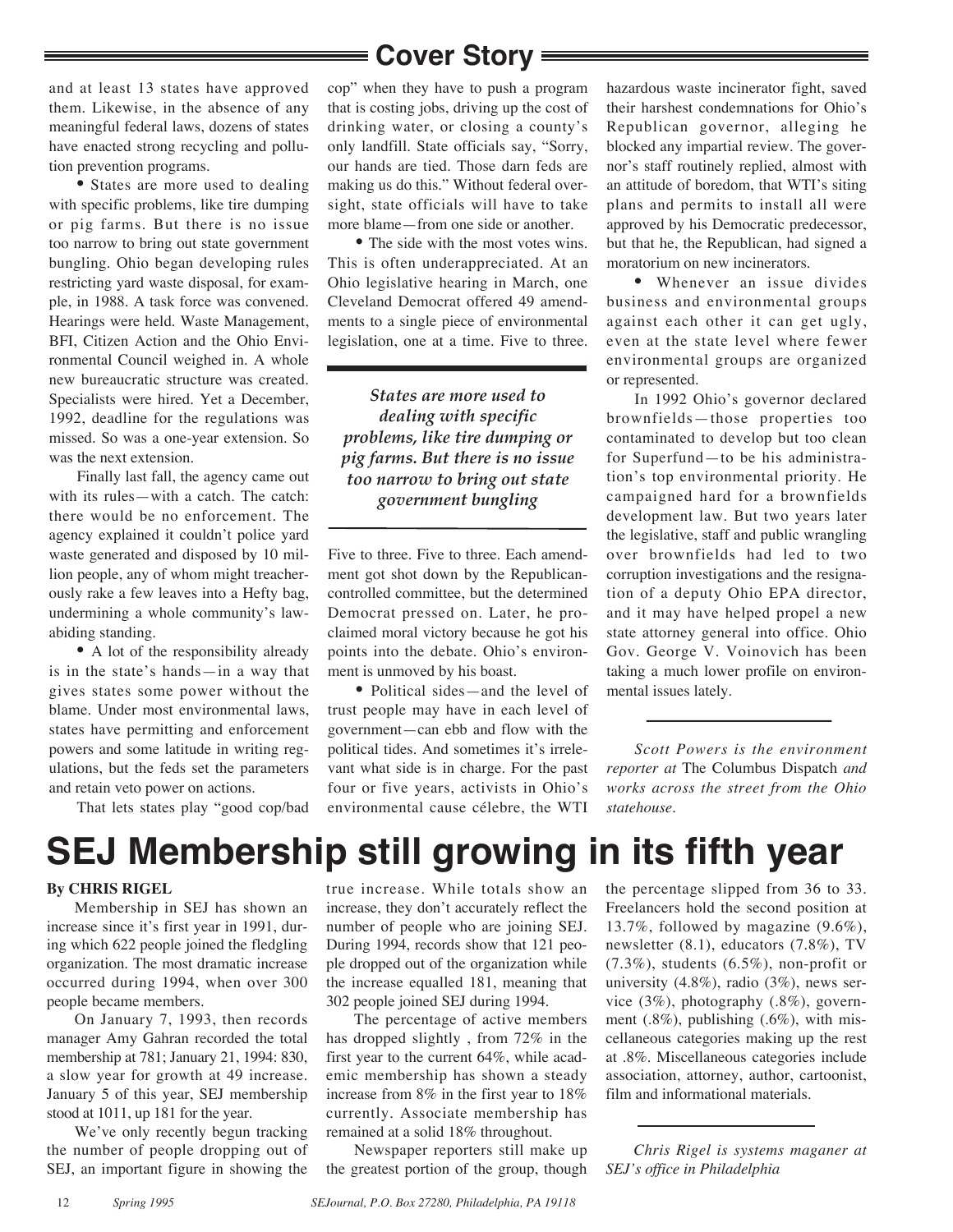and at least 13 states have approved them. Likewise, in the absence of any meaningful federal laws, dozens of states have enacted strong recycling and pollution prevention programs.

• States are more used to dealing with specific problems, like tire dumping or pig farms. But there is no issue too narrow to bring out state government bungling. Ohio began developing rules restricting yard waste disposal, for example, in 1988. A task force was convened. Hearings were held. Waste Management, BFI, Citizen Action and the Ohio Environmental Council weighed in. A whole new bureaucratic structure was created. Specialists were hired. Yet a December, 1992, deadline for the regulations was missed. So was a one-year extension. So was the next extension.

Finally last fall, the agency came out with its rules—with a catch. The catch: there would be no enforcement. The agency explained it couldn't police yard waste generated and disposed by 10 million people, any of whom might treacherously rake a few leaves into a Hefty bag, undermining a whole community's law-abiding standing.

• A lot of the responsibility already is in the state's hands—in a way that gives states some power without the blame. Under most environmental laws, states have permitting and enforcement powers and some latitude in writing regulations, but the feds set the parameters and retain veto power on actions.

That lets states play "good cop/bad cop" when they have to push a program that is costing jobs, driving up the cost of drinking water, or closing a county's only landfill. State officials say, "Sorry, our hands are tied. Those darn feds are making us do this." Without federal oversight, state officials will have to take more blame—from one side or another.

• The side with the most votes wins. This is often underappreciated. At an Ohio legislative hearing in March, one Cleveland Democrat offered 49 amendments to a single piece of environmental legislation, one at a time. Five to three.

*States are more used to dealing with specific problems, like tire dumping or pig farms. But there is no issue too narrow to bring out state government bungling*

Five to three. Five to three. Each amendment got shot down by the Republican-controlled committee, but the determined Democrat pressed on. Later, he proclaimed moral victory because he got his points into the debate. Ohio's environment is unmoved by his boast.

• Political sides—and the level of trust people may have in each level of government—can ebb and flow with the political tides. And sometimes it's irrelevant what side is in charge. For the past four or five years, activists in Ohio's environmental cause célebre, the WTI hazardous waste incinerator fight, saved their harshest condemnations for Ohio's Republican governor, alleging he blocked any impartial review. The governor's staff routinely replied, almost with an attitude of boredom, that WTI's siting plans and permits to install all were approved by his Democratic predecessor, but that he, the Republican, had signed a moratorium on new incinerators.

• Whenever an issue divides business and environmental groups against each other it can get ugly, even at the state level where fewer environmental groups are organized or represented.

In 1992 Ohio's governor declared brownfields—those properties too contaminated to develop but too clean for Superfund—to be his administration's top environmental priority. He campaigned hard for a brownfields development law. But two years later the legislative, staff and public wrangling over brownfields had led to two corruption investigations and the resignation of a deputy Ohio EPA director, and it may have helped propel a new state attorney general into office. Ohio Gov. George V. Voinovich has been taking a much lower profile on environmental issues lately.

*Scott Powers is the environment reporter at* The Columbus Dispatch *and works across the street from the Ohio statehouse.*

# SEJ Membership still growing in its fifth year

**By CHRIS RIGEL**

Membership in SEJ has shown an increase since it's first year in 1991, during which 622 people joined the fledgling organization. The most dramatic increase occurred during 1994, when over 300 people became members.

On January 7, 1993, then records manager Amy Gahran recorded the total membership at 781; January 21, 1994: 830, a slow year for growth at 49 increase. January 5 of this year, SEJ membership stood at 1011, up 181 for the year.

We've only recently begun tracking the number of people dropping out of SEJ, an important figure in showing the true increase. While totals show an increase, they don't accurately reflect the number of people who are joining SEJ. During 1994, records show that 121 people dropped out of the organization while the increase equalled 181, meaning that 302 people joined SEJ during 1994.

The percentage of active members has dropped slightly , from 72% in the first year to the current 64%, while academic membership has shown a steady increase from 8% in the first year to 18% currently. Associate membership has remained at a solid 18% throughout.

Newspaper reporters still make up the greatest portion of the group, though the percentage slipped from 36 to 33. Freelancers hold the second position at 13.7%, followed by magazine (9.6%), newsletter (8.1), educators (7.8%), TV (7.3%), students (6.5%), non-profit or university (4.8%), radio (3%), news service (3%), photography (.8%), government (.8%), publishing (.6%), with miscellaneous categories making up the rest at .8%. Miscellaneous categories include association, attorney, author, cartoonist, film and informational materials.

*Chris Rigel is systems maganer at SEJ's office in Philadelphia*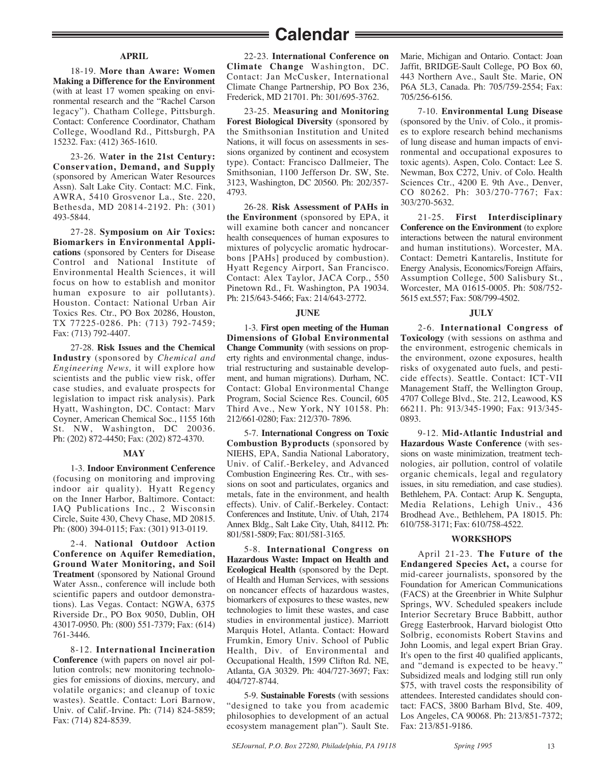# Calendar

## APRIL

18-19. **More than Aware: Women Making a Difference for the Environment** (with at least 17 women speaking on environmental research and the "Rachel Carson legacy"). Chatham College, Pittsburgh. Contact: Conference Coordinator, Chatham College, Woodland Rd., Pittsburgh, PA 15232. Fax: (412) 365-1610.

23-26. **Water in the 21st Century: Conservation, Demand, and Supply** (sponsored by American Water Resources Assn). Salt Lake City. Contact: M.C. Fink, AWRA, 5410 Grosvenor La., Ste. 220, Bethesda, MD 20814-2192. Ph: (301) 493-5844.

27-28. **Symposium on Air Toxics: Biomarkers in Environmental Applications** (sponsored by Centers for Disease Control and National Institute of Environmental Health Sciences, it will focus on how to establish and monitor human exposure to air pollutants). Houston. Contact: National Urban Air Toxics Res. Ctr., PO Box 20286, Houston, TX 77225-0286. Ph: (713) 792-7459; Fax: (713) 792-4407.

27-28. **Risk Issues and the Chemical Industry** (sponsored by *Chemical and Engineering News,* it will explore how scientists and the public view risk, offer case studies, and evaluate prospects for legislation to impact risk analysis). Park Hyatt, Washington, DC. Contact: Marv Coyner, American Chemical Soc., 1155 16th St. NW, Washington, DC 20036. Ph: (202) 872-4450; Fax: (202) 872-4370.

## MAY

1-3. **Indoor Environment Cenference** (focusing on monitoring and improving indoor air quality). Hyatt Regency on the Inner Harbor, Baltimore. Contact: IAQ Publications Inc., 2 Wisconsin Circle, Suite 430, Chevy Chase, MD 20815. Ph: (800) 394-0115; Fax: (301) 913-0119.

2-4. **National Outdoor Action Conference on Aquifer Remediation, Ground Water Monitoring, and Soil Treatment** (sponsored by National Ground Water Assn., conference will include both scientific papers and outdoor demonstrations). Las Vegas. Contact: NGWA, 6375 Riverside Dr., PO Box 9050, Dublin, OH 43017-0950. Ph: (800) 551-7379; Fax: (614) 761-3446.

8-12. **International Incineration Conference** (with papers on novel air pollution controls; new monitoring technologies for emissions of dioxins, mercury, and volatile organics; and cleanup of toxic wastes). Seattle. Contact: Lori Barnow, Univ. of Calif.-Irvine. Ph: (714) 824-5859; Fax: (714) 824-8539.

22-23. **International Conference on Climate Change** Washington, DC. Contact: Jan McCusker, International Climate Change Partnership, PO Box 236, Frederick, MD 21701. Ph: 301/695-3762.

23-25. **Measuring and Monitoring Forest Biological Diversity** (sponsored by the Smithsonian Institution and United Nations, it will focus on assessments in sessions organized by continent and ecosystem type). Contact: Francisco Dallmeier, The Smithsonian, 1100 Jefferson Dr. SW, Ste. 3123, Washington, DC 20560. Ph: 202/357-4793.

26-28. **Risk Assessment of PAHs in the Environment** (sponsored by EPA, it will examine both cancer and noncancer health consequences of human exposures to mixtures of polycyclic aromatic hydrocarbons [PAHs] produced by combustion). Hyatt Regency Airport, San Francisco. Contact: Alex Taylor, JACA Corp., 550 Pinetown Rd., Ft. Washington, PA 19034. Ph: 215/643-5466; Fax: 214/643-2772.

## JUNE

1-3. **First open meeting of the Human Dimensions of Global Environmental Change Community** (with sessions on property rights and environmental change, industrial restructuring and sustainable development, and human migrations). Durham, NC. Contact: Global Environmental Change Program, Social Science Res. Council, 605 Third Ave., New York, NY 10158. Ph: 212/661-0280; Fax: 212/370- 7896.

5-7. **International Congress on Toxic Combustion Byproducts** (sponsored by NIEHS, EPA, Sandia National Laboratory, Univ. of Calif.-Berkeley, and Advanced Combustion Engineering Res. Ctr., with sessions on soot and particulates, organics and metals, fate in the environment, and health effects). Univ. of Calif.-Berkeley. Contact: Conferences and Institute, Univ. of Utah, 2174 Annex Bldg., Salt Lake City, Utah, 84112. Ph: 801/581-5809; Fax: 801/581-3165.

5-8. **International Congress on Hazardous Waste: Impact on Health and Ecological Health** (sponsored by the Dept. of Health and Human Services, with sessions on noncancer effects of hazardous wastes, biomarkers of exposures to these wastes, new technologies to limit these wastes, and case studies in environmental justice). Marriott Marquis Hotel, Atlanta. Contact: Howard Frumkin, Emory Univ. School of Public Health, Div. of Environmental and Occupational Health, 1599 Clifton Rd. NE, Atlanta, GA 30329. Ph: 404/727-3697; Fax: 404/727-8744.

5-9. **Sustainable Forests** (with sessions "designed to take you from academic philosophies to development of an actual ecosystem management plan"). Sault Ste. Marie, Michigan and Ontario. Contact: Joan Jaffit, BRIDGE-Sault College, PO Box 60, 443 Northern Ave., Sault Ste. Marie, ON P6A 5L3, Canada. Ph: 705/759-2554; Fax: 705/256-6156.

7-10. **Environmental Lung Disease** (sponsored by the Univ. of Colo., it promises to explore research behind mechanisms of lung disease and human impacts of environmental and occupational exposures to toxic agents). Aspen, Colo. Contact: Lee S. Newman, Box C272, Univ. of Colo. Health Sciences Ctr., 4200 E. 9th Ave., Denver, CO 80262. Ph: 303/270-7767; Fax: 303/270-5632.

21-25. **First Interdisciplinary Conference on the Environment** (to explore interactions between the natural environment and human institutions). Worcester, MA. Contact: Demetri Kantarelis, Institute for Energy Analysis, Economics/Foreign Affairs, Assumption College, 500 Salisbury St., Worcester, MA 01615-0005. Ph: 508/752-5615 ext.557; Fax: 508/799-4502.

## JULY

2-6. **International Congress of Toxicology** (with sessions on asthma and the environment, estrogenic chemicals in the environment, ozone exposures, health risks of oxygenated auto fuels, and pesticide effects). Seattle. Contact: ICT-VII Management Staff, the Wellington Group, 4707 College Blvd., Ste. 212, Leawood, KS 66211. Ph: 913/345-1990; Fax: 913/345-0893.

9-12. **Mid-Atlantic Industrial and Hazardous Waste Conference** (with sessions on waste minimization, treatment technologies, air pollution, control of volatile organic chemicals, legal and regulatory issues, in situ remediation, and case studies). Bethlehem, PA. Contact: Arup K. Sengupta, Media Relations, Lehigh Univ., 436 Brodhead Ave., Bethlehem, PA 18015. Ph: 610/758-3171; Fax: 610/758-4522.

## WORKSHOPS

April 21-23. **The Future of the Endangered Species Act,** a course for mid-career journalists, sponsored by the Foundation for American Communications (FACS) at the Greenbrier in White Sulphur Springs, WV. Scheduled speakers include Interior Secretary Bruce Babbitt, author Gregg Easterbrook, Harvard biologist Otto Solbrig, economists Robert Stavins and John Loomis, and legal expert Brian Gray. It's open to the first 40 qualified applicants, and "demand is expected to be heavy." Subsidized meals and lodging still run only $75, with travel costs the responsibility of attendees. Interested candidates should contact: FACS, 3800 Barham Blvd, Ste. 409, Los Angeles, CA 90068. Ph: 213/851-7372; Fax: 213/851-9186.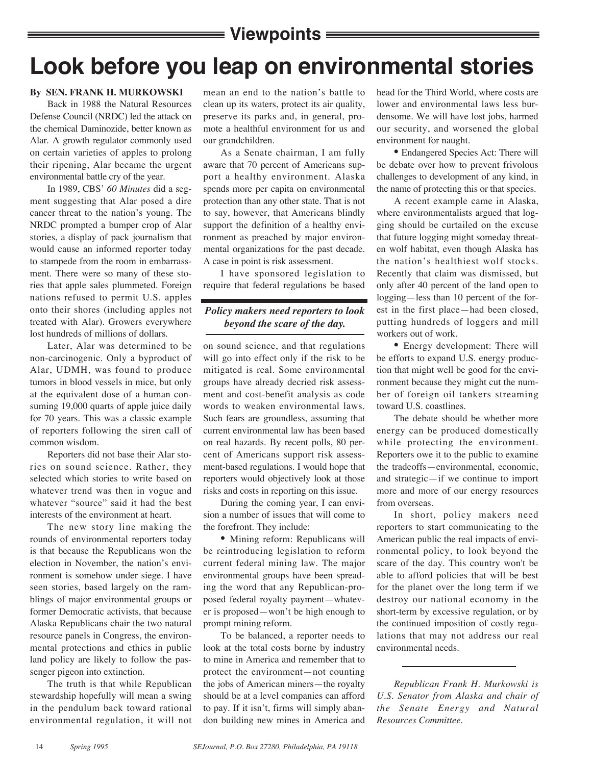## Viewpoints

# Look before you leap on environmental stories

**By SEN. FRANK H. MURKOWSKI**

Back in 1988 the Natural Resources Defense Council (NRDC) led the attack on the chemical Daminozide, better known as Alar. A growth regulator commonly used on certain varieties of apples to prolong their ripening, Alar became the urgent environmental battle cry of the year.

In 1989, CBS' *60 Minutes* did a segment suggesting that Alar posed a dire cancer threat to the nation's young. The NRDC prompted a bumper crop of Alar stories, a display of pack journalism that would cause an informed reporter today to stampede from the room in embarrassment. There were so many of these stories that apple sales plummeted. Foreign nations refused to permit U.S. apples onto their shores (including apples not treated with Alar). Growers everywhere lost hundreds of millions of dollars.

Later, Alar was determined to be non-carcinogenic. Only a byproduct of Alar, UDMH, was found to produce tumors in blood vessels in mice, but only at the equivalent dose of a human consuming 19,000 quarts of apple juice daily for 70 years. This was a classic example of reporters following the siren call of common wisdom.

Reporters did not base their Alar stories on sound science. Rather, they selected which stories to write based on whatever trend was then in vogue and whatever "source" said it had the best interests of the environment at heart.

The new story line making the rounds of environmental reporters today is that because the Republicans won the election in November, the nation's environment is somehow under siege. I have seen stories, based largely on the ramblings of major environmental groups or former Democratic activists, that because Alaska Republicans chair the two natural resource panels in Congress, the environmental protections and ethics in public land policy are likely to follow the passenger pigeon into extinction.

The truth is that while Republican stewardship hopefully will mean a swing in the pendulum back toward rational environmental regulation, it will not mean an end to the nation's battle to clean up its waters, protect its air quality, preserve its parks and, in general, promote a healthful environment for us and our grandchildren.

As a Senate chairman, I am fully aware that 70 percent of Americans support a healthy environment. Alaska spends more per capita on environmental protection than any other state. That is not to say, however, that Americans blindly support the definition of a healthy environment as preached by major environmental organizations for the past decade. A case in point is risk assessment.

I have sponsored legislation to require that federal regulations be based on sound science, and that regulations will go into effect only if the risk to be mitigated is real. Some environmental groups have already decried risk assessment and cost-benefit analysis as code words to weaken environmental laws. Such fears are groundless, assuming that current environmental law has been based on real hazards. By recent polls, 80 percent of Americans support risk assessment-based regulations. I would hope that reporters would objectively look at those risks and costs in reporting on this issue.

> ***Policy makers need reporters to look beyond the scare of the day.***

During the coming year, I can envision a number of issues that will come to the forefront. They include:

- Mining reform: Republicans will be reintroducing legislation to reform current federal mining law. The major environmental groups have been spreading the word that any Republican-proposed federal royalty payment—whatever is proposed—won't be high enough to prompt mining reform.

To be balanced, a reporter needs to look at the total costs borne by industry to mine in America and remember that to protect the environment—not counting the jobs of American miners—the royalty should be at a level companies can afford to pay. If it isn't, firms will simply abandon building new mines in America and head for the Third World, where costs are lower and environmental laws less burdensome. We will have lost jobs, harmed our security, and worsened the global environment for naught.

- Endangered Species Act: There will be debate over how to prevent frivolous challenges to development of any kind, in the name of protecting this or that species.

A recent example came in Alaska, where environmentalists argued that logging should be curtailed on the excuse that future logging might someday threaten wolf habitat, even though Alaska has the nation's healthiest wolf stocks. Recently that claim was dismissed, but only after 40 percent of the land open to logging—less than 10 percent of the forest in the first place—had been closed, putting hundreds of loggers and mill workers out of work.

- Energy development: There will be efforts to expand U.S. energy production that might well be good for the environment because they might cut the number of foreign oil tankers streaming toward U.S. coastlines.

The debate should be whether more energy can be produced domestically while protecting the environment. Reporters owe it to the public to examine the tradeoffs—environmental, economic, and strategic—if we continue to import more and more of our energy resources from overseas.

In short, policy makers need reporters to start communicating to the American public the real impacts of environmental policy, to look beyond the scare of the day. This country won't be able to afford policies that will be best for the planet over the long term if we destroy our national economy in the short-term by excessive regulation, or by the continued imposition of costly regulations that may not address our real environmental needs.

---

*Republican Frank H. Murkowski is U.S. Senator from Alaska and chair of the Senate Energy and Natural Resources Committee.*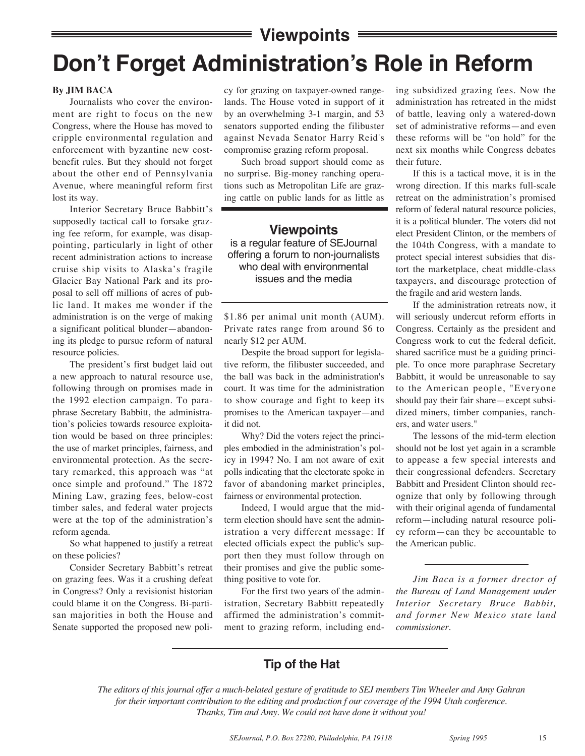## Viewpoints

# Don't Forget Administration's Role in Reform

**By JIM BACA**

Journalists who cover the environment are right to focus on the new Congress, where the House has moved to cripple environmental regulation and enforcement with byzantine new cost-benefit rules. But they should not forget about the other end of Pennsylvania Avenue, where meaningful reform first lost its way.

Interior Secretary Bruce Babbitt's supposedly tactical call to forsake grazing fee reform, for example, was disappointing, particularly in light of other recent administration actions to increase cruise ship visits to Alaska's fragile Glacier Bay National Park and its proposal to sell off millions of acres of public land. It makes me wonder if the administration is on the verge of making a significant political blunder—abandoning its pledge to pursue reform of natural resource policies.

The president's first budget laid out a new approach to natural resource use, following through on promises made in the 1992 election campaign. To paraphrase Secretary Babbitt, the administration's policies towards resource exploitation would be based on three principles: the use of market principles, fairness, and environmental protection. As the secretary remarked, this approach was "at once simple and profound." The 1872 Mining Law, grazing fees, below-cost timber sales, and federal water projects were at the top of the administration's reform agenda.

So what happened to justify a retreat on these policies?

Consider Secretary Babbitt's retreat on grazing fees. Was it a crushing defeat in Congress? Only a revisionist historian could blame it on the Congress. Bi-partisan majorities in both the House and Senate supported the proposed new policy for grazing on taxpayer-owned rangelands. The House voted in support of it by an overwhelming 3-1 margin, and 53 senators supported ending the filibuster against Nevada Senator Harry Reid's compromise grazing reform proposal.

Such broad support should come as no surprise. Big-money ranching operations such as Metropolitan Life are grazing cattle on public lands for as little as $1.86 per animal unit month (AUM). Private rates range from around $6 to nearly $12 per AUM.

**Viewpoints**
is a regular feature of SEJournal offering a forum to non-journalists who deal with environmental issues and the media

Despite the broad support for legislative reform, the filibuster succeeded, and the ball was back in the administration's court. It was time for the administration to show courage and fight to keep its promises to the American taxpayer—and it did not.

Why? Did the voters reject the principles embodied in the administration's policy in 1994? No. I am not aware of exit polls indicating that the electorate spoke in favor of abandoning market principles, fairness or environmental protection.

Indeed, I would argue that the mid-term election should have sent the administration a very different message: If elected officials expect the public's support then they must follow through on their promises and give the public something positive to vote for.

For the first two years of the administration, Secretary Babbitt repeatedly affirmed the administration's commitment to grazing reform, including ending subsidized grazing fees. Now the administration has retreated in the midst of battle, leaving only a watered-down set of administrative reforms—and even these reforms will be "on hold" for the next six months while Congress debates their future.

If this is a tactical move, it is in the wrong direction. If this marks full-scale retreat on the administration's promised reform of federal natural resource policies, it is a political blunder. The voters did not elect President Clinton, or the members of the 104th Congress, with a mandate to protect special interest subsidies that distort the marketplace, cheat middle-class taxpayers, and discourage protection of the fragile and arid western lands.

If the administration retreats now, it will seriously undercut reform efforts in Congress. Certainly as the president and Congress work to cut the federal deficit, shared sacrifice must be a guiding principle. To once more paraphrase Secretary Babbitt, it would be unreasonable to say to the American people, "Everyone should pay their fair share—except subsidized miners, timber companies, ranchers, and water users."

The lessons of the mid-term election should not be lost yet again in a scramble to appease a few special interests and their congressional defenders. Secretary Babbitt and President Clinton should recognize that only by following through with their original agenda of fundamental reform—including natural resource policy reform—can they be accountable to the American public.

---

*Jim Baca is a former drector of the Bureau of Land Management under Interior Secretary Bruce Babbit, and former New Mexico state land commissioner.*

---

## Tip of the Hat

*The editors of this journal offer a much-belated gesture of gratitude to SEJ members Tim Wheeler and Amy Gahran for their important contribution to the editing and production f our coverage of the 1994 Utah conference. Thanks, Tim and Amy. We could not have done it without you!*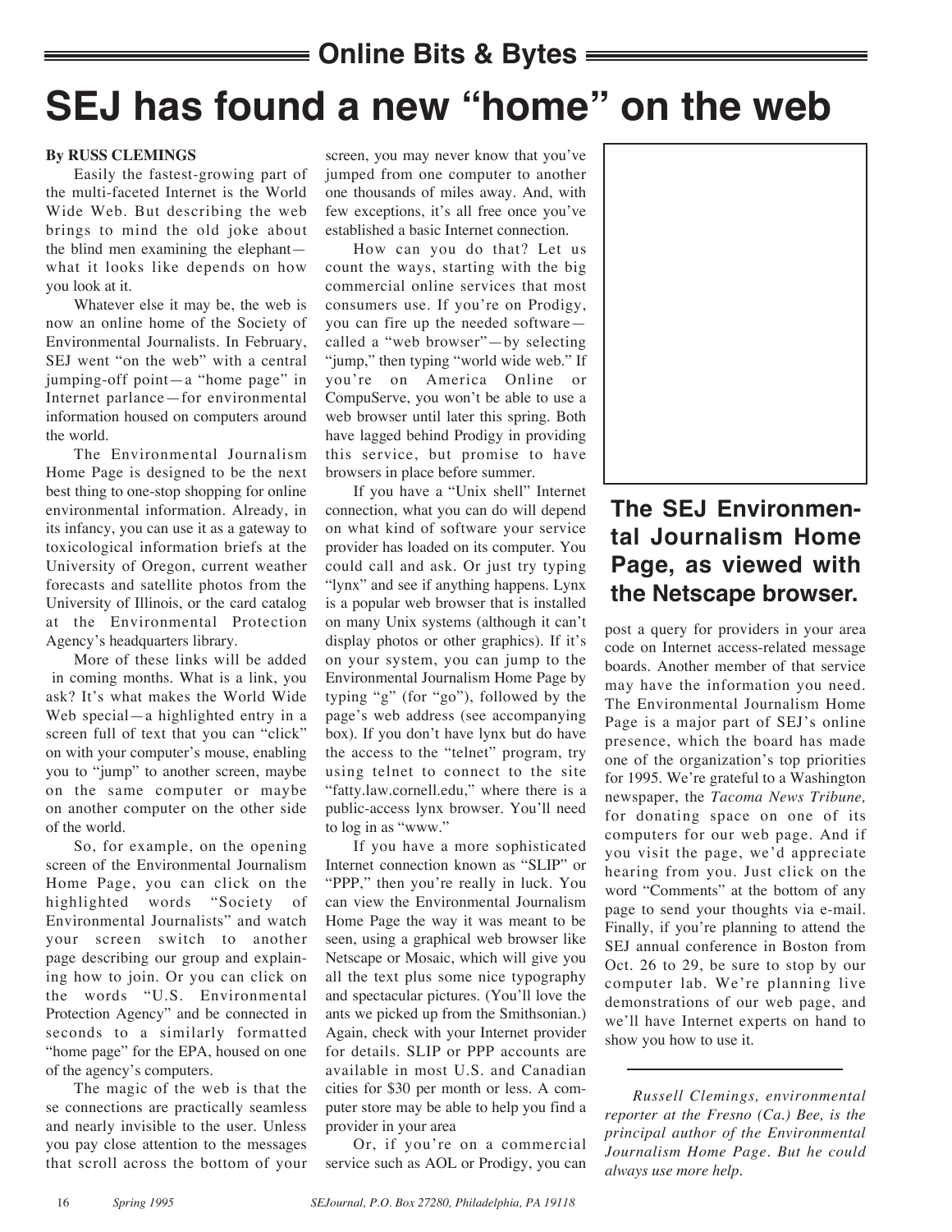## Online Bits & Bytes

# SEJ has found a new "home" on the web

**By RUSS CLEMINGS**

Easily the fastest-growing part of the multi-faceted Internet is the World Wide Web. But describing the web brings to mind the old joke about the blind men examining the elephant—what it looks like depends on how you look at it.

Whatever else it may be, the web is now an online home of the Society of Environmental Journalists. In February, SEJ went "on the web" with a central jumping-off point—a "home page" in Internet parlance—for environmental information housed on computers around the world.

The Environmental Journalism Home Page is designed to be the next best thing to one-stop shopping for online environmental information. Already, in its infancy, you can use it as a gateway to toxicological information briefs at the University of Oregon, current weather forecasts and satellite photos from the University of Illinois, or the card catalog at the Environmental Protection Agency's headquarters library.

More of these links will be added in coming months. What is a link, you ask? It's what makes the World Wide Web special—a highlighted entry in a screen full of text that you can "click" on with your computer's mouse, enabling you to "jump" to another screen, maybe on the same computer or maybe on another computer on the other side of the world.

So, for example, on the opening screen of the Environmental Journalism Home Page, you can click on the highlighted words "Society of Environmental Journalists" and watch your screen switch to another page describing our group and explaining how to join. Or you can click on the words "U.S. Environmental Protection Agency" and be connected in seconds to a similarly formatted "home page" for the EPA, housed on one of the agency's computers.

The magic of the web is that these connections are practically seamless and nearly invisible to the user. Unless you pay close attention to the messages that scroll across the bottom of your screen, you may never know that you've jumped from one computer to another one thousands of miles away. And, with few exceptions, it's all free once you've established a basic Internet connection.

How can you do that? Let us count the ways, starting with the big commercial online services that most consumers use. If you're on Prodigy, you can fire up the needed software—called a "web browser"—by selecting "jump," then typing "world wide web." If you're on America Online or CompuServe, you won't be able to use a web browser until later this spring. Both have lagged behind Prodigy in providing this service, but promise to have browsers in place before summer.

If you have a "Unix shell" Internet connection, what you can do will depend on what kind of software your service provider has loaded on its computer. You could call and ask. Or just try typing "lynx" and see if anything happens. Lynx is a popular web browser that is installed on many Unix systems (although it can't display photos or other graphics). If it's on your system, you can jump to the Environmental Journalism Home Page by typing "g" (for "go"), followed by the page's web address (see accompanying box). If you don't have lynx but do have the access to the "telnet" program, try using telnet to connect to the site "fatty.law.cornell.edu," where there is a public-access lynx browser. You'll need to log in as "www."

If you have a more sophisticated Internet connection known as "SLIP" or "PPP," then you're really in luck. You can view the Environmental Journalism Home Page the way it was meant to be seen, using a graphical web browser like Netscape or Mosaic, which will give you all the text plus some nice typography and spectacular pictures. (You'll love the ants we picked up from the Smithsonian.) Again, check with your Internet provider for details. SLIP or PPP accounts are available in most U.S. and Canadian cities for $30 per month or less. A computer store may be able to help you find a provider in your area

Or, if you're on a commercial service such as AOL or Prodigy, you can post a query for providers in your area code on Internet access-related message boards. Another member of that service may have the information you need. The Environmental Journalism Home Page is a major part of SEJ's online presence, which the board has made one of the organization's top priorities for 1995. We're grateful to a Washington newspaper, the *Tacoma News Tribune,* for donating space on one of its computers for our web page. And if you visit the page, we'd appreciate hearing from you. Just click on the word "Comments" at the bottom of any page to send your thoughts via e-mail. Finally, if you're planning to attend the SEJ annual conference in Boston from Oct. 26 to 29, be sure to stop by our computer lab. We're planning live demonstrations of our web page, and we'll have Internet experts on hand to show you how to use it.

**The SEJ Environmental Journalism Home Page, as viewed with the Netscape browser.**

---

*Russell Clemings, environmental reporter at the Fresno (Ca.) Bee, is the principal author of the Environmental Journalism Home Page. But he could always use more help.*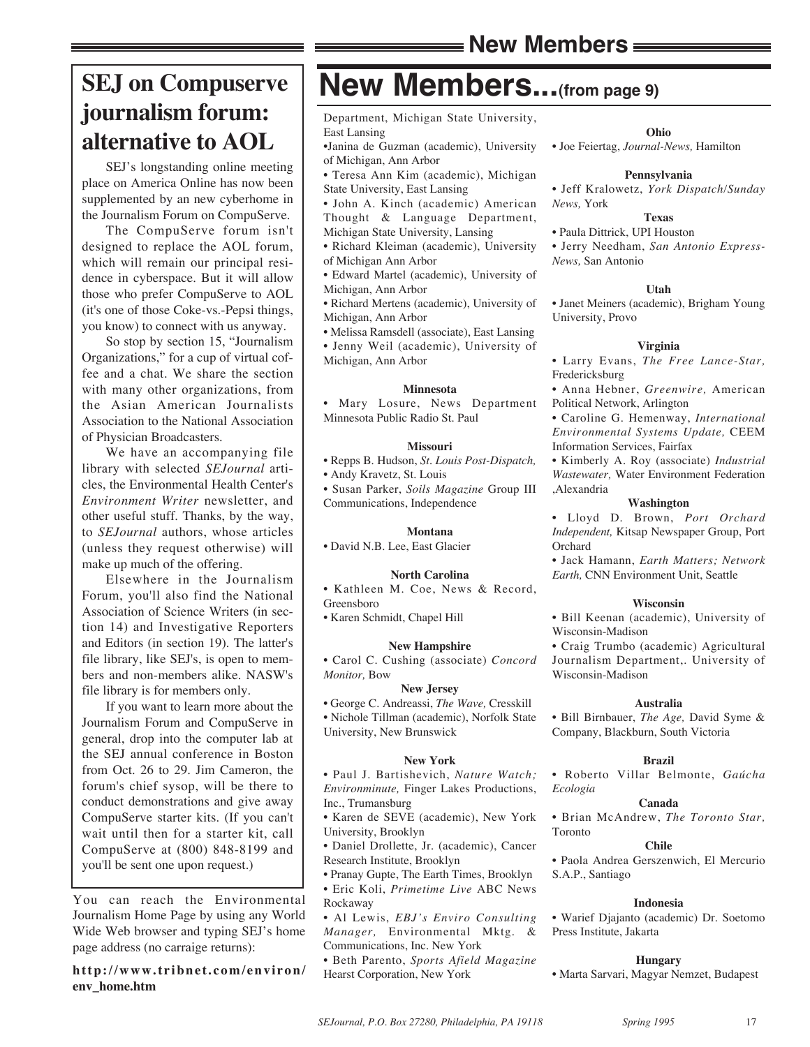## SEJ on Compuserve journalism forum: alternative to AOL

SEJ's longstanding online meeting place on America Online has now been supplemented by an new cyberhome in the Journalism Forum on CompuServe.

The CompuServe forum isn't designed to replace the AOL forum, which will remain our principal residence in cyberspace. But it will allow those who prefer CompuServe to AOL (it's one of those Coke-vs.-Pepsi things, you know) to connect with us anyway.

So stop by section 15, "Journalism Organizations," for a cup of virtual coffee and a chat. We share the section with many other organizations, from the Asian American Journalists Association to the National Association of Physician Broadcasters.

We have an accompanying file library with selected *SEJournal* articles, the Environmental Health Center's *Environment Writer* newsletter, and other useful stuff. Thanks, by the way, to *SEJournal* authors, whose articles (unless they request otherwise) will make up much of the offering.

Elsewhere in the Journalism Forum, you'll also find the National Association of Science Writers (in section 14) and Investigative Reporters and Editors (in section 19). The latter's file library, like SEJ's, is open to members and non-members alike. NASW's file library is for members only.

If you want to learn more about the Journalism Forum and CompuServe in general, drop into the computer lab at the SEJ annual conference in Boston from Oct. 26 to 29. Jim Cameron, the forum's chief sysop, will be there to conduct demonstrations and give away CompuServe starter kits. (If you can't wait until then for a starter kit, call CompuServe at (800) 848-8199 and you'll be sent one upon request.)

You can reach the Environmental Journalism Home Page by using any World Wide Web browser and typing SEJ's home page address (no carraige returns):

**http://www.tribnet.com/environ/env_home.htm**

# New Members...(from page 9)

Department, Michigan State University, East Lansing
- Janina de Guzman (academic), University of Michigan, Ann Arbor
- Teresa Ann Kim (academic), Michigan State University, East Lansing
- John A. Kinch (academic) American Thought & Language Department, Michigan State University, Lansing
- Richard Kleiman (academic), University of Michigan Ann Arbor
- Edward Martel (academic), University of Michigan, Ann Arbor
- Richard Mertens (academic), University of Michigan, Ann Arbor
- Melissa Ramsdell (associate), East Lansing
- Jenny Weil (academic), University of Michigan, Ann Arbor

**Minnesota**
- Mary Losure, News Department Minnesota Public Radio St. Paul

**Missouri**
- Repps B. Hudson, *St. Louis Post-Dispatch,*
- Andy Kravetz, St. Louis
- Susan Parker, *Soils Magazine* Group III Communications, Independence

**Montana**
- David N.B. Lee, East Glacier

**North Carolina**
- Kathleen M. Coe, News & Record, Greensboro
- Karen Schmidt, Chapel Hill

**New Hampshire**
- Carol C. Cushing (associate) *Concord Monitor,* Bow

**New Jersey**
- George C. Andreassi, *The Wave,* Cresskill
- Nichole Tillman (academic), Norfolk State University, New Brunswick

**New York**
- Paul J. Bartishevich, *Nature Watch; Environminute,* Finger Lakes Productions, Inc., Trumansburg
- Karen de SEVE (academic), New York University, Brooklyn
- Daniel Drollette, Jr. (academic), Cancer Research Institute, Brooklyn
- Pranay Gupte, The Earth Times, Brooklyn
- Eric Koli, *Primetime Live* ABC News Rockaway
- Al Lewis, *EBJ's Enviro Consulting Manager,* Environmental Mktg. & Communications, Inc. New York
- Beth Parento, *Sports Afield Magazine* Hearst Corporation, New York

**Ohio**
- Joe Feiertag, *Journal-News,* Hamilton

**Pennsylvania**
- Jeff Kralowetz, *York Dispatch/Sunday News,* York

**Texas**
- Paula Dittrick, UPI Houston
- Jerry Needham, *San Antonio Express-News,* San Antonio

**Utah**
- Janet Meiners (academic), Brigham Young University, Provo

**Virginia**
- Larry Evans, *The Free Lance-Star,* Fredericksburg
- Anna Hebner, *Greenwire,* American Political Network, Arlington
- Caroline G. Hemenway, *International Environmental Systems Update,* CEEM Information Services, Fairfax
- Kimberly A. Roy (associate) *Industrial Wastewater,* Water Environment Federation ,Alexandria

**Washington**
- Lloyd D. Brown, *Port Orchard Independent,* Kitsap Newspaper Group, Port Orchard
- Jack Hamann, *Earth Matters; Network Earth,* CNN Environment Unit, Seattle

**Wisconsin**
- Bill Keenan (academic), University of Wisconsin-Madison
- Craig Trumbo (academic) Agricultural Journalism Department,. University of Wisconsin-Madison

**Australia**
- Bill Birnbauer, *The Age,* David Syme & Company, Blackburn, South Victoria

**Brazil**
- Roberto Villar Belmonte, *Gaúcha Ecologia*

**Canada**
- Brian McAndrew, *The Toronto Star,* Toronto

**Chile**
- Paola Andrea Gerszenwich, El Mercurio S.A.P., Santiago

**Indonesia**
- Warief Djajanto (academic) Dr. Soetomo Press Institute, Jakarta

**Hungary**
- Marta Sarvari, Magyar Nemzet, Budapest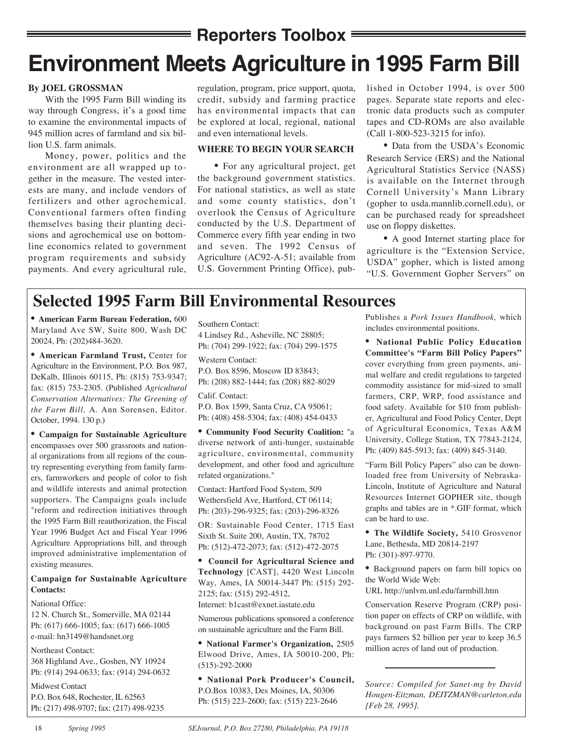## Reporters Toolbox

# Environment Meets Agriculture in 1995 Farm Bill

**By JOEL GROSSMAN**

With the 1995 Farm Bill winding its way through Congress, it's a good time to examine the environmental impacts of 945 million acres of farmland and six billion U.S. farm animals.

Money, power, politics and the environment are all wrapped up together in the measure. The vested interests are many, and include vendors of fertilizers and other agrochemical. Conventional farmers often finding themselves basing their planting decisions and agrochemical use on bottom-line economics related to government program requirements and subsidy payments. And every agricultural rule, regulation, program, price support, quota, credit, subsidy and farming practice has environmental impacts that can be explored at local, regional, national and even international levels.

**WHERE TO BEGIN YOUR SEARCH**

- For any agricultural project, get the background government statistics. For national statistics, as well as state and some county statistics, don't overlook the Census of Agriculture conducted by the U.S. Department of Commerce every fifth year ending in two and seven. The 1992 Census of Agriculture (AC92-A-51; available from U.S. Government Printing Office), published in October 1994, is over 500 pages. Separate state reports and electronic data products such as computer tapes and CD-ROMs are also available (Call 1-800-523-3215 for info).

- Data from the USDA's Economic Research Service (ERS) and the National Agricultural Statistics Service (NASS) is available on the Internet through Cornell University's Mann Library (gopher to usda.mannlib.cornell.edu), or can be purchased ready for spreadsheet use on floppy diskettes.

- A good Internet starting place for agriculture is the "Extension Service, USDA" gopher, which is listed among "U.S. Government Gopher Servers" on

## Selected 1995 Farm Bill Environmental Resources

- **American Farm Bureau Federation,** 600 Maryland Ave SW, Suite 800, Wash DC 20024, Ph: (202)484-3620.

- **American Farmland Trust,** Center for Agriculture in the Environment, P.O. Box 987, DeKalb, Illinois 60115, Ph: (815) 753-9347; fax: (815) 753-2305. (Published *Agricultural Conservation Alternatives: The Greening of the Farm Bill,* A. Ann Sorensen, Editor. October, 1994. 130 p.)

- **Campaign for Sustainable Agriculture** encompasses over 500 grassroots and national organizations from all regions of the country representing everything from family farmers, farmworkers and people of color to fish and wildlife interests and animal protection supporters. The Campaigns goals include "reform and redirection initiatives through the 1995 Farm Bill reauthorization, the Fiscal Year 1996 Budget Act and Fiscal Year 1996 Agriculture Appropriations bill, and through improved administrative implementation of existing measures.

**Campaign for Sustainable Agriculture Contacts:**

National Office:
12 N. Church St., Somerville, MA 02144
Ph: (617) 666-1005; fax: (617) 666-1005
e-mail: hn3149@handsnet.org

Northeast Contact:
368 Highland Ave., Goshen, NY 10924
Ph: (914) 294-0633; fax: (914) 294-0632

Midwest Contact
P.O. Box 648, Rochester, IL 62563
Ph: (217) 498-9707; fax: (217) 498-9235

Southern Contact:
4 Lindsey Rd., Asheville, NC 28805;
Ph: (704) 299-1922; fax: (704) 299-1575

Western Contact:
P.O. Box 8596, Moscow ID 83843;
Ph: (208) 882-1444; fax (208) 882-8029

Calif. Contact:
P.O. Box 1599, Santa Cruz, CA 95061;
Ph: (408) 458-5304; fax: (408) 454-0433

- **Community Food Security Coalition:** "a diverse network of anti-hunger, sustainable agriculture, environmental, community development, and other food and agriculture related organizations."

Contact: Hartford Food System, 509 Wethersfield Ave, Hartford, CT 06114;
Ph: (203)-296-9325; fax: (203)-296-8326

OR: Sustainable Food Center, 1715 East Sixth St. Suite 200, Austin, TX, 78702
Ph: (512)-472-2073; fax: (512)-472-2075

- **Council for Agricultural Science and Technology** [CAST], 4420 West Lincoln Way, Ames, IA 50014-3447 Ph: (515) 292-2125; fax: (515) 292-4512,
Internet: b1cast@exnet.iastate.edu

Numerous publications sponsored a conference on sustainable agriculture and the Farm Bill.

- **National Farmer's Organization,** 2505 Elwood Drive, Ames, IA 50010-200, Ph: (515)-292-2000

- **National Pork Producer's Council,** P.O.Box 10383, Des Moines, IA, 50306
Ph: (515) 223-2600; fax: (515) 223-2646

Publishes a *Pork Issues Handbook,* which includes environmental positions.

- **National Public Policy Education Committee's "Farm Bill Policy Papers"** cover everything from green payments, animal welfare and credit regulations to targeted commodity assistance for mid-sized to small farmers, CRP, WRP, food assistance and food safety. Available for $10 from publisher, Agricultural and Food Policy Center, Dept of Agricultural Economics, Texas A&M University, College Station, TX 77843-2124, Ph: (409) 845-5913; fax: (409) 845-3140.

"Farm Bill Policy Papers" also can be downloaded free from University of Nebraska-Lincoln, Institute of Agriculture and Natural Resources Internet GOPHER site, though graphs and tables are in *.GIF format, which can be hard to use.

- **The Wildlife Society,** 5410 Grosvenor Lane, Bethesda, MD 20814-2197
Ph: (301)-897-9770.

- Background papers on farm bill topics on the World Wide Web:
URL http://unlvm.unl.edu/farmbill.htm

Conservation Reserve Program (CRP) position paper on effects of CRP on wildlife, with background on past Farm Bills. The CRP pays farmers $2 billion per year to keep 36.5 million acres of land out of production.

---

*Source: Compiled for Sanet-mg by David Hougen-Eitzman, DEITZMAN@carleton.edu [Feb 28, 1995].*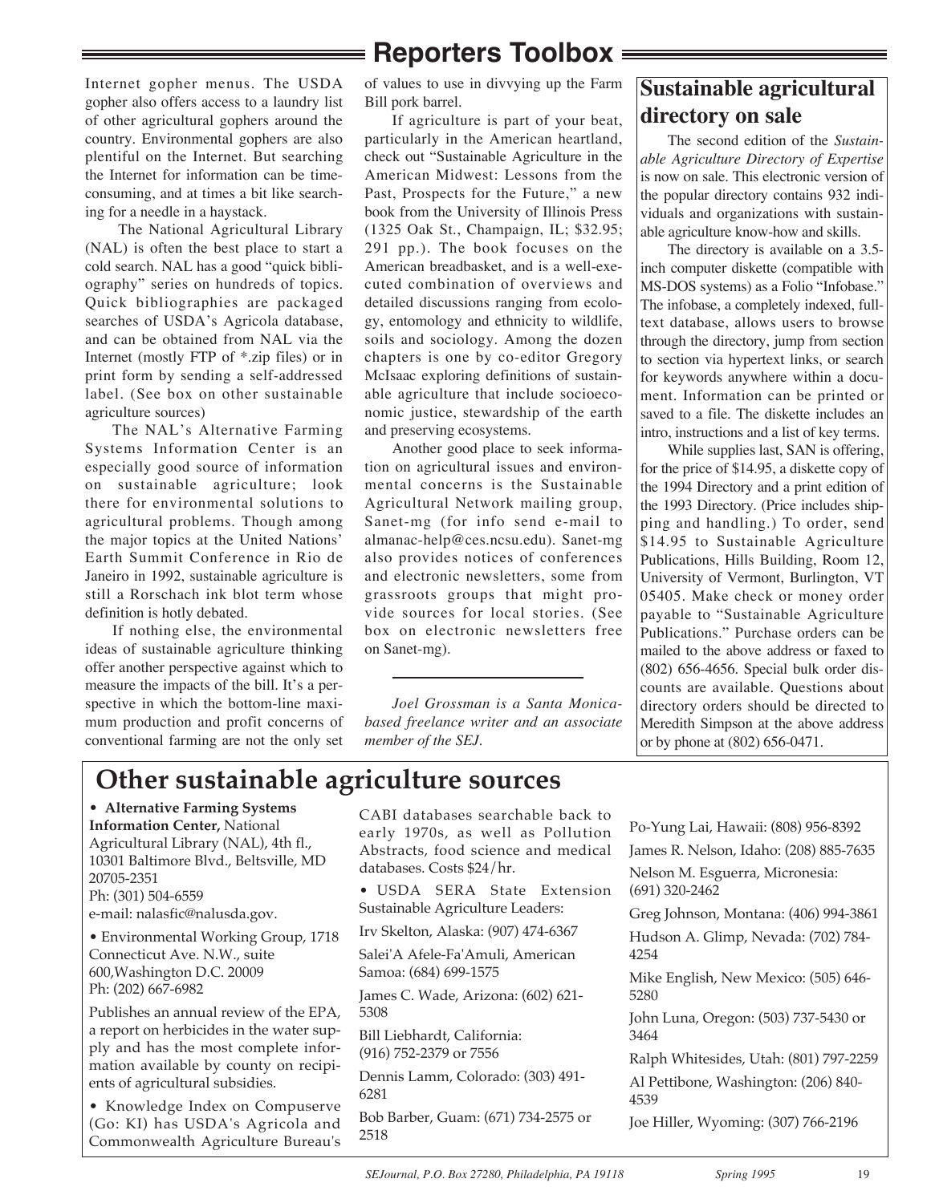Internet gopher menus. The USDA gopher also offers access to a laundry list of other agricultural gophers around the country. Environmental gophers are also plentiful on the Internet. But searching the Internet for information can be time-consuming, and at times a bit like searching for a needle in a haystack.

The National Agricultural Library (NAL) is often the best place to start a cold search. NAL has a good "quick bibliography" series on hundreds of topics. Quick bibliographies are packaged searches of USDA's Agricola database, and can be obtained from NAL via the Internet (mostly FTP of *.zip files) or in print form by sending a self-addressed label. (See box on other sustainable agriculture sources)

The NAL's Alternative Farming Systems Information Center is an especially good source of information on sustainable agriculture; look there for environmental solutions to agricultural problems. Though among the major topics at the United Nations' Earth Summit Conference in Rio de Janeiro in 1992, sustainable agriculture is still a Rorschach ink blot term whose definition is hotly debated.

If nothing else, the environmental ideas of sustainable agriculture thinking offer another perspective against which to measure the impacts of the bill. It's a perspective in which the bottom-line maximum production and profit concerns of conventional farming are not the only set of values to use in divvying up the Farm Bill pork barrel.

If agriculture is part of your beat, particularly in the American heartland, check out "Sustainable Agriculture in the American Midwest: Lessons from the Past, Prospects for the Future," a new book from the University of Illinois Press (1325 Oak St., Champaign, IL; $32.95; 291 pp.). The book focuses on the American breadbasket, and is a well-executed combination of overviews and detailed discussions ranging from ecology, entomology and ethnicity to wildlife, soils and sociology. Among the dozen chapters is one by co-editor Gregory McIsaac exploring definitions of sustainable agriculture that include socioeconomic justice, stewardship of the earth and preserving ecosystems.

Another good place to seek information on agricultural issues and environmental concerns is the Sustainable Agricultural Network mailing group, Sanet-mg (for info send e-mail to almanac-help@ces.ncsu.edu). Sanet-mg also provides notices of conferences and electronic newsletters, some from grassroots groups that might provide sources for local stories. (See box on electronic newsletters free on Sanet-mg).

---

*Joel Grossman is a Santa Monica-based freelance writer and an associate member of the SEJ.*

## Sustainable agricultural directory on sale

The second edition of the *Sustainable Agriculture Directory of Expertise* is now on sale. This electronic version of the popular directory contains 932 individuals and organizations with sustainable agriculture know-how and skills.

The directory is available on a 3.5-inch computer diskette (compatible with MS-DOS systems) as a Folio "Infobase." The infobase, a completely indexed, full-text database, allows users to browse through the directory, jump from section to section via hypertext links, or search for keywords anywhere within a document. Information can be printed or saved to a file. The diskette includes an intro, instructions and a list of key terms.

While supplies last, SAN is offering, for the price of $14.95, a diskette copy of the 1994 Directory and a print edition of the 1993 Directory. (Price includes shipping and handling.) To order, send $14.95 to Sustainable Agriculture Publications, Hills Building, Room 12, University of Vermont, Burlington, VT 05405. Make check or money order payable to "Sustainable Agriculture Publications." Purchase orders can be mailed to the above address or faxed to (802) 656-4656. Special bulk order discounts are available. Questions about directory orders should be directed to Meredith Simpson at the above address or by phone at (802) 656-0471.

## Other sustainable agriculture sources

- **Alternative Farming Systems Information Center,** National Agricultural Library (NAL), 4th fl., 10301 Baltimore Blvd., Beltsville, MD 20705-2351
  Ph: (301) 504-6559
  e-mail: nalasfic@nalusda.gov.

- Environmental Working Group, 1718 Connecticut Ave. N.W., suite 600, Washington D.C. 20009
  Ph: (202) 667-6982

  Publishes an annual review of the EPA, a report on herbicides in the water supply and has the most complete information available by county on recipients of agricultural subsidies.

- Knowledge Index on Compuserve (Go: KI) has USDA's Agricola and Commonwealth Agriculture Bureau's CABI databases searchable back to early 1970s, as well as Pollution Abstracts, food science and medical databases. Costs $24/hr.

- USDA SERA State Extension Sustainable Agriculture Leaders:

Irv Skelton, Alaska: (907) 474-6367

Salei'A Afele-Fa'Amuli, American Samoa: (684) 699-1575

James C. Wade, Arizona: (602) 621-5308

Bill Liebhardt, California: (916) 752-2379 or 7556

Dennis Lamm, Colorado: (303) 491-6281

Bob Barber, Guam: (671) 734-2575 or 2518

Po-Yung Lai, Hawaii: (808) 956-8392

James R. Nelson, Idaho: (208) 885-7635

Nelson M. Esguerra, Micronesia: (691) 320-2462

Greg Johnson, Montana: (406) 994-3861

Hudson A. Glimp, Nevada: (702) 784-4254

Mike English, New Mexico: (505) 646-5280

John Luna, Oregon: (503) 737-5430 or 3464

Ralph Whitesides, Utah: (801) 797-2259

Al Pettibone, Washington: (206) 840-4539

Joe Hiller, Wyoming: (307) 766-2196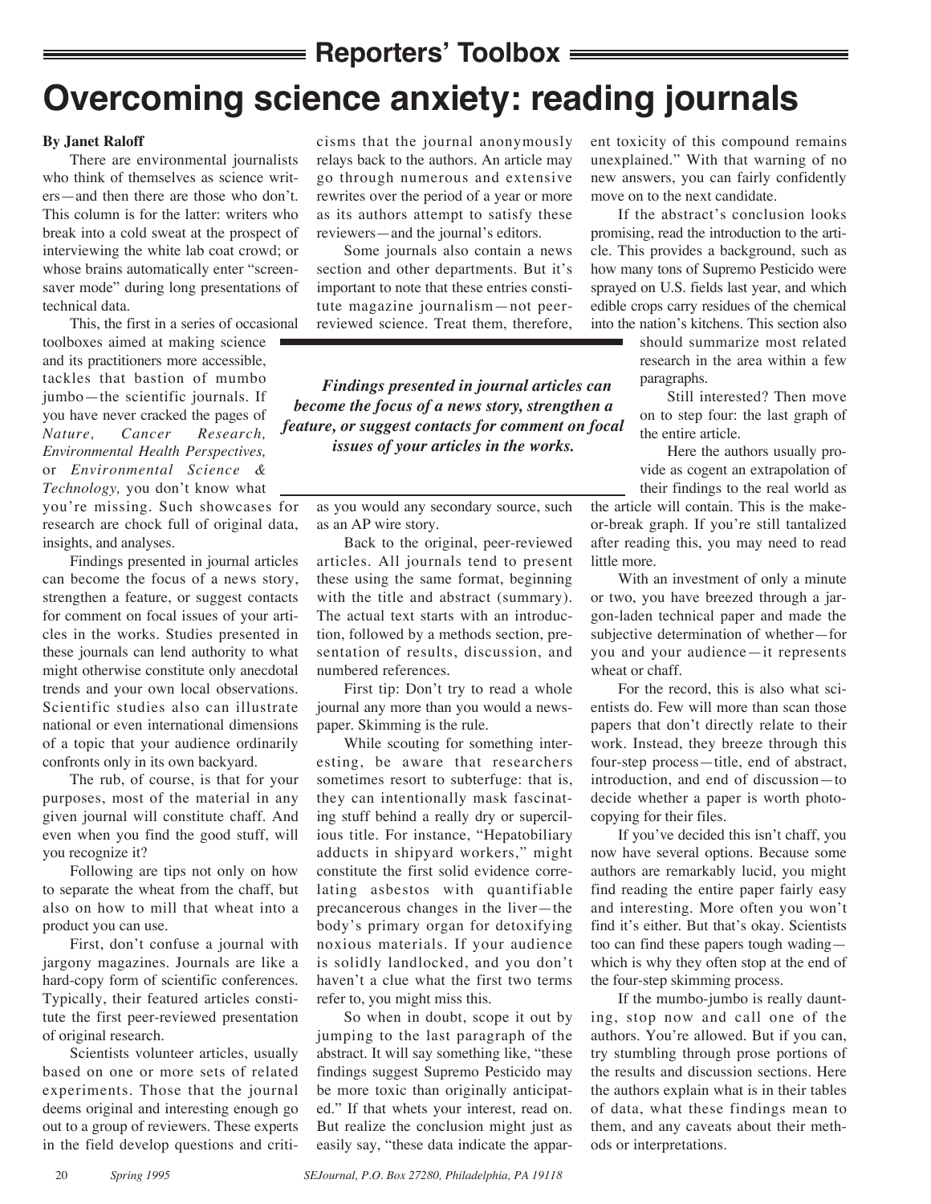## Reporters' Toolbox

# Overcoming science anxiety: reading journals

**By Janet Raloff**

There are environmental journalists who think of themselves as science writers—and then there are those who don't. This column is for the latter: writers who break into a cold sweat at the prospect of interviewing the white lab coat crowd; or whose brains automatically enter "screensaver mode" during long presentations of technical data.

This, the first in a series of occasional toolboxes aimed at making science and its practitioners more accessible, tackles that bastion of mumbo jumbo—the scientific journals. If you have never cracked the pages of *Nature, Cancer Research, Environmental Health Perspectives,* or *Environmental Science & Technology,* you don't know what you're missing. Such showcases for research are chock full of original data, insights, and analyses.

Findings presented in journal articles can become the focus of a news story, strengthen a feature, or suggest contacts for comment on focal issues of your articles in the works. Studies presented in these journals can lend authority to what might otherwise constitute only anecdotal trends and your own local observations. Scientific studies also can illustrate national or even international dimensions of a topic that your audience ordinarily confronts only in its own backyard.

The rub, of course, is that for your purposes, most of the material in any given journal will constitute chaff. And even when you find the good stuff, will you recognize it?

Following are tips not only on how to separate the wheat from the chaff, but also on how to mill that wheat into a product you can use.

First, don't confuse a journal with jargony magazines. Journals are like a hard-copy form of scientific conferences. Typically, their featured articles constitute the first peer-reviewed presentation of original research.

Scientists volunteer articles, usually based on one or more sets of related experiments. Those that the journal deems original and interesting enough go out to a group of reviewers. These experts in the field develop questions and criticisms that the journal anonymously relays back to the authors. An article may go through numerous and extensive rewrites over the period of a year or more as its authors attempt to satisfy these reviewers—and the journal's editors.

Some journals also contain a news section and other departments. But it's important to note that these entries constitute magazine journalism—not peer-reviewed science. Treat them, therefore, as you would any secondary source, such as an AP wire story.

> ***Findings presented in journal articles can become the focus of a news story, strengthen a feature, or suggest contacts for comment on focal issues of your articles in the works.***

Back to the original, peer-reviewed articles. All journals tend to present these using the same format, beginning with the title and abstract (summary). The actual text starts with an introduction, followed by a methods section, presentation of results, discussion, and numbered references.

First tip: Don't try to read a whole journal any more than you would a newspaper. Skimming is the rule.

While scouting for something interesting, be aware that researchers sometimes resort to subterfuge: that is, they can intentionally mask fascinating stuff behind a really dry or supercilious title. For instance, "Hepatobiliary adducts in shipyard workers," might constitute the first solid evidence correlating asbestos with quantifiable precancerous changes in the liver—the body's primary organ for detoxifying noxious materials. If your audience is solidly landlocked, and you don't haven't a clue what the first two terms refer to, you might miss this.

So when in doubt, scope it out by jumping to the last paragraph of the abstract. It will say something like, "these findings suggest Supremo Pesticido may be more toxic than originally anticipated." If that whets your interest, read on. But realize the conclusion might just as easily say, "these data indicate the apparent toxicity of this compound remains unexplained." With that warning of no new answers, you can fairly confidently move on to the next candidate.

If the abstract's conclusion looks promising, read the introduction to the article. This provides a background, such as how many tons of Supremo Pesticido were sprayed on U.S. fields last year, and which edible crops carry residues of the chemical into the nation's kitchens. This section also should summarize most related research in the area within a few paragraphs.

Still interested? Then move on to step four: the last graph of the entire article.

Here the authors usually provide as cogent an extrapolation of their findings to the real world as the article will contain. This is the make-or-break graph. If you're still tantalized after reading this, you may need to read little more.

With an investment of only a minute or two, you have breezed through a jargon-laden technical paper and made the subjective determination of whether—for you and your audience—it represents wheat or chaff.

For the record, this is also what scientists do. Few will more than scan those papers that don't directly relate to their work. Instead, they breeze through this four-step process—title, end of abstract, introduction, and end of discussion—to decide whether a paper is worth photocopying for their files.

If you've decided this isn't chaff, you now have several options. Because some authors are remarkably lucid, you might find reading the entire paper fairly easy and interesting. More often you won't find it's either. But that's okay. Scientists too can find these papers tough wading—which is why they often stop at the end of the four-step skimming process.

If the mumbo-jumbo is really daunting, stop now and call one of the authors. You're allowed. But if you can, try stumbling through prose portions of the results and discussion sections. Here the authors explain what is in their tables of data, what these findings mean to them, and any caveats about their methods or interpretations.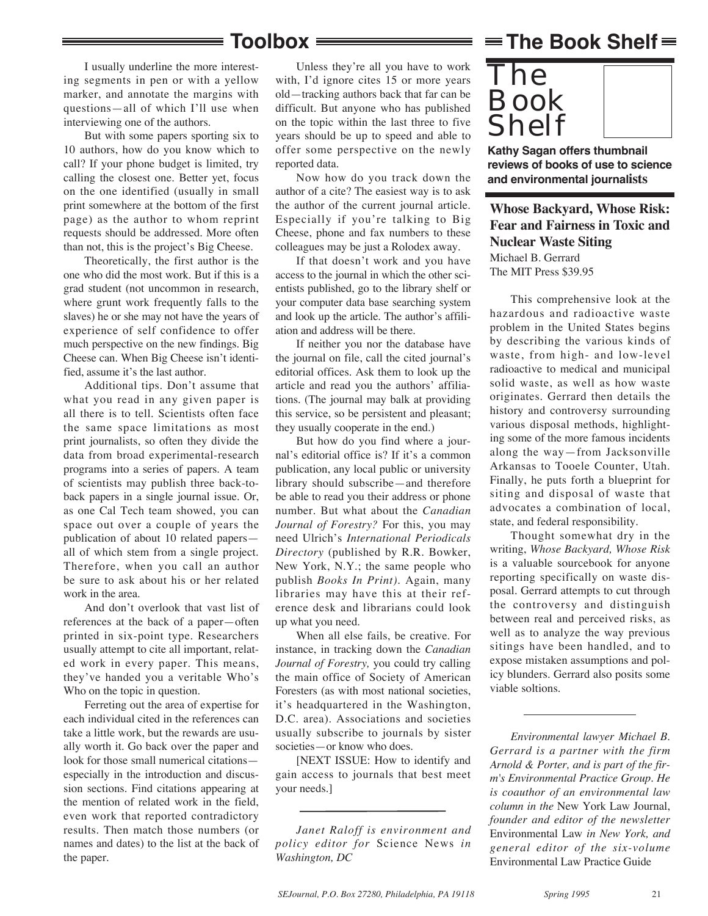## Toolbox

I usually underline the more interesting segments in pen or with a yellow marker, and annotate the margins with questions—all of which I'll use when interviewing one of the authors.

But with some papers sporting six to 10 authors, how do you know which to call? If your phone budget is limited, try calling the closest one. Better yet, focus on the one identified (usually in small print somewhere at the bottom of the first page) as the author to whom reprint requests should be addressed. More often than not, this is the project's Big Cheese.

Theoretically, the first author is the one who did the most work. But if this is a grad student (not uncommon in research, where grunt work frequently falls to the slaves) he or she may not have the years of experience of self confidence to offer much perspective on the new findings. Big Cheese can. When Big Cheese isn't identified, assume it's the last author.

Additional tips. Don't assume that what you read in any given paper is all there is to tell. Scientists often face the same space limitations as most print journalists, so often they divide the data from broad experimental-research programs into a series of papers. A team of scientists may publish three back-to-back papers in a single journal issue. Or, as one Cal Tech team showed, you can space out over a couple of years the publication of about 10 related papers—all of which stem from a single project. Therefore, when you call an author be sure to ask about his or her related work in the area.

And don't overlook that vast list of references at the back of a paper—often printed in six-point type. Researchers usually attempt to cite all important, related work in every paper. This means, they've handed you a veritable Who's Who on the topic in question.

Ferreting out the area of expertise for each individual cited in the references can take a little work, but the rewards are usually worth it. Go back over the paper and look for those small numerical citations—especially in the introduction and discussion sections. Find citations appearing at the mention of related work in the field, even work that reported contradictory results. Then match those numbers (or names and dates) to the list at the back of the paper.

Unless they're all you have to work with, I'd ignore cites 15 or more years old—tracking authors back that far can be difficult. But anyone who has published on the topic within the last three to five years should be up to speed and able to offer some perspective on the newly reported data.

Now how do you track down the author of a cite? The easiest way is to ask the author of the current journal article. Especially if you're talking to Big Cheese, phone and fax numbers to these colleagues may be just a Rolodex away.

If that doesn't work and you have access to the journal in which the other scientists published, go to the library shelf or your computer data base searching system and look up the article. The author's affiliation and address will be there.

If neither you nor the database have the journal on file, call the cited journal's editorial offices. Ask them to look up the article and read you the authors' affiliations. (The journal may balk at providing this service, so be persistent and pleasant; they usually cooperate in the end.)

But how do you find where a journal's editorial office is? If it's a common publication, any local public or university library should subscribe—and therefore be able to read you their address or phone number. But what about the *Canadian Journal of Forestry?* For this, you may need Ulrich's *International Periodicals Directory* (published by R.R. Bowker, New York, N.Y.; the same people who publish *Books In Print)*. Again, many libraries may have this at their reference desk and librarians could look up what you need.

When all else fails, be creative. For instance, in tracking down the *Canadian Journal of Forestry,* you could try calling the main office of Society of American Foresters (as with most national societies, it's headquartered in the Washington, D.C. area). Associations and societies usually subscribe to journals by sister societies—or know who does.

[NEXT ISSUE: How to identify and gain access to journals that best meet your needs.]

---

*Janet Raloff is environment and policy editor for* Science News *in Washington, DC*

## The Book Shelf

# The Book Shelf

**Kathy Sagan offers thumbnail reviews of books of use to science and environmental journalists**

### Whose Backyard, Whose Risk: Fear and Fairness in Toxic and Nuclear Waste Siting

Michael B. Gerrard
The MIT Press $39.95

This comprehensive look at the hazardous and radioactive waste problem in the United States begins by describing the various kinds of waste, from high- and low-level radioactive to medical and municipal solid waste, as well as how waste originates. Gerrard then details the history and controversy surrounding various disposal methods, highlighting some of the more famous incidents along the way—from Jacksonville Arkansas to Tooele Counter, Utah. Finally, he puts forth a blueprint for siting and disposal of waste that advocates a combination of local, state, and federal responsibility.

Thought somewhat dry in the writing, *Whose Backyard, Whose Risk* is a valuable sourcebook for anyone reporting specifically on waste disposal. Gerrard attempts to cut through the controversy and distinguish between real and perceived risks, as well as to analyze the way previous sitings have been handled, and to expose mistaken assumptions and policy blunders. Gerrard also posits some viable soltions.

---

*Environmental lawyer Michael B. Gerrard is a partner with the firm Arnold & Porter, and is part of the firm's Environmental Practice Group. He is coauthor of an environmental law column in the* New York Law Journal, *founder and editor of the newsletter* Environmental Law *in New York, and general editor of the six-volume* Environmental Law Practice Guide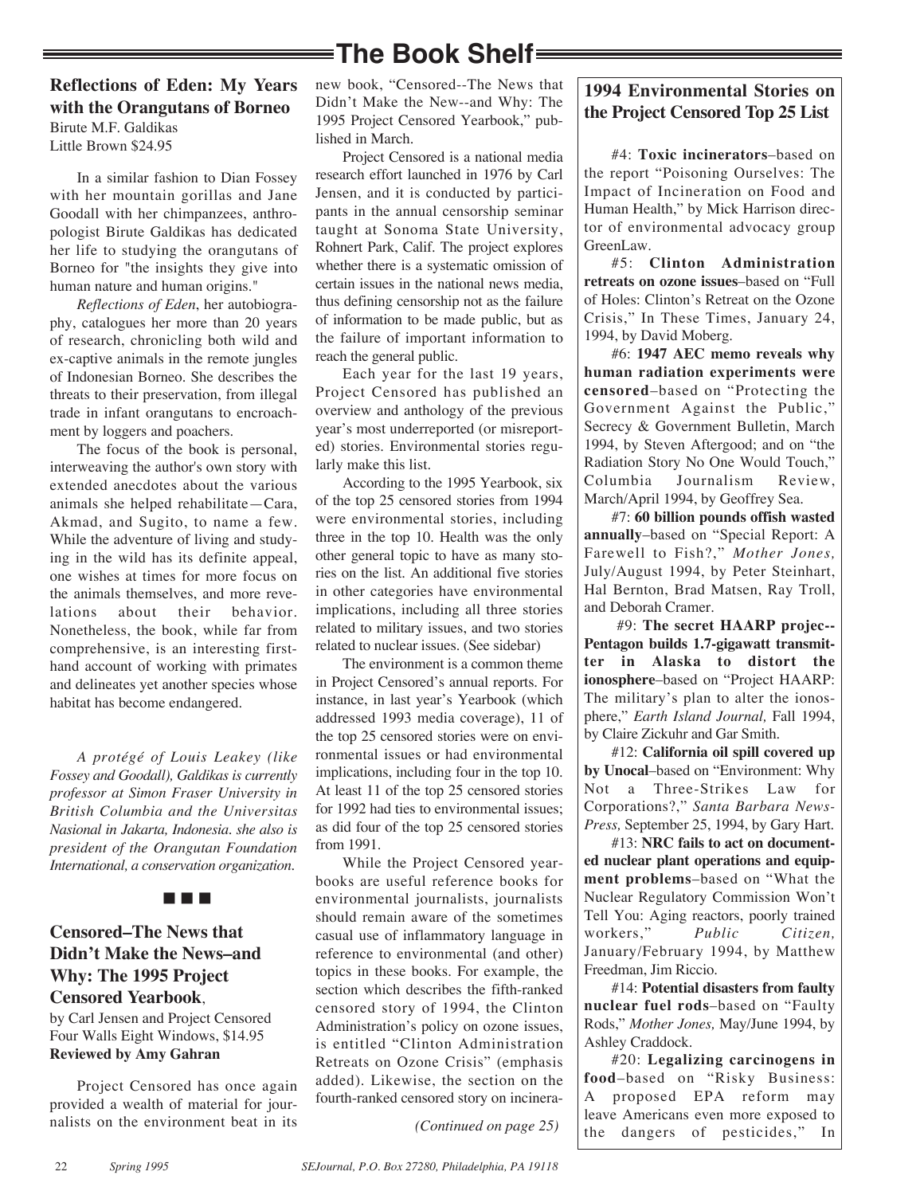# The Book Shelf

## Reflections of Eden: My Years with the Orangutans of Borneo

Birute M.F. Galdikas
Little Brown $24.95

In a similar fashion to Dian Fossey with her mountain gorillas and Jane Goodall with her chimpanzees, anthropologist Birute Galdikas has dedicated her life to studying the orangutans of Borneo for "the insights they give into human nature and human origins."

*Reflections of Eden*, her autobiography, catalogues her more than 20 years of research, chronicling both wild and ex-captive animals in the remote jungles of Indonesian Borneo. She describes the threats to their preservation, from illegal trade in infant orangutans to encroachment by loggers and poachers.

The focus of the book is personal, interweaving the author's own story with extended anecdotes about the various animals she helped rehabilitate—Cara, Akmad, and Sugito, to name a few. While the adventure of living and studying in the wild has its definite appeal, one wishes at times for more focus on the animals themselves, and more revelations about their behavior. Nonetheless, the book, while far from comprehensive, is an interesting first-hand account of working with primates and delineates yet another species whose habitat has become endangered.

*A protégé of Louis Leakey (like Fossey and Goodall), Galdikas is currently professor at Simon Fraser University in British Columbia and the Universitas Nasional in Jakarta, Indonesia. she also is president of the Orangutan Foundation International, a conservation organization.*

■ ■ ■

## Censored–The News that Didn't Make the News–and Why: The 1995 Project Censored Yearbook,

by Carl Jensen and Project Censored
Four Walls Eight Windows, $14.95
**Reviewed by Amy Gahran**

Project Censored has once again provided a wealth of material for journalists on the environment beat in its new book, "Censored--The News that Didn't Make the New--and Why: The 1995 Project Censored Yearbook," published in March.

Project Censored is a national media research effort launched in 1976 by Carl Jensen, and it is conducted by participants in the annual censorship seminar taught at Sonoma State University, Rohnert Park, Calif. The project explores whether there is a systematic omission of certain issues in the national news media, thus defining censorship not as the failure of information to be made public, but as the failure of important information to reach the general public.

Each year for the last 19 years, Project Censored has published an overview and anthology of the previous year's most underreported (or misreported) stories. Environmental stories regularly make this list.

According to the 1995 Yearbook, six of the top 25 censored stories from 1994 were environmental stories, including three in the top 10. Health was the only other general topic to have as many stories on the list. An additional five stories in other categories have environmental implications, including all three stories related to military issues, and two stories related to nuclear issues. (See sidebar)

The environment is a common theme in Project Censored's annual reports. For instance, in last year's Yearbook (which addressed 1993 media coverage), 11 of the top 25 censored stories were on environmental issues or had environmental implications, including four in the top 10. At least 11 of the top 25 censored stories for 1992 had ties to environmental issues; as did four of the top 25 censored stories from 1991.

While the Project Censored yearbooks are useful reference books for environmental journalists, journalists should remain aware of the sometimes casual use of inflammatory language in reference to environmental (and other) topics in these books. For example, the section which describes the fifth-ranked censored story of 1994, the Clinton Administration's policy on ozone issues, is entitled "Clinton Administration Retreats on Ozone Crisis" (emphasis added). Likewise, the section on the fourth-ranked censored story on incinera-

*(Continued on page 25)*

## 1994 Environmental Stories on the Project Censored Top 25 List

#4: **Toxic incinerators**–based on the report "Poisoning Ourselves: The Impact of Incineration on Food and Human Health," by Mick Harrison director of environmental advocacy group GreenLaw.

#5: **Clinton Administration retreats on ozone issues**–based on "Full of Holes: Clinton's Retreat on the Ozone Crisis," In These Times, January 24, 1994, by David Moberg.

#6: **1947 AEC memo reveals why human radiation experiments were censored**–based on "Protecting the Government Against the Public," Secrecy & Government Bulletin, March 1994, by Steven Aftergood; and on "the Radiation Story No One Would Touch," Columbia Journalism Review, March/April 1994, by Geoffrey Sea.

#7: **60 billion pounds offish wasted annually**–based on "Special Report: A Farewell to Fish?," *Mother Jones,* July/August 1994, by Peter Steinhart, Hal Bernton, Brad Matsen, Ray Troll, and Deborah Cramer.

#9: **The secret HAARP projec--Pentagon builds 1.7-gigawatt transmitter in Alaska to distort the ionosphere**–based on "Project HAARP: The military's plan to alter the ionosphere," *Earth Island Journal,* Fall 1994, by Claire Zickuhr and Gar Smith.

#12: **California oil spill covered up by Unocal**–based on "Environment: Why Not a Three-Strikes Law for Corporations?," *Santa Barbara News-Press,* September 25, 1994, by Gary Hart.

#13: **NRC fails to act on documented nuclear plant operations and equipment problems**–based on "What the Nuclear Regulatory Commission Won't Tell You: Aging reactors, poorly trained workers," *Public Citizen,* January/February 1994, by Matthew Freedman, Jim Riccio.

#14: **Potential disasters from faulty nuclear fuel rods**–based on "Faulty Rods," *Mother Jones,* May/June 1994, by Ashley Craddock.

#20: **Legalizing carcinogens in food**–based on "Risky Business: A proposed EPA reform may leave Americans even more exposed to the dangers of pesticides," In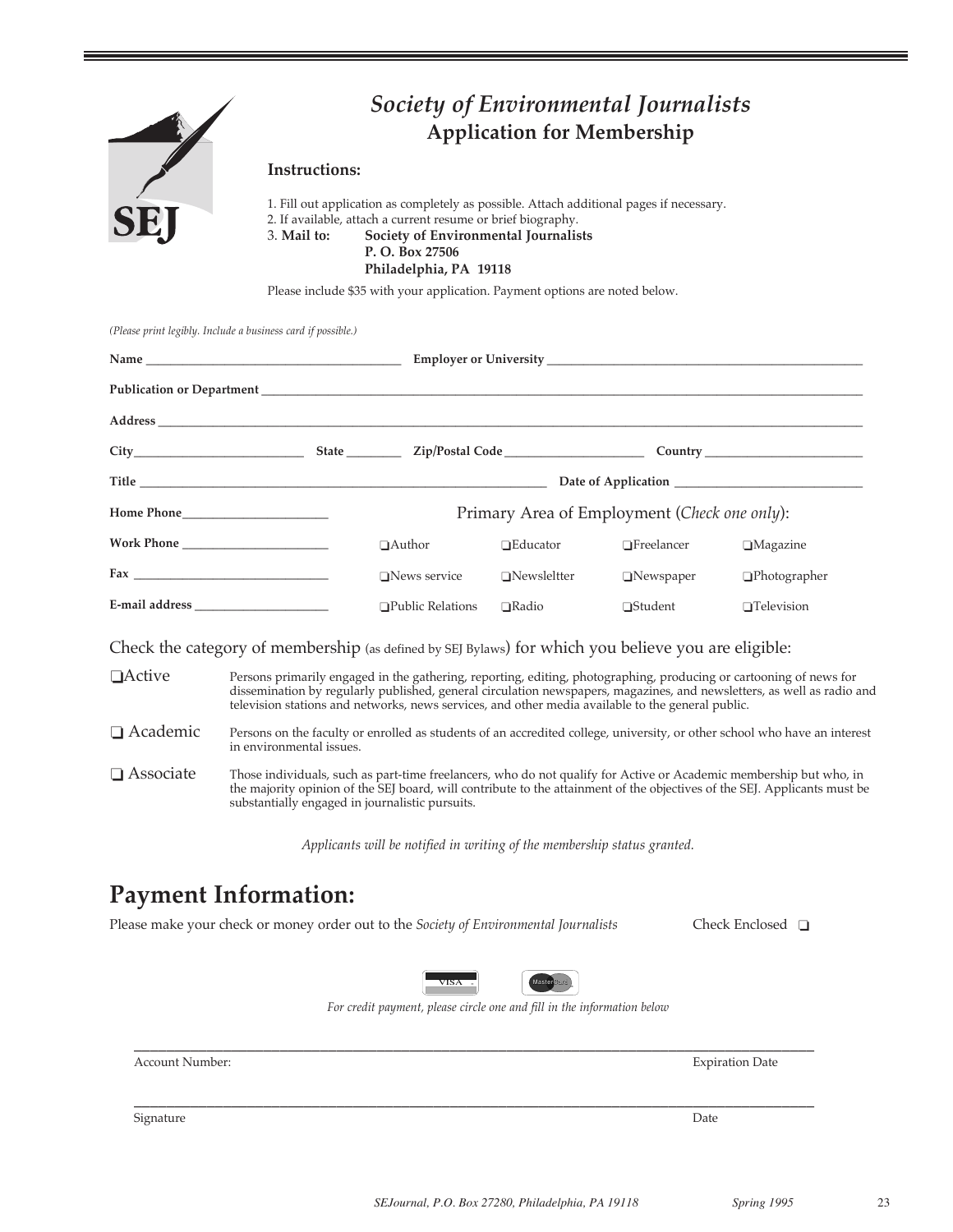# *Society of Environmental Journalists*

## Application for Membership

SEJ

**Instructions:**

1. Fill out application as completely as possible. Attach additional pages if necessary.
2. If available, attach a current resume or brief biography.
3. **Mail to:** **Society of Environmental Journalists**
   **P. O. Box 27506**
   **Philadelphia, PA 19118**

Please include $35 with your application. Payment options are noted below.

*(Please print legibly. Include a business card if possible.)*

**Name** ________________________ **Employer or University** ________________________

**Publication or Department** ________________________

**Address** ________________________

**City** ____________ **State** ______ **Zip/Postal Code** ____________ **Country** ____________

**Title** ________________________ **Date of Application** ________________________

**Home Phone** ________________

**Work Phone** ________________

**Fax** ________________

**E-mail address** ________________

Primary Area of Employment (*Check one only*):

| | | | |
|---|---|---|---|
| ❑Author | ❑Educator | ❑Freelancer | ❑Magazine |
| ❑News service | ❑Newsleltter | ❑Newspaper | ❑Photographer |
| ❑Public Relations | ❑Radio | ❑Student | ❑Television |

Check the category of membership (as defined by SEJ Bylaws) for which you believe you are eligible:

❑ **Active** — Persons primarily engaged in the gathering, reporting, editing, photographing, producing or cartooning of news for dissemination by regularly published, general circulation newspapers, magazines, and newsletters, as well as radio and television stations and networks, news services, and other media available to the general public.

❑ **Academic** — Persons on the faculty or enrolled as students of an accredited college, university, or other school who have an interest in environmental issues.

❑ **Associate** — Those individuals, such as part-time freelancers, who do not qualify for Active or Academic membership but who, in the majority opinion of the SEJ board, will contribute to the attainment of the objectives of the SEJ. Applicants must be substantially engaged in journalistic pursuits.

*Applicants will be notified in writing of the membership status granted.*

## Payment Information:

Please make your check or money order out to the *Society of Environmental Journalists* Check Enclosed ❑

VISA MasterCard

*For credit payment, please circle one and fill in the information below*

________________________________________

Account Number: Expiration Date

________________________________________

Signature Date

SEJournal, P.O. Box 27280, Philadelphia, PA 19118 Spring 1995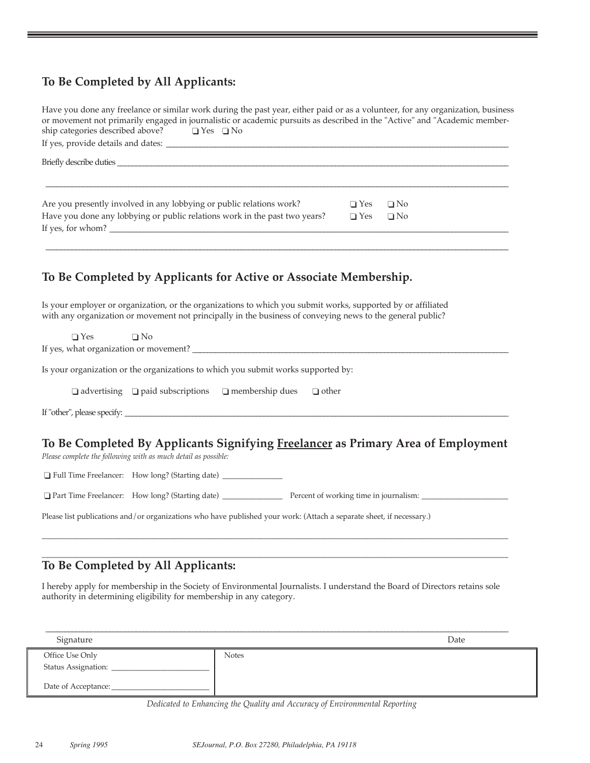## To Be Completed by All Applicants:

Have you done any freelance or similar work during the past year, either paid or as a volunteer, for any organization, business or movement not primarily engaged in journalistic or academic pursuits as described in the "Active" and "Academic membership categories described above? ❑ Yes ❑ No

If yes, provide details and dates: ______________________________

Briefly describe duties ______________________________

______________________________

Are you presently involved in any lobbying or public relations work? ❑ Yes ❑ No

Have you done any lobbying or public relations work in the past two years? ❑ Yes ❑ No

If yes, for whom? ______________________________

______________________________

## To Be Completed by Applicants for Active or Associate Membership.

Is your employer or organization, or the organizations to which you submit works, supported by or affiliated with any organization or movement not principally in the business of conveying news to the general public?

❑ Yes ❑ No

If yes, what organization or movement? ______________________________

Is your organization or the organizations to which you submit works supported by:

❑ advertising ❑ paid subscriptions ❑ membership dues ❑ other

If "other", please specify: ______________________________

## To Be Completed By Applicants Signifying Freelancer as Primary Area of Employment

*Please complete the following with as much detail as possible:*

❑ Full Time Freelancer: How long? (Starting date) ______________

❑ Part Time Freelancer: How long? (Starting date) ______________ Percent of working time in journalism: ______________

Please list publications and/or organizations who have published your work: (Attach a separate sheet, if necessary.)

______________________________

______________________________

## To Be Completed by All Applicants:

I hereby apply for membership in the Society of Environmental Journalists. I understand the Board of Directors retains sole authority in determining eligibility for membership in any category.

______________________________

Signature Date

| Office Use Only<br>Status Assignation: ______________<br>Date of Acceptance: ______________ | Notes |
|---|---|

*Dedicated to Enhancing the Quality and Accuracy of Environmental Reporting*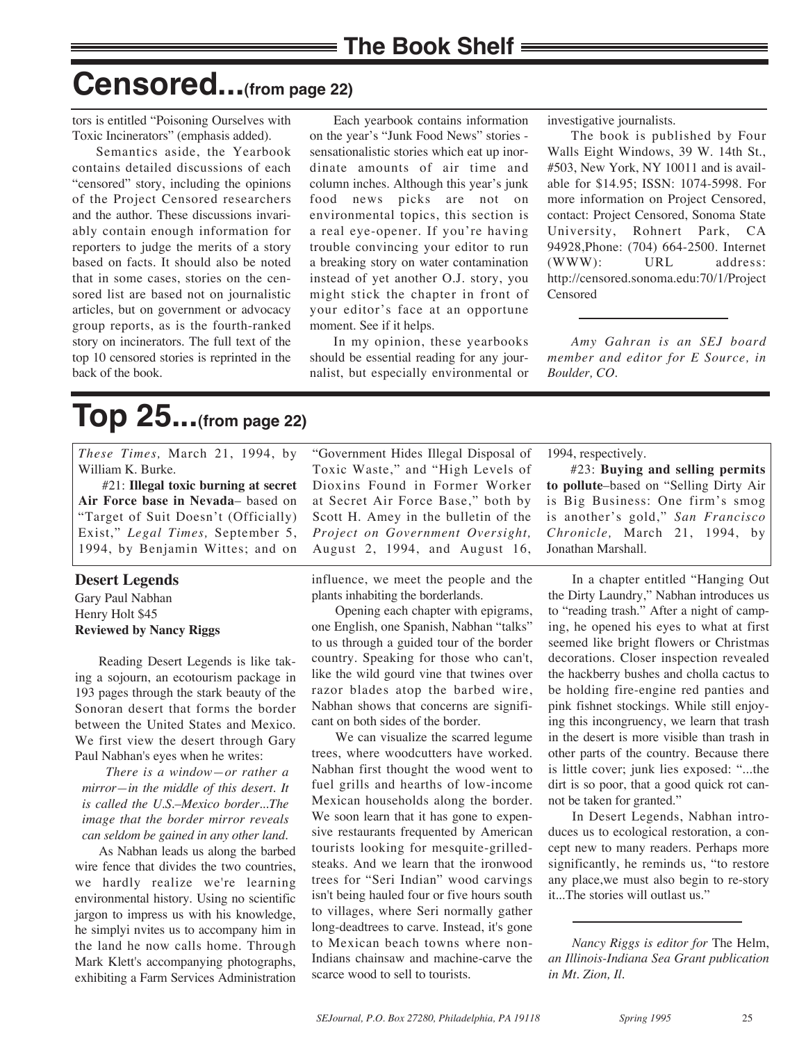## The Book Shelf

# Censored...(from page 22)

tors is entitled "Poisoning Ourselves with Toxic Incinerators" (emphasis added).

Semantics aside, the Yearbook contains detailed discussions of each "censored" story, including the opinions of the Project Censored researchers and the author. These discussions invariably contain enough information for reporters to judge the merits of a story based on facts. It should also be noted that in some cases, stories on the censored list are based not on journalistic articles, but on government or advocacy group reports, as is the fourth-ranked story on incinerators. The full text of the top 10 censored stories is reprinted in the back of the book.

Each yearbook contains information on the year's "Junk Food News" stories - sensationalistic stories which eat up inordinate amounts of air time and column inches. Although this year's junk food news picks are not on environmental topics, this section is a real eye-opener. If you're having trouble convincing your editor to run a breaking story on water contamination instead of yet another O.J. story, you might stick the chapter in front of your editor's face at an opportune moment. See if it helps.

In my opinion, these yearbooks should be essential reading for any journalist, but especially environmental or investigative journalists.

The book is published by Four Walls Eight Windows, 39 W. 14th St., #503, New York, NY 10011 and is available for $14.95; ISSN: 1074-5998. For more information on Project Censored, contact: Project Censored, Sonoma State University, Rohnert Park, CA 94928,Phone: (704) 664-2500. Internet (WWW): URL address: http://censored.sonoma.edu:70/1/Project Censored

---

*Amy Gahran is an SEJ board member and editor for E Source, in Boulder, CO.*

# Top 25...(from page 22)

*These Times,* March 21, 1994, by William K. Burke.

#21: **Illegal toxic burning at secret Air Force base in Nevada**– based on "Target of Suit Doesn't (Officially) Exist," *Legal Times,* September 5, 1994, by Benjamin Wittes; and on "Government Hides Illegal Disposal of Toxic Waste," and "High Levels of Dioxins Found in Former Worker at Secret Air Force Base," both by Scott H. Amey in the bulletin of the *Project on Government Oversight,* August 2, 1994, and August 16, 1994, respectively.

#23: **Buying and selling permits to pollute**–based on "Selling Dirty Air is Big Business: One firm's smog is another's gold," *San Francisco Chronicle,* March 21, 1994, by Jonathan Marshall.

### Desert Legends

Gary Paul Nabhan
Henry Holt $45
**Reviewed by Nancy Riggs**

Reading Desert Legends is like taking a sojourn, an ecotourism package in 193 pages through the stark beauty of the Sonoran desert that forms the border between the United States and Mexico. We first view the desert through Gary Paul Nabhan's eyes when he writes:

*There is a window—or rather a mirror—in the middle of this desert. It is called the U.S.–Mexico border...The image that the border mirror reveals can seldom be gained in any other land.*

As Nabhan leads us along the barbed wire fence that divides the two countries, we hardly realize we're learning environmental history. Using no scientific jargon to impress us with his knowledge, he simplyi nvites us to accompany him in the land he now calls home. Through Mark Klett's accompanying photographs, exhibiting a Farm Services Administration influence, we meet the people and the plants inhabiting the borderlands.

Opening each chapter with epigrams, one English, one Spanish, Nabhan "talks" to us through a guided tour of the border country. Speaking for those who can't, like the wild gourd vine that twines over razor blades atop the barbed wire, Nabhan shows that concerns are significant on both sides of the border.

We can visualize the scarred legume trees, where woodcutters have worked. Nabhan first thought the wood went to fuel grills and hearths of low-income Mexican households along the border. We soon learn that it has gone to expensive restaurants frequented by American tourists looking for mesquite-grilled-steaks. And we learn that the ironwood trees for "Seri Indian" wood carvings isn't being hauled four or five hours south to villages, where Seri normally gather long-deadtrees to carve. Instead, it's gone to Mexican beach towns where non-Indians chainsaw and machine-carve the scarce wood to sell to tourists.

In a chapter entitled "Hanging Out the Dirty Laundry," Nabhan introduces us to "reading trash." After a night of camping, he opened his eyes to what at first seemed like bright flowers or Christmas decorations. Closer inspection revealed the hackberry bushes and cholla cactus to be holding fire-engine red panties and pink fishnet stockings. While still enjoying this incongruency, we learn that trash in the desert is more visible than trash in other parts of the country. Because there is little cover; junk lies exposed: "...the dirt is so poor, that a good quick rot cannot be taken for granted."

In Desert Legends, Nabhan introduces us to ecological restoration, a concept new to many readers. Perhaps more significantly, he reminds us, "to restore any place,we must also begin to re-story it...The stories will outlast us."

---

*Nancy Riggs is editor for* The Helm, *an Illinois-Indiana Sea Grant publication in Mt. Zion, Il.*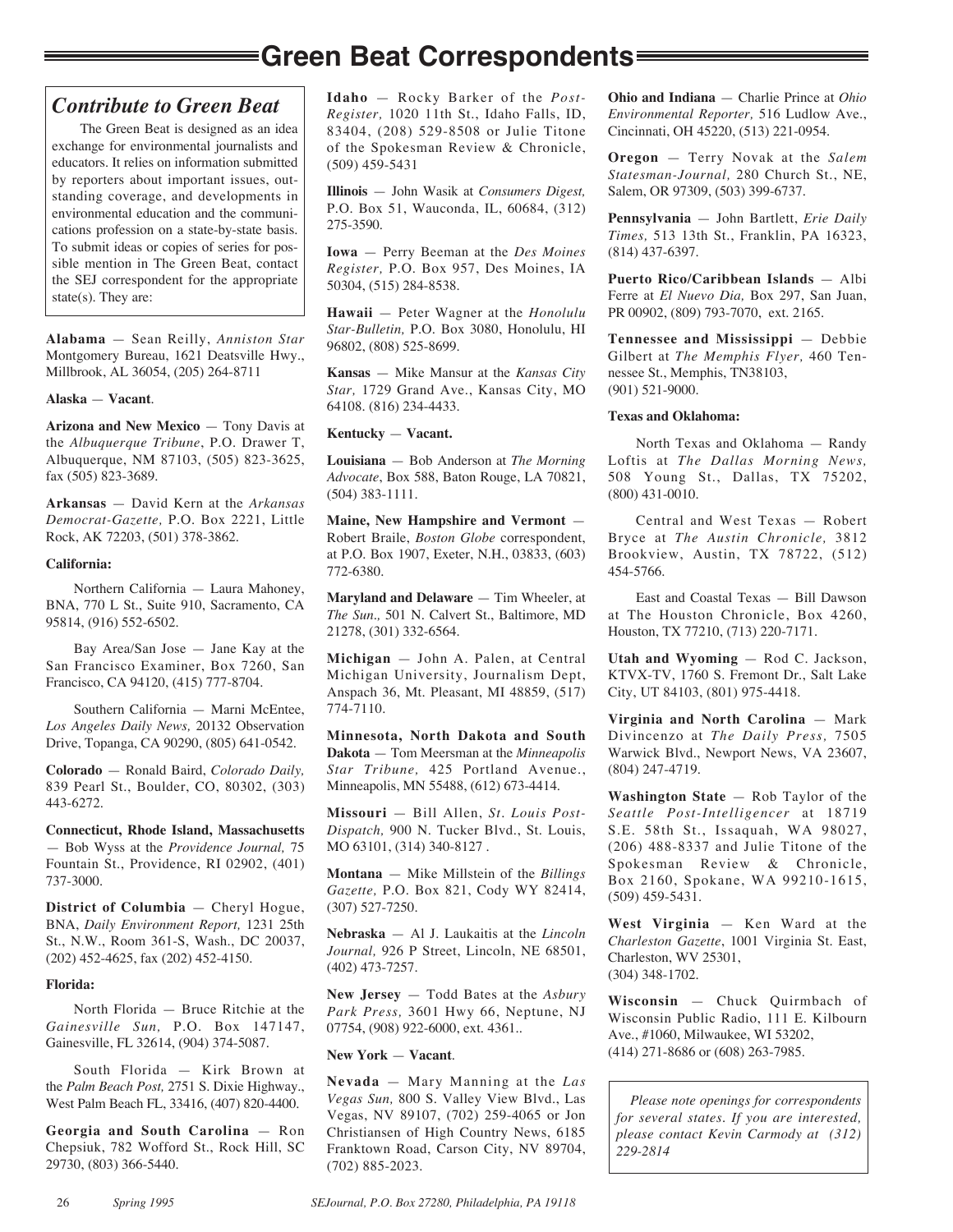# Green Beat Correspondents

## *Contribute to Green Beat*

The Green Beat is designed as an idea exchange for environmental journalists and educators. It relies on information submitted by reporters about important issues, outstanding coverage, and developments in environmental education and the communications profession on a state-by-state basis. To submit ideas or copies of series for possible mention in The Green Beat, contact the SEJ correspondent for the appropriate state(s). They are:

**Alabama** — Sean Reilly, *Anniston Star* Montgomery Bureau, 1621 Deatsville Hwy., Millbrook, AL 36054, (205) 264-8711

**Alaska — Vacant**.

**Arizona and New Mexico** — Tony Davis at the *Albuquerque Tribune*, P.O. Drawer T, Albuquerque, NM 87103, (505) 823-3625, fax (505) 823-3689.

**Arkansas** — David Kern at the *Arkansas Democrat-Gazette,* P.O. Box 2221, Little Rock, AK 72203, (501) 378-3862.

**California:**

Northern California — Laura Mahoney, BNA, 770 L St., Suite 910, Sacramento, CA 95814, (916) 552-6502.

Bay Area/San Jose — Jane Kay at the San Francisco Examiner, Box 7260, San Francisco, CA 94120, (415) 777-8704.

Southern California — Marni McEntee, *Los Angeles Daily News,* 20132 Observation Drive, Topanga, CA 90290, (805) 641-0542.

**Colorado** — Ronald Baird, *Colorado Daily,* 839 Pearl St., Boulder, CO, 80302, (303) 443-6272.

**Connecticut, Rhode Island, Massachusetts** — Bob Wyss at the *Providence Journal,* 75 Fountain St., Providence, RI 02902, (401) 737-3000.

**District of Columbia** — Cheryl Hogue, BNA, *Daily Environment Report,* 1231 25th St., N.W., Room 361-S, Wash., DC 20037, (202) 452-4625, fax (202) 452-4150.

**Florida:**

North Florida — Bruce Ritchie at the *Gainesville Sun,* P.O. Box 147147, Gainesville, FL 32614, (904) 374-5087.

South Florida — Kirk Brown at the *Palm Beach Post,* 2751 S. Dixie Highway., West Palm Beach FL, 33416, (407) 820-4400.

**Georgia and South Carolina** — Ron Chepsiuk, 782 Wofford St., Rock Hill, SC 29730, (803) 366-5440.

**Idaho** — Rocky Barker of the *Post-Register,* 1020 11th St., Idaho Falls, ID, 83404, (208) 529-8508 or Julie Titone of the Spokesman Review & Chronicle, (509) 459-5431

**Illinois** — John Wasik at *Consumers Digest,* P.O. Box 51, Wauconda, IL, 60684, (312) 275-3590.

**Iowa** — Perry Beeman at the *Des Moines Register,* P.O. Box 957, Des Moines, IA 50304, (515) 284-8538.

**Hawaii** — Peter Wagner at the *Honolulu Star-Bulletin,* P.O. Box 3080, Honolulu, HI 96802, (808) 525-8699.

**Kansas** — Mike Mansur at the *Kansas City Star,* 1729 Grand Ave., Kansas City, MO 64108. (816) 234-4433.

**Kentucky — Vacant.**

**Louisiana** — Bob Anderson at *The Morning Advocate*, Box 588, Baton Rouge, LA 70821, (504) 383-1111.

**Maine, New Hampshire and Vermont** — Robert Braile, *Boston Globe* correspondent, at P.O. Box 1907, Exeter, N.H., 03833, (603) 772-6380.

**Maryland and Delaware** — Tim Wheeler, at *The Sun.,* 501 N. Calvert St., Baltimore, MD 21278, (301) 332-6564.

**Michigan** — John A. Palen, at Central Michigan University, Journalism Dept, Anspach 36, Mt. Pleasant, MI 48859, (517) 774-7110.

**Minnesota, North Dakota and South Dakota** — Tom Meersman at the *Minneapolis Star Tribune,* 425 Portland Avenue., Minneapolis, MN 55488, (612) 673-4414.

**Missouri** — Bill Allen, *St. Louis Post-Dispatch,* 900 N. Tucker Blvd., St. Louis, MO 63101, (314) 340-8127 .

**Montana** — Mike Millstein of the *Billings Gazette,* P.O. Box 821, Cody WY 82414, (307) 527-7250.

**Nebraska** — Al J. Laukaitis at the *Lincoln Journal,* 926 P Street, Lincoln, NE 68501, (402) 473-7257.

**New Jersey** — Todd Bates at the *Asbury Park Press,* 3601 Hwy 66, Neptune, NJ 07754, (908) 922-6000, ext. 4361..

**New York — Vacant**.

**Nevada** — Mary Manning at the *Las Vegas Sun,* 800 S. Valley View Blvd., Las Vegas, NV 89107, (702) 259-4065 or Jon Christiansen of High Country News, 6185 Franktown Road, Carson City, NV 89704, (702) 885-2023.

**Ohio and Indiana** — Charlie Prince at *Ohio Environmental Reporter,* 516 Ludlow Ave., Cincinnati, OH 45220, (513) 221-0954.

**Oregon** — Terry Novak at the *Salem Statesman-Journal,* 280 Church St., NE, Salem, OR 97309, (503) 399-6737.

**Pennsylvania** — John Bartlett, *Erie Daily Times,* 513 13th St., Franklin, PA 16323, (814) 437-6397.

**Puerto Rico/Caribbean Islands** — Albi Ferre at *El Nuevo Dia,* Box 297, San Juan, PR 00902, (809) 793-7070, ext. 2165.

**Tennessee and Mississippi** — Debbie Gilbert at *The Memphis Flyer,* 460 Tennessee St., Memphis, TN38103, (901) 521-9000.

**Texas and Oklahoma:**

North Texas and Oklahoma — Randy Loftis at *The Dallas Morning News,* 508 Young St., Dallas, TX 75202, (800) 431-0010.

Central and West Texas — Robert Bryce at *The Austin Chronicle,* 3812 Brookview, Austin, TX 78722, (512) 454-5766.

East and Coastal Texas — Bill Dawson at The Houston Chronicle, Box 4260, Houston, TX 77210, (713) 220-7171.

**Utah and Wyoming** — Rod C. Jackson, KTVX-TV, 1760 S. Fremont Dr., Salt Lake City, UT 84103, (801) 975-4418.

**Virginia and North Carolina** — Mark Divincenzo at *The Daily Press,* 7505 Warwick Blvd., Newport News, VA 23607, (804) 247-4719.

**Washington State** — Rob Taylor of the *Seattle Post-Intelligencer* at 18719 S.E. 58th St., Issaquah, WA 98027, (206) 488-8337 and Julie Titone of the Spokesman Review & Chronicle, Box 2160, Spokane, WA 99210-1615, (509) 459-5431.

**West Virginia** — Ken Ward at the *Charleston Gazette*, 1001 Virginia St. East, Charleston, WV 25301, (304) 348-1702.

**Wisconsin** — Chuck Quirmbach of Wisconsin Public Radio, 111 E. Kilbourn Ave., #1060, Milwaukee, WI 53202, (414) 271-8686 or (608) 263-7985.

*Please note openings for correspondents for several states. If you are interested, please contact Kevin Carmody at (312) 229-2814*

Spring 1995

SEJournal, P.O. Box 27280, Philadelphia, PA 19118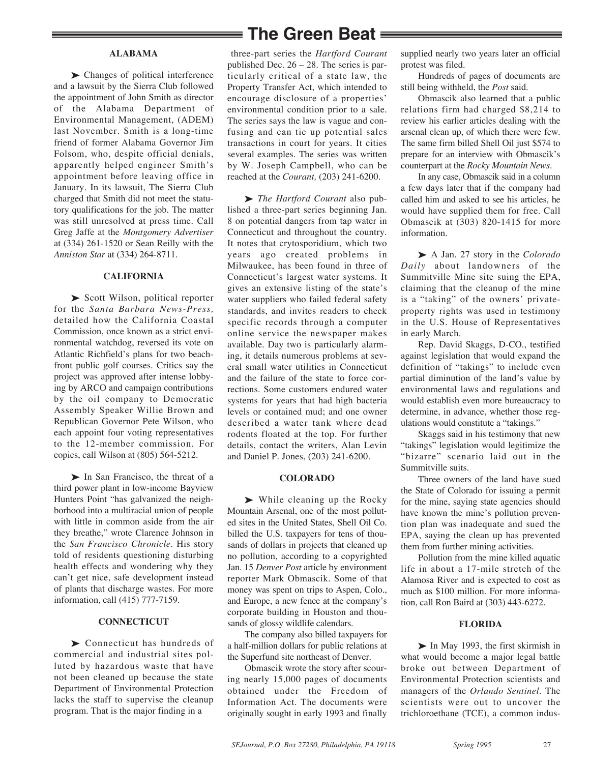# The Green Beat

### ALABAMA

➤ Changes of political interference and a lawsuit by the Sierra Club followed the appointment of John Smith as director of the Alabama Department of Environmental Management, (ADEM) last November. Smith is a long-time friend of former Alabama Governor Jim Folsom, who, despite official denials, apparently helped engineer Smith's appointment before leaving office in January. In its lawsuit, The Sierra Club charged that Smith did not meet the statutory qualifications for the job. The matter was still unresolved at press time. Call Greg Jaffe at the *Montgomery Advertiser* at (334) 261-1520 or Sean Reilly with the *Anniston Star* at (334) 264-8711.

### CALIFORNIA

➤ Scott Wilson, political reporter for the *Santa Barbara News-Press,* detailed how the California Coastal Commission, once known as a strict environmental watchdog, reversed its vote on Atlantic Richfield's plans for two beachfront public golf courses. Critics say the project was approved after intense lobbying by ARCO and campaign contributions by the oil company to Democratic Assembly Speaker Willie Brown and Republican Governor Pete Wilson, who each appoint four voting representatives to the 12-member commission. For copies, call Wilson at (805) 564-5212.

➤ In San Francisco, the threat of a third power plant in low-income Bayview Hunters Point "has galvanized the neighborhood into a multiracial union of people with little in common aside from the air they breathe," wrote Clarence Johnson in the *San Francisco Chronicle*. His story told of residents questioning disturbing health effects and wondering why they can't get nice, safe development instead of plants that discharge wastes. For more information, call (415) 777-7159.

### CONNECTICUT

➤ Connecticut has hundreds of commercial and industrial sites polluted by hazardous waste that have not been cleaned up because the state Department of Environmental Protection lacks the staff to supervise the cleanup program. That is the major finding in a three-part series the *Hartford Courant* published Dec. 26 – 28. The series is particularly critical of a state law, the Property Transfer Act, which intended to encourage disclosure of a properties' environmental condition prior to a sale. The series says the law is vague and confusing and can tie up potential sales transactions in court for years. It cities several examples. The series was written by W. Joseph Campbell, who can be reached at the *Courant,* (203) 241-6200.

➤ *The Hartford Courant* also published a three-part series beginning Jan. 8 on potential dangers from tap water in Connecticut and throughout the country. It notes that crytosporidium, which two years ago created problems in Milwaukee, has been found in three of Connecticut's largest water systems. It gives an extensive listing of the state's water suppliers who failed federal safety standards, and invites readers to check specific records through a computer online service the newspaper makes available. Day two is particularly alarming, it details numerous problems at several small water utilities in Connecticut and the failure of the state to force corrections. Some customers endured water systems for years that had high bacteria levels or contained mud; and one owner described a water tank where dead rodents floated at the top. For further details, contact the writers, Alan Levin and Daniel P. Jones, (203) 241-6200.

### COLORADO

➤ While cleaning up the Rocky Mountain Arsenal, one of the most polluted sites in the United States, Shell Oil Co. billed the U.S. taxpayers for tens of thousands of dollars in projects that cleaned up no pollution, according to a copyrighted Jan. 15 *Denver Post* article by environment reporter Mark Obmascik. Some of that money was spent on trips to Aspen, Colo., and Europe, a new fence at the company's corporate building in Houston and thousands of glossy wildlife calendars.

The company also billed taxpayers for a half-million dollars for public relations at the Superfund site northeast of Denver.

Obmascik wrote the story after scouring nearly 15,000 pages of documents obtained under the Freedom of Information Act. The documents were originally sought in early 1993 and finally supplied nearly two years later an official protest was filed.

Hundreds of pages of documents are still being withheld, the *Post* said.

Obmascik also learned that a public relations firm had charged $8,214 to review his earlier articles dealing with the arsenal clean up, of which there were few. The same firm billed Shell Oil just $574 to prepare for an interview with Obmascik's counterpart at the *Rocky Mountain News*.

In any case, Obmascik said in a column a few days later that if the company had called him and asked to see his articles, he would have supplied them for free. Call Obmascik at (303) 820-1415 for more information.

➤ A Jan. 27 story in the *Colorado Daily* about landowners of the Summitville Mine site suing the EPA, claiming that the cleanup of the mine is a "taking" of the owners' private-property rights was used in testimony in the U.S. House of Representatives in early March.

Rep. David Skaggs, D-CO., testified against legislation that would expand the definition of "takings" to include even partial diminution of the land's value by environmental laws and regulations and would establish even more bureaucracy to determine, in advance, whether those regulations would constitute a "takings."

Skaggs said in his testimony that new "takings" legislation would legitimize the "bizarre" scenario laid out in the Summitville suits.

Three owners of the land have sued the State of Colorado for issuing a permit for the mine, saying state agencies should have known the mine's pollution prevention plan was inadequate and sued the EPA, saying the clean up has prevented them from further mining activities.

Pollution from the mine killed aquatic life in about a 17-mile stretch of the Alamosa River and is expected to cost as much as $100 million. For more information, call Ron Baird at (303) 443-6272.

### FLORIDA

➤ In May 1993, the first skirmish in what would become a major legal battle broke out between Department of Environmental Protection scientists and managers of the *Orlando Sentinel*. The scientists were out to uncover the trichloroethane (TCE), a common indus-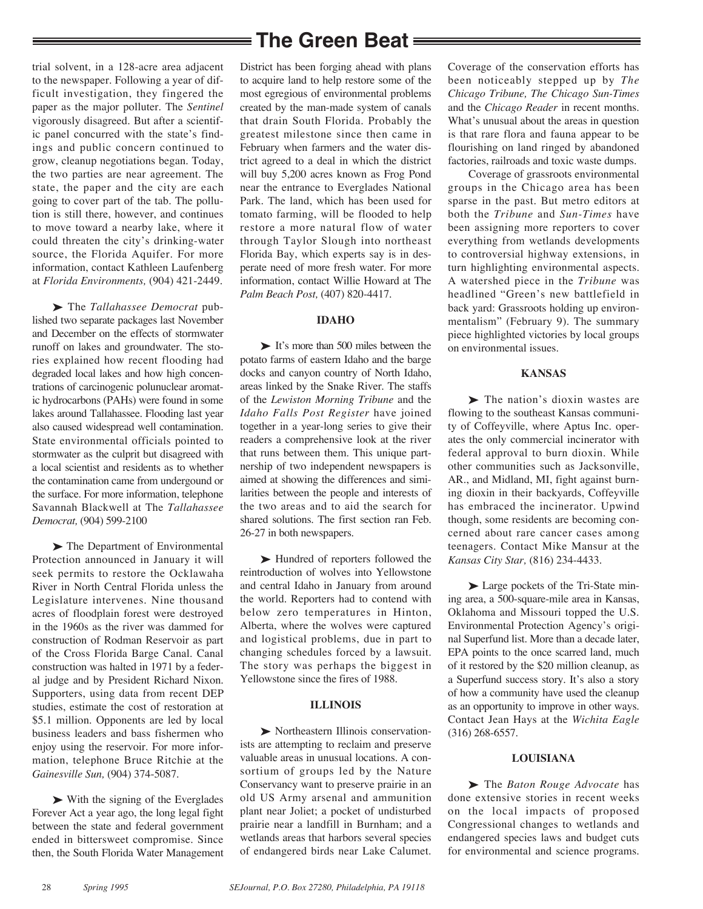trial solvent, in a 128-acre area adjacent to the newspaper. Following a year of difficult investigation, they fingered the paper as the major polluter. The *Sentinel* vigorously disagreed. But after a scientific panel concurred with the state's findings and public concern continued to grow, cleanup negotiations began. Today, the two parties are near agreement. The state, the paper and the city are each going to cover part of the tab. The pollution is still there, however, and continues to move toward a nearby lake, where it could threaten the city's drinking-water source, the Florida Aquifer. For more information, contact Kathleen Laufenberg at *Florida Environments,* (904) 421-2449.

➤ The *Tallahassee Democrat* published two separate packages last November and December on the effects of stormwater runoff on lakes and groundwater. The stories explained how recent flooding had degraded local lakes and how high concentrations of carcinogenic polunuclear aromatic hydrocarbons (PAHs) were found in some lakes around Tallahassee. Flooding last year also caused widespread well contamination. State environmental officials pointed to stormwater as the culprit but disagreed with a local scientist and residents as to whether the contamination came from undergound or the surface. For more information, telephone Savannah Blackwell at The *Tallahassee Democrat,* (904) 599-2100

➤ The Department of Environmental Protection announced in January it will seek permits to restore the Ocklawaha River in North Central Florida unless the Legislature intervenes. Nine thousand acres of floodplain forest were destroyed in the 1960s as the river was dammed for construction of Rodman Reservoir as part of the Cross Florida Barge Canal. Canal construction was halted in 1971 by a federal judge and by President Richard Nixon. Supporters, using data from recent DEP studies, estimate the cost of restoration at $5.1 million. Opponents are led by local business leaders and bass fishermen who enjoy using the reservoir. For more information, telephone Bruce Ritchie at the *Gainesville Sun,* (904) 374-5087.

➤ With the signing of the Everglades Forever Act a year ago, the long legal fight between the state and federal government ended in bittersweet compromise. Since then, the South Florida Water Management District has been forging ahead with plans to acquire land to help restore some of the most egregious of environmental problems created by the man-made system of canals that drain South Florida. Probably the greatest milestone since then came in February when farmers and the water district agreed to a deal in which the district will buy 5,200 acres known as Frog Pond near the entrance to Everglades National Park. The land, which has been used for tomato farming, will be flooded to help restore a more natural flow of water through Taylor Slough into northeast Florida Bay, which experts say is in desperate need of more fresh water. For more information, contact Willie Howard at The *Palm Beach Post,* (407) 820-4417.

### IDAHO

➤ It's more than 500 miles between the potato farms of eastern Idaho and the barge docks and canyon country of North Idaho, areas linked by the Snake River. The staffs of the *Lewiston Morning Tribune* and the *Idaho Falls Post Register* have joined together in a year-long series to give their readers a comprehensive look at the river that runs between them. This unique partnership of two independent newspapers is aimed at showing the differences and similarities between the people and interests of the two areas and to aid the search for shared solutions. The first section ran Feb. 26-27 in both newspapers.

➤ Hundred of reporters followed the reintroduction of wolves into Yellowstone and central Idaho in January from around the world. Reporters had to contend with below zero temperatures in Hinton, Alberta, where the wolves were captured and logistical problems, due in part to changing schedules forced by a lawsuit. The story was perhaps the biggest in Yellowstone since the fires of 1988.

### ILLINOIS

➤ Northeastern Illinois conservationists are attempting to reclaim and preserve valuable areas in unusual locations. A consortium of groups led by the Nature Conservancy want to preserve prairie in an old US Army arsenal and ammunition plant near Joliet; a pocket of undisturbed prairie near a landfill in Burnham; and a wetlands areas that harbors several species of endangered birds near Lake Calumet. Coverage of the conservation efforts has been noticeably stepped up by *The Chicago Tribune, The Chicago Sun-Times* and the *Chicago Reader* in recent months. What's unusual about the areas in question is that rare flora and fauna appear to be flourishing on land ringed by abandoned factories, railroads and toxic waste dumps.

Coverage of grassroots environmental groups in the Chicago area has been sparse in the past. But metro editors at both the *Tribune* and *Sun-Times* have been assigning more reporters to cover everything from wetlands developments to controversial highway extensions, in turn highlighting environmental aspects. A watershed piece in the *Tribune* was headlined "Green's new battlefield in back yard: Grassroots holding up environmentalism" (February 9). The summary piece highlighted victories by local groups on environmental issues.

### KANSAS

➤ The nation's dioxin wastes are flowing to the southeast Kansas community of Coffeyville, where Aptus Inc. operates the only commercial incinerator with federal approval to burn dioxin. While other communities such as Jacksonville, AR., and Midland, MI, fight against burning dioxin in their backyards, Coffeyville has embraced the incinerator. Upwind though, some residents are becoming concerned about rare cancer cases among teenagers. Contact Mike Mansur at the *Kansas City Star,* (816) 234-4433.

➤ Large pockets of the Tri-State mining area, a 500-square-mile area in Kansas, Oklahoma and Missouri topped the U.S. Environmental Protection Agency's original Superfund list. More than a decade later, EPA points to the once scarred land, much of it restored by the $20 million cleanup, as a Superfund success story. It's also a story of how a community have used the cleanup as an opportunity to improve in other ways. Contact Jean Hays at the *Wichita Eagle* (316) 268-6557.

### LOUISIANA

➤ The *Baton Rouge Advocate* has done extensive stories in recent weeks on the local impacts of proposed Congressional changes to wetlands and endangered species laws and budget cuts for environmental and science programs.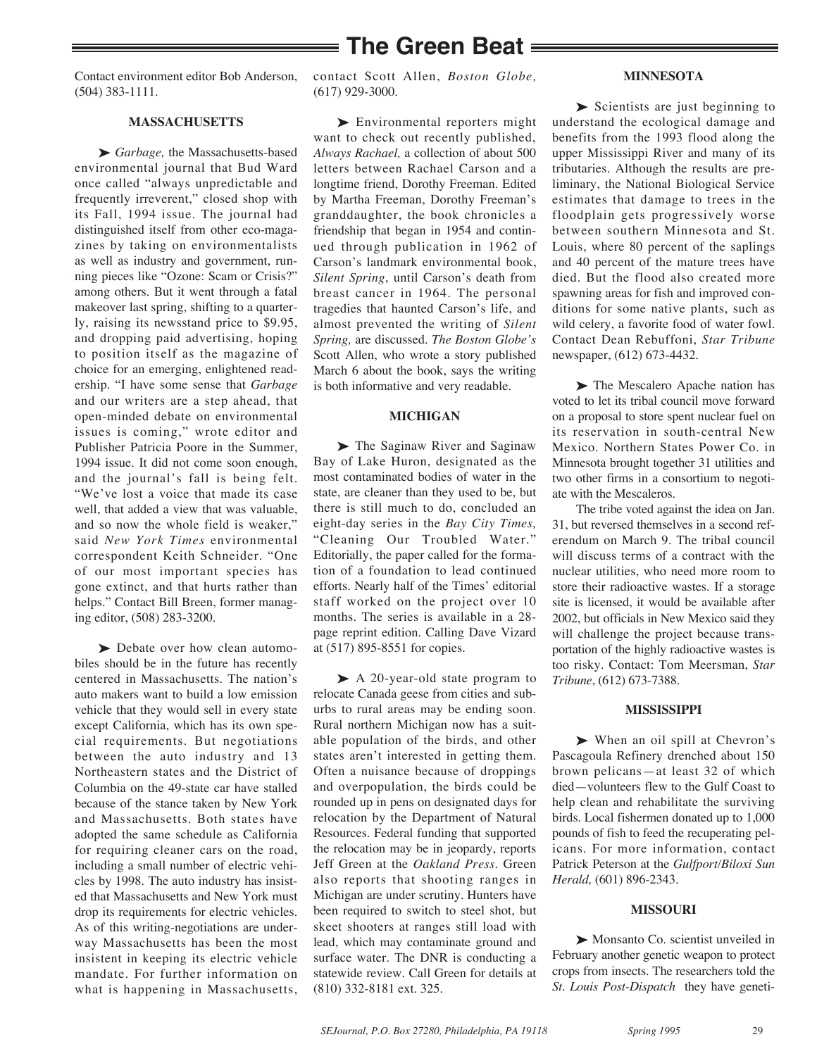Contact environment editor Bob Anderson, (504) 383-1111.

### MASSACHUSETTS

➤ *Garbage,* the Massachusetts-based environmental journal that Bud Ward once called "always unpredictable and frequently irreverent," closed shop with its Fall, 1994 issue. The journal had distinguished itself from other eco-magazines by taking on environmentalists as well as industry and government, running pieces like "Ozone: Scam or Crisis?" among others. But it went through a fatal makeover last spring, shifting to a quarterly, raising its newsstand price to $9.95, and dropping paid advertising, hoping to position itself as the magazine of choice for an emerging, enlightened readership. "I have some sense that *Garbage* and our writers are a step ahead, that open-minded debate on environmental issues is coming," wrote editor and Publisher Patricia Poore in the Summer, 1994 issue. It did not come soon enough, and the journal's fall is being felt. "We've lost a voice that made its case well, that added a view that was valuable, and so now the whole field is weaker," said *New York Times* environmental correspondent Keith Schneider. "One of our most important species has gone extinct, and that hurts rather than helps." Contact Bill Breen, former managing editor, (508) 283-3200.

➤ Debate over how clean automobiles should be in the future has recently centered in Massachusetts. The nation's auto makers want to build a low emission vehicle that they would sell in every state except California, which has its own special requirements. But negotiations between the auto industry and 13 Northeastern states and the District of Columbia on the 49-state car have stalled because of the stance taken by New York and Massachusetts. Both states have adopted the same schedule as California for requiring cleaner cars on the road, including a small number of electric vehicles by 1998. The auto industry has insisted that Massachusetts and New York must drop its requirements for electric vehicles. As of this writing-negotiations are underway Massachusetts has been the most insistent in keeping its electric vehicle mandate. For further information on what is happening in Massachusetts, contact Scott Allen, *Boston Globe,* (617) 929-3000.

➤ Environmental reporters might want to check out recently published, *Always Rachael,* a collection of about 500 letters between Rachael Carson and a longtime friend, Dorothy Freeman. Edited by Martha Freeman, Dorothy Freeman's granddaughter, the book chronicles a friendship that began in 1954 and continued through publication in 1962 of Carson's landmark environmental book, *Silent Spring*, until Carson's death from breast cancer in 1964. The personal tragedies that haunted Carson's life, and almost prevented the writing of *Silent Spring,* are discussed. *The Boston Globe's* Scott Allen, who wrote a story published March 6 about the book, says the writing is both informative and very readable.

### MICHIGAN

➤ The Saginaw River and Saginaw Bay of Lake Huron, designated as the most contaminated bodies of water in the state, are cleaner than they used to be, but there is still much to do, concluded an eight-day series in the *Bay City Times,* "Cleaning Our Troubled Water." Editorially, the paper called for the formation of a foundation to lead continued efforts. Nearly half of the Times' editorial staff worked on the project over 10 months. The series is available in a 28-page reprint edition. Calling Dave Vizard at (517) 895-8551 for copies.

➤ A 20-year-old state program to relocate Canada geese from cities and suburbs to rural areas may be ending soon. Rural northern Michigan now has a suitable population of the birds, and other states aren't interested in getting them. Often a nuisance because of droppings and overpopulation, the birds could be rounded up in pens on designated days for relocation by the Department of Natural Resources. Federal funding that supported the relocation may be in jeopardy, reports Jeff Green at the *Oakland Press.* Green also reports that shooting ranges in Michigan are under scrutiny. Hunters have been required to switch to steel shot, but skeet shooters at ranges still load with lead, which may contaminate ground and surface water. The DNR is conducting a statewide review. Call Green for details at (810) 332-8181 ext. 325.

### MINNESOTA

➤ Scientists are just beginning to understand the ecological damage and benefits from the 1993 flood along the upper Mississippi River and many of its tributaries. Although the results are preliminary, the National Biological Service estimates that damage to trees in the floodplain gets progressively worse between southern Minnesota and St. Louis, where 80 percent of the saplings and 40 percent of the mature trees have died. But the flood also created more spawning areas for fish and improved conditions for some native plants, such as wild celery, a favorite food of water fowl. Contact Dean Rebuffoni, *Star Tribune* newspaper, (612) 673-4432.

➤ The Mescalero Apache nation has voted to let its tribal council move forward on a proposal to store spent nuclear fuel on its reservation in south-central New Mexico. Northern States Power Co. in Minnesota brought together 31 utilities and two other firms in a consortium to negotiate with the Mescaleros.

The tribe voted against the idea on Jan. 31, but reversed themselves in a second referendum on March 9. The tribal council will discuss terms of a contract with the nuclear utilities, who need more room to store their radioactive wastes. If a storage site is licensed, it would be available after 2002, but officials in New Mexico said they will challenge the project because transportation of the highly radioactive wastes is too risky. Contact: Tom Meersman, *Star Tribune*, (612) 673-7388.

### MISSISSIPPI

➤ When an oil spill at Chevron's Pascagoula Refinery drenched about 150 brown pelicans—at least 32 of which died—volunteers flew to the Gulf Coast to help clean and rehabilitate the surviving birds. Local fishermen donated up to 1,000 pounds of fish to feed the recuperating pelicans. For more information, contact Patrick Peterson at the *Gulfport/Biloxi Sun Herald,* (601) 896-2343.

### MISSOURI

➤ Monsanto Co. scientist unveiled in February another genetic weapon to protect crops from insects. The researchers told the *St. Louis Post-Dispatch* they have geneti-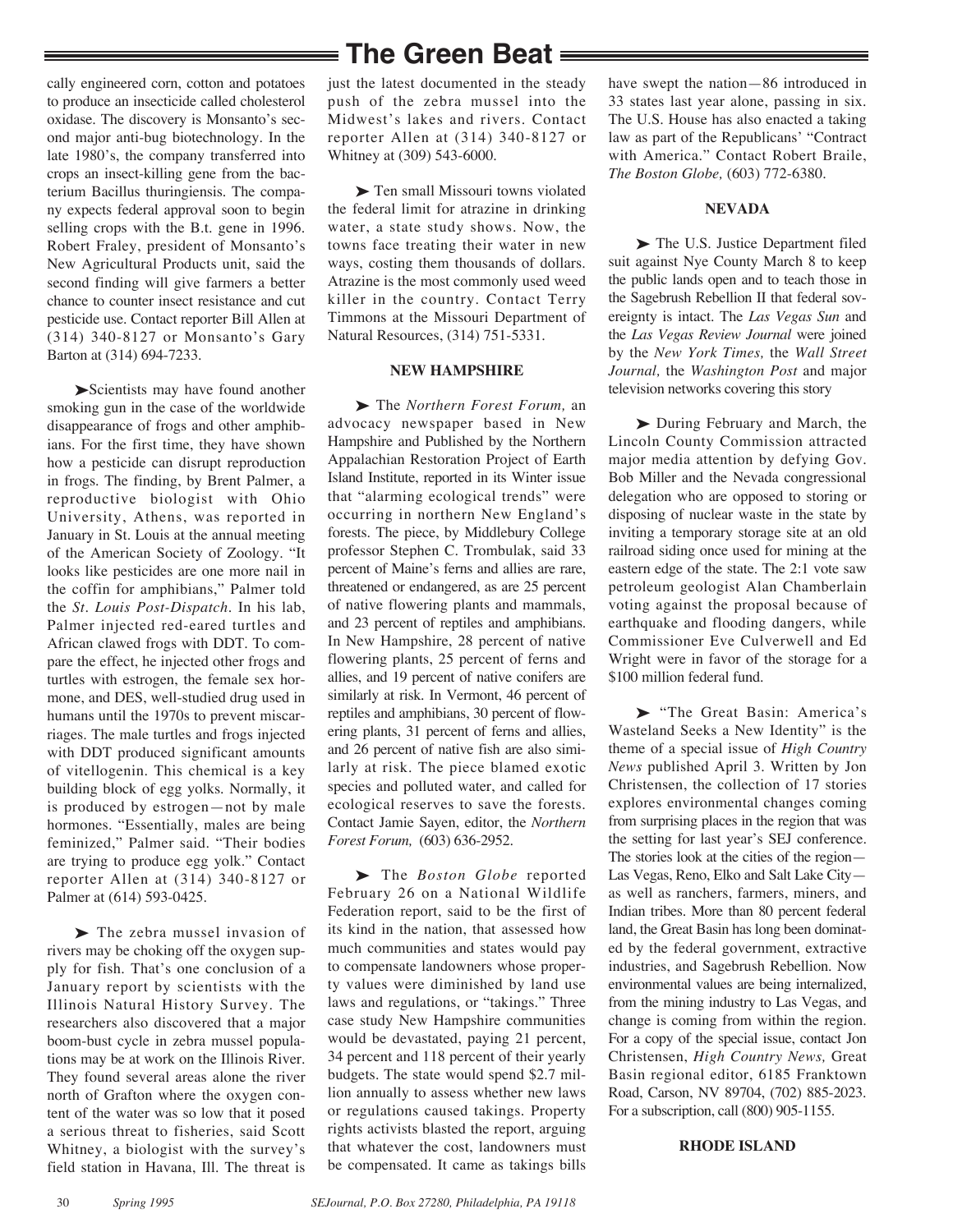cally engineered corn, cotton and potatoes to produce an insecticide called cholesterol oxidase. The discovery is Monsanto's second major anti-bug biotechnology. In the late 1980's, the company transferred into crops an insect-killing gene from the bacterium Bacillus thuringiensis. The company expects federal approval soon to begin selling crops with the B.t. gene in 1996. Robert Fraley, president of Monsanto's New Agricultural Products unit, said the second finding will give farmers a better chance to counter insect resistance and cut pesticide use. Contact reporter Bill Allen at (314) 340-8127 or Monsanto's Gary Barton at (314) 694-7233.

➤Scientists may have found another smoking gun in the case of the worldwide disappearance of frogs and other amphibians. For the first time, they have shown how a pesticide can disrupt reproduction in frogs. The finding, by Brent Palmer, a reproductive biologist with Ohio University, Athens, was reported in January in St. Louis at the annual meeting of the American Society of Zoology. "It looks like pesticides are one more nail in the coffin for amphibians," Palmer told the *St. Louis Post-Dispatch*. In his lab, Palmer injected red-eared turtles and African clawed frogs with DDT. To compare the effect, he injected other frogs and turtles with estrogen, the female sex hormone, and DES, well-studied drug used in humans until the 1970s to prevent miscarriages. The male turtles and frogs injected with DDT produced significant amounts of vitellogenin. This chemical is a key building block of egg yolks. Normally, it is produced by estrogen—not by male hormones. "Essentially, males are being feminized," Palmer said. "Their bodies are trying to produce egg yolk." Contact reporter Allen at (314) 340-8127 or Palmer at (614) 593-0425.

➤ The zebra mussel invasion of rivers may be choking off the oxygen supply for fish. That's one conclusion of a January report by scientists with the Illinois Natural History Survey. The researchers also discovered that a major boom-bust cycle in zebra mussel populations may be at work on the Illinois River. They found several areas alone the river north of Grafton where the oxygen content of the water was so low that it posed a serious threat to fisheries, said Scott Whitney, a biologist with the survey's field station in Havana, Ill. The threat is just the latest documented in the steady push of the zebra mussel into the Midwest's lakes and rivers. Contact reporter Allen at (314) 340-8127 or Whitney at (309) 543-6000.

➤ Ten small Missouri towns violated the federal limit for atrazine in drinking water, a state study shows. Now, the towns face treating their water in new ways, costing them thousands of dollars. Atrazine is the most commonly used weed killer in the country. Contact Terry Timmons at the Missouri Department of Natural Resources, (314) 751-5331.

**NEW HAMPSHIRE**

➤ The *Northern Forest Forum,* an advocacy newspaper based in New Hampshire and Published by the Northern Appalachian Restoration Project of Earth Island Institute, reported in its Winter issue that "alarming ecological trends" were occurring in northern New England's forests. The piece, by Middlebury College professor Stephen C. Trombulak, said 33 percent of Maine's ferns and allies are rare, threatened or endangered, as are 25 percent of native flowering plants and mammals, and 23 percent of reptiles and amphibians. In New Hampshire, 28 percent of native flowering plants, 25 percent of ferns and allies, and 19 percent of native conifers are similarly at risk. In Vermont, 46 percent of reptiles and amphibians, 30 percent of flowering plants, 31 percent of ferns and allies, and 26 percent of native fish are also similarly at risk. The piece blamed exotic species and polluted water, and called for ecological reserves to save the forests. Contact Jamie Sayen, editor, the *Northern Forest Forum,* (603) 636-2952.

➤ The *Boston Globe* reported February 26 on a National Wildlife Federation report, said to be the first of its kind in the nation, that assessed how much communities and states would pay to compensate landowners whose property values were diminished by land use laws and regulations, or "takings." Three case study New Hampshire communities would be devastated, paying 21 percent, 34 percent and 118 percent of their yearly budgets. The state would spend $2.7 million annually to assess whether new laws or regulations caused takings. Property rights activists blasted the report, arguing that whatever the cost, landowners must be compensated. It came as takings bills have swept the nation—86 introduced in 33 states last year alone, passing in six. The U.S. House has also enacted a taking law as part of the Republicans' "Contract with America." Contact Robert Braile, *The Boston Globe,* (603) 772-6380.

**NEVADA**

➤ The U.S. Justice Department filed suit against Nye County March 8 to keep the public lands open and to teach those in the Sagebrush Rebellion II that federal sovereignty is intact. The *Las Vegas Sun* and the *Las Vegas Review Journal* were joined by the *New York Times,* the *Wall Street Journal,* the *Washington Post* and major television networks covering this story

➤ During February and March, the Lincoln County Commission attracted major media attention by defying Gov. Bob Miller and the Nevada congressional delegation who are opposed to storing or disposing of nuclear waste in the state by inviting a temporary storage site at an old railroad siding once used for mining at the eastern edge of the state. The 2:1 vote saw petroleum geologist Alan Chamberlain voting against the proposal because of earthquake and flooding dangers, while Commissioner Eve Culverwell and Ed Wright were in favor of the storage for a $100 million federal fund.

➤ "The Great Basin: America's Wasteland Seeks a New Identity" is the theme of a special issue of *High Country News* published April 3. Written by Jon Christensen, the collection of 17 stories explores environmental changes coming from surprising places in the region that was the setting for last year's SEJ conference. The stories look at the cities of the region—Las Vegas, Reno, Elko and Salt Lake City—as well as ranchers, farmers, miners, and Indian tribes. More than 80 percent federal land, the Great Basin has long been dominated by the federal government, extractive industries, and Sagebrush Rebellion. Now environmental values are being internalized, from the mining industry to Las Vegas, and change is coming from within the region. For a copy of the special issue, contact Jon Christensen, *High Country News,* Great Basin regional editor, 6185 Franktown Road, Carson, NV 89704, (702) 885-2023. For a subscription, call (800) 905-1155.

**RHODE ISLAND**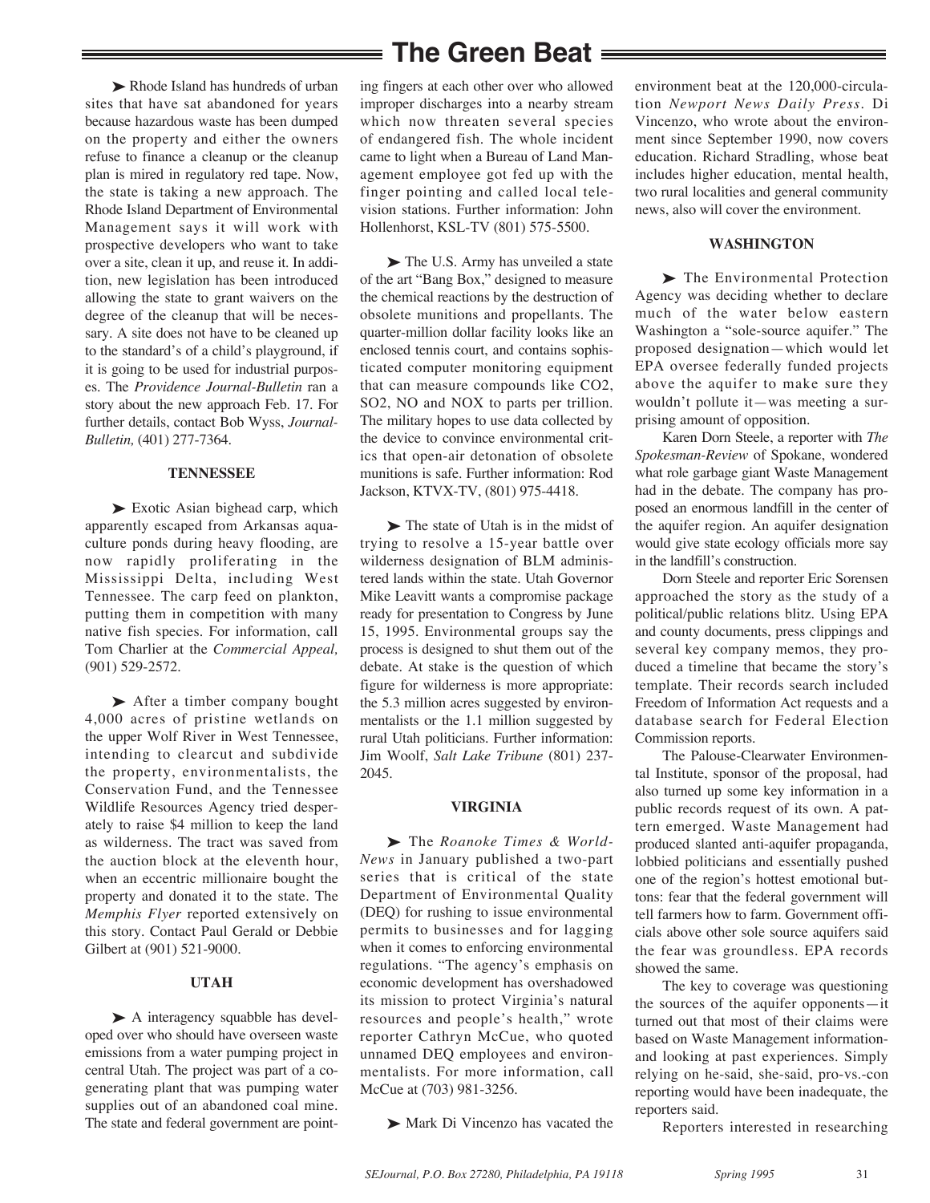# The Green Beat

➤ Rhode Island has hundreds of urban sites that have sat abandoned for years because hazardous waste has been dumped on the property and either the owners refuse to finance a cleanup or the cleanup plan is mired in regulatory red tape. Now, the state is taking a new approach. The Rhode Island Department of Environmental Management says it will work with prospective developers who want to take over a site, clean it up, and reuse it. In addition, new legislation has been introduced allowing the state to grant waivers on the degree of the cleanup that will be necessary. A site does not have to be cleaned up to the standard's of a child's playground, if it is going to be used for industrial purposes. The *Providence Journal-Bulletin* ran a story about the new approach Feb. 17. For further details, contact Bob Wyss, *Journal-Bulletin,* (401) 277-7364.

**TENNESSEE**

➤ Exotic Asian bighead carp, which apparently escaped from Arkansas aquaculture ponds during heavy flooding, are now rapidly proliferating in the Mississippi Delta, including West Tennessee. The carp feed on plankton, putting them in competition with many native fish species. For information, call Tom Charlier at the *Commercial Appeal,* (901) 529-2572.

➤ After a timber company bought 4,000 acres of pristine wetlands on the upper Wolf River in West Tennessee, intending to clearcut and subdivide the property, environmentalists, the Conservation Fund, and the Tennessee Wildlife Resources Agency tried desperately to raise $4 million to keep the land as wilderness. The tract was saved from the auction block at the eleventh hour, when an eccentric millionaire bought the property and donated it to the state. The *Memphis Flyer* reported extensively on this story. Contact Paul Gerald or Debbie Gilbert at (901) 521-9000.

**UTAH**

➤ A interagency squabble has developed over who should have overseen waste emissions from a water pumping project in central Utah. The project was part of a co-generating plant that was pumping water supplies out of an abandoned coal mine. The state and federal government are pointing fingers at each other over who allowed improper discharges into a nearby stream which now threaten several species of endangered fish. The whole incident came to light when a Bureau of Land Management employee got fed up with the finger pointing and called local television stations. Further information: John Hollenhorst, KSL-TV (801) 575-5500.

➤ The U.S. Army has unveiled a state of the art "Bang Box," designed to measure the chemical reactions by the destruction of obsolete munitions and propellants. The quarter-million dollar facility looks like an enclosed tennis court, and contains sophisticated computer monitoring equipment that can measure compounds like $CO_2$, $SO_2$, NO and NOX to parts per trillion. The military hopes to use data collected by the device to convince environmental critics that open-air detonation of obsolete munitions is safe. Further information: Rod Jackson, KTVX-TV, (801) 975-4418.

➤ The state of Utah is in the midst of trying to resolve a 15-year battle over wilderness designation of BLM administered lands within the state. Utah Governor Mike Leavitt wants a compromise package ready for presentation to Congress by June 15, 1995. Environmental groups say the process is designed to shut them out of the debate. At stake is the question of which figure for wilderness is more appropriate: the 5.3 million acres suggested by environmentalists or the 1.1 million suggested by rural Utah politicians. Further information: Jim Woolf, *Salt Lake Tribune* (801) 237-2045.

**VIRGINIA**

➤ The *Roanoke Times & World-News* in January published a two-part series that is critical of the state Department of Environmental Quality (DEQ) for rushing to issue environmental permits to businesses and for lagging when it comes to enforcing environmental regulations. "The agency's emphasis on economic development has overshadowed its mission to protect Virginia's natural resources and people's health," wrote reporter Cathryn McCue, who quoted unnamed DEQ employees and environmentalists. For more information, call McCue at (703) 981-3256.

➤ Mark Di Vincenzo has vacated the environment beat at the 120,000-circulation *Newport News Daily Press*. Di Vincenzo, who wrote about the environment since September 1990, now covers education. Richard Stradling, whose beat includes higher education, mental health, two rural localities and general community news, also will cover the environment.

**WASHINGTON**

➤ The Environmental Protection Agency was deciding whether to declare much of the water below eastern Washington a "sole-source aquifer." The proposed designation—which would let EPA oversee federally funded projects above the aquifer to make sure they wouldn't pollute it—was meeting a surprising amount of opposition.

Karen Dorn Steele, a reporter with *The Spokesman-Review* of Spokane, wondered what role garbage giant Waste Management had in the debate. The company has proposed an enormous landfill in the center of the aquifer region. An aquifer designation would give state ecology officials more say in the landfill's construction.

Dorn Steele and reporter Eric Sorensen approached the story as the study of a political/public relations blitz. Using EPA and county documents, press clippings and several key company memos, they produced a timeline that became the story's template. Their records search included Freedom of Information Act requests and a database search for Federal Election Commission reports.

The Palouse-Clearwater Environmental Institute, sponsor of the proposal, had also turned up some key information in a public records request of its own. A pattern emerged. Waste Management had produced slanted anti-aquifer propaganda, lobbied politicians and essentially pushed one of the region's hottest emotional buttons: fear that the federal government will tell farmers how to farm. Government officials above other sole source aquifers said the fear was groundless. EPA records showed the same.

The key to coverage was questioning the sources of the aquifer opponents—it turned out that most of their claims were based on Waste Management information-and looking at past experiences. Simply relying on he-said, she-said, pro-vs.-con reporting would have been inadequate, the reporters said.

Reporters interested in researching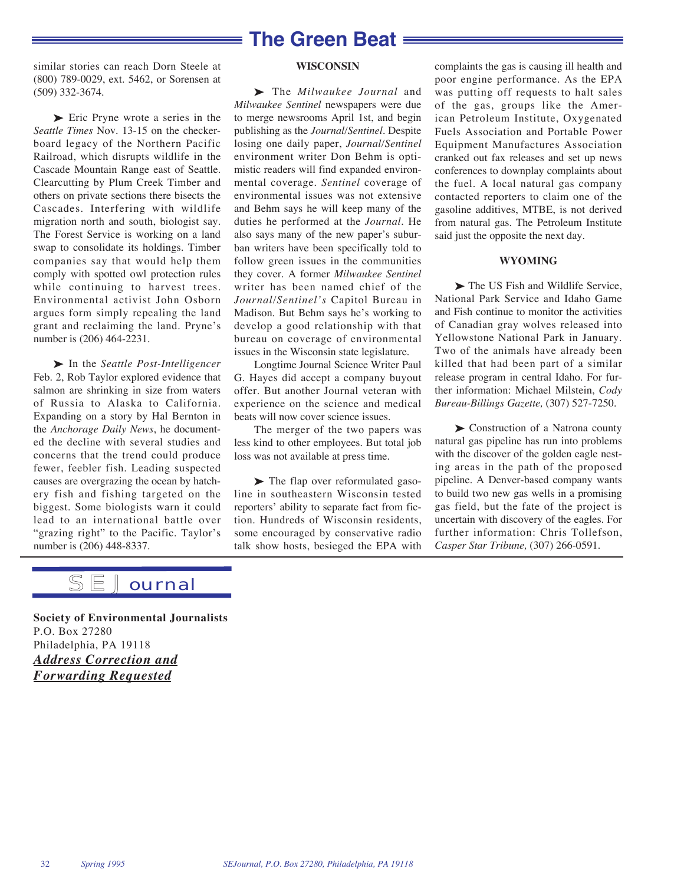## The Green Beat

similar stories can reach Dorn Steele at (800) 789-0029, ext. 5462, or Sorensen at (509) 332-3674.

➤ Eric Pryne wrote a series in the *Seattle Times* Nov. 13-15 on the checkerboard legacy of the Northern Pacific Railroad, which disrupts wildlife in the Cascade Mountain Range east of Seattle. Clearcutting by Plum Creek Timber and others on private sections there bisects the Cascades. Interfering with wildlife migration north and south, biologist say. The Forest Service is working on a land swap to consolidate its holdings. Timber companies say that would help them comply with spotted owl protection rules while continuing to harvest trees. Environmental activist John Osborn argues form simply repealing the land grant and reclaiming the land. Pryne's number is (206) 464-2231.

➤ In the *Seattle Post-Intelligencer* Feb. 2, Rob Taylor explored evidence that salmon are shrinking in size from waters of Russia to Alaska to California. Expanding on a story by Hal Bernton in the *Anchorage Daily News*, he documented the decline with several studies and concerns that the trend could produce fewer, feebler fish. Leading suspected causes are overgrazing the ocean by hatchery fish and fishing targeted on the biggest. Some biologists warn it could lead to an international battle over "grazing right" to the Pacific. Taylor's number is (206) 448-8337.

### WISCONSIN

➤ The *Milwaukee Journal* and *Milwaukee Sentinel* newspapers were due to merge newsrooms April 1st, and begin publishing as the *Journal/Sentinel*. Despite losing one daily paper, *Journal/Sentinel* environment writer Don Behm is optimistic readers will find expanded environmental coverage. *Sentinel* coverage of environmental issues was not extensive and Behm says he will keep many of the duties he performed at the *Journal*. He also says many of the new paper's suburban writers have been specifically told to follow green issues in the communities they cover. A former *Milwaukee Sentinel* writer has been named chief of the *Journal/Sentinel's* Capitol Bureau in Madison. But Behm says he's working to develop a good relationship with that bureau on coverage of environmental issues in the Wisconsin state legislature.

Longtime Journal Science Writer Paul G. Hayes did accept a company buyout offer. But another Journal veteran with experience on the science and medical beats will now cover science issues.

The merger of the two papers was less kind to other employees. But total job loss was not available at press time.

➤ The flap over reformulated gasoline in southeastern Wisconsin tested reporters' ability to separate fact from fiction. Hundreds of Wisconsin residents, some encouraged by conservative radio talk show hosts, besieged the EPA with complaints the gas is causing ill health and poor engine performance. As the EPA was putting off requests to halt sales of the gas, groups like the American Petroleum Institute, Oxygenated Fuels Association and Portable Power Equipment Manufactures Association cranked out fax releases and set up news conferences to downplay complaints about the fuel. A local natural gas company contacted reporters to claim one of the gasoline additives, MTBE, is not derived from natural gas. The Petroleum Institute said just the opposite the next day.

### WYOMING

➤ The US Fish and Wildlife Service, National Park Service and Idaho Game and Fish continue to monitor the activities of Canadian gray wolves released into Yellowstone National Park in January. Two of the animals have already been killed that had been part of a similar release program in central Idaho. For further information: Michael Milstein, *Cody Bureau-Billings Gazette,* (307) 527-7250.

➤ Construction of a Natrona county natural gas pipeline has run into problems with the discover of the golden eagle nesting areas in the path of the proposed pipeline. A Denver-based company wants to build two new gas wells in a promising gas field, but the fate of the project is uncertain with discovery of the eagles. For further information: Chris Tollefson, *Casper Star Tribune,* (307) 266-0591.

---

SEJournal

**Society of Environmental Journalists**
P.O. Box 27280
Philadelphia, PA 19118
***Address Correction and Forwarding Requested***